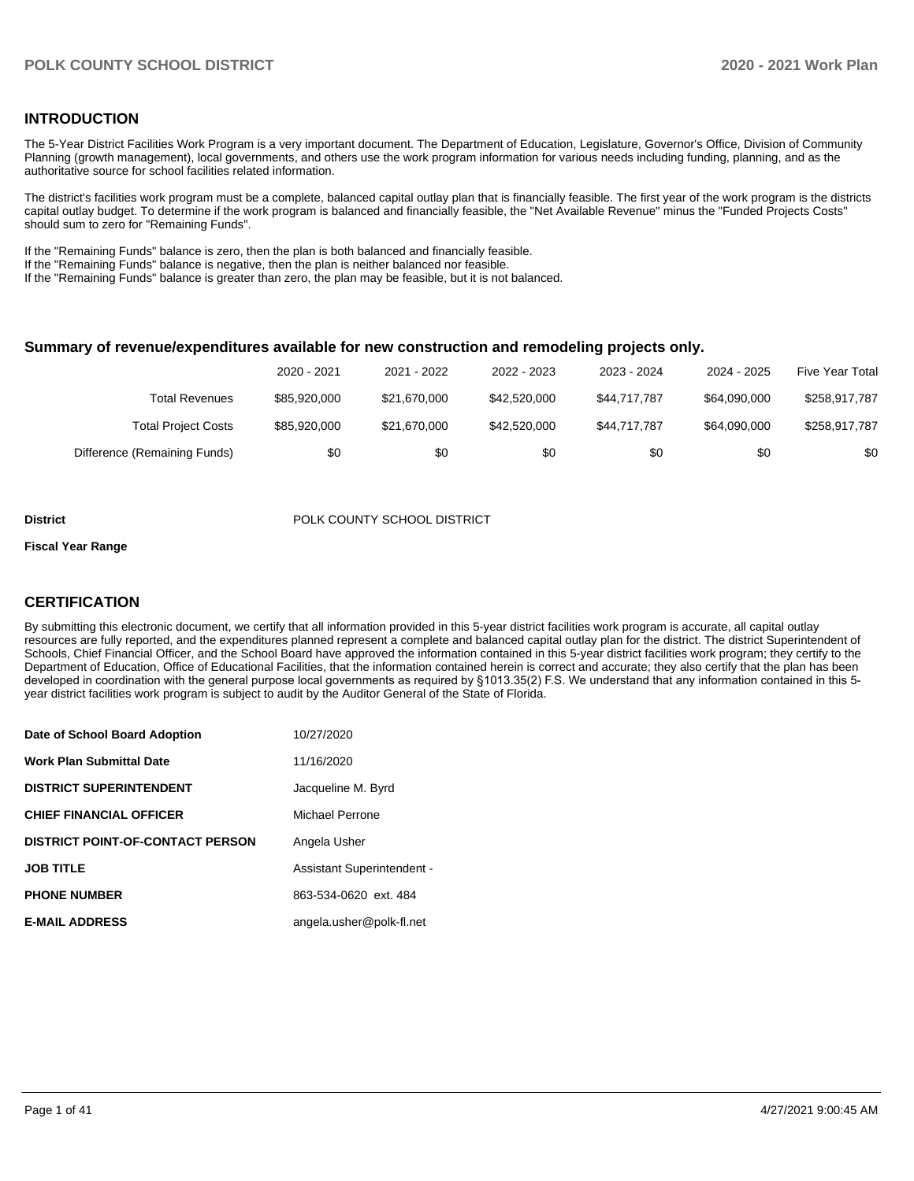## INTRODUCTION

The 5-Year District Facilities Work Program is a very important document. The Department of Education, Legislature, Governor's Office, Division of Community Planning (growth management), local governments, and others use the work program information for various needs including funding, planning, and as the authoritative source for school facilities related information.

The district's facilities work program must be a complete, balanced capital outlay plan that is financially feasible. The first year of the work program is the districts capital outlay budget. To determine if the work program is balanced and financially feasible, the "Net Available Revenue" minus the "Funded Projects Costs" should sum to zero for "Remaining Funds".

If the "Remaining Funds" balance is zero, then the plan is both balanced and financially feasible.
If the "Remaining Funds" balance is negative, then the plan is neither balanced nor feasible.
If the "Remaining Funds" balance is greater than zero, the plan may be feasible, but it is not balanced.

### Summary of revenue/expenditures available for new construction and remodeling projects only.

| | 2020 - 2021 | 2021 - 2022 | 2022 - 2023 | 2023 - 2024 | 2024 - 2025 | Five Year Total |
|---|---|---|---|---|---|---|
| Total Revenues | $85,920,000 | $21,670,000 | $42,520,000 | $44,717,787 | $64,090,000 | $258,917,787 |
| Total Project Costs | $85,920,000 | $21,670,000 | $42,520,000 | $44,717,787 | $64,090,000 | $258,917,787 |
| Difference (Remaining Funds) | $0 | $0 | $0 | $0 | $0 | $0 |

**District** POLK COUNTY SCHOOL DISTRICT

**Fiscal Year Range**

## CERTIFICATION

By submitting this electronic document, we certify that all information provided in this 5-year district facilities work program is accurate, all capital outlay resources are fully reported, and the expenditures planned represent a complete and balanced capital outlay plan for the district. The district Superintendent of Schools, Chief Financial Officer, and the School Board have approved the information contained in this 5-year district facilities work program; they certify to the Department of Education, Office of Educational Facilities, that the information contained herein is correct and accurate; they also certify that the plan has been developed in coordination with the general purpose local governments as required by §1013.35(2) F.S. We understand that any information contained in this 5-year district facilities work program is subject to audit by the Auditor General of the State of Florida.

| | |
|---|---|
| **Date of School Board Adoption** | 10/27/2020 |
| **Work Plan Submittal Date** | 11/16/2020 |
| **DISTRICT SUPERINTENDENT** | Jacqueline M. Byrd |
| **CHIEF FINANCIAL OFFICER** | Michael Perrone |
| **DISTRICT POINT-OF-CONTACT PERSON** | Angela Usher |
| **JOB TITLE** | Assistant Superintendent - |
| **PHONE NUMBER** | 863-534-0620 ext. 484 |
| **E-MAIL ADDRESS** | angela.usher@polk-fl.net |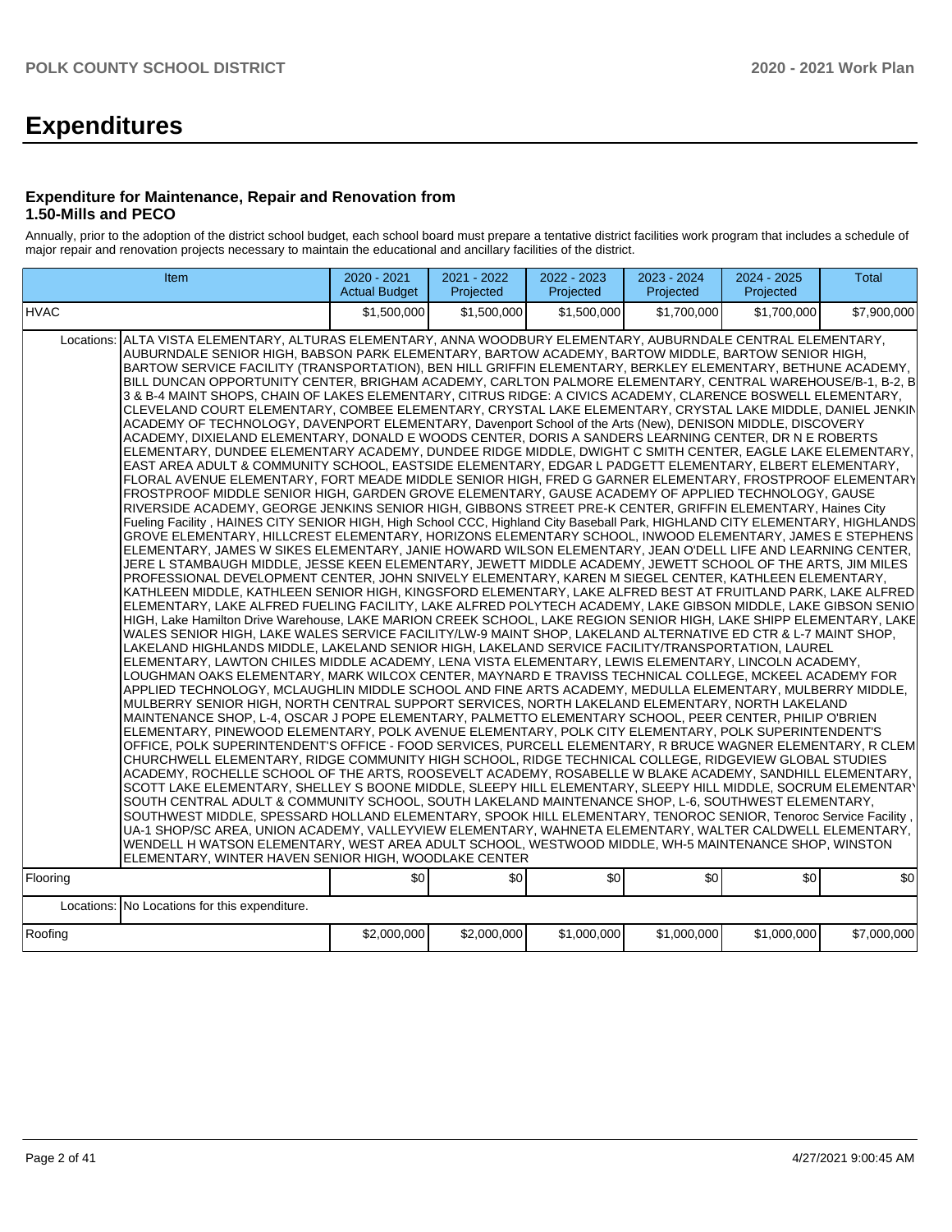# Expenditures

### Expenditure for Maintenance, Repair and Renovation from 1.50-Mills and PECO

Annually, prior to the adoption of the district school budget, each school board must prepare a tentative district facilities work program that includes a schedule of major repair and renovation projects necessary to maintain the educational and ancillary facilities of the district.

| Item | | 2020 - 2021 Actual Budget | 2021 - 2022 Projected | 2022 - 2023 Projected | 2023 - 2024 Projected | 2024 - 2025 Projected | Total |
|---|---|---|---|---|---|---|---|
| HVAC | | $1,500,000 | $1,500,000 | $1,500,000 | $1,700,000 | $1,700,000 | $7,900,000 |
| | Locations: | ALTA VISTA ELEMENTARY, ALTURAS ELEMENTARY, ANNA WOODBURY ELEMENTARY, AUBURNDALE CENTRAL ELEMENTARY, AUBURNDALE SENIOR HIGH, BABSON PARK ELEMENTARY, BARTOW ACADEMY, BARTOW MIDDLE, BARTOW SENIOR HIGH, BARTOW SERVICE FACILITY (TRANSPORTATION), BEN HILL GRIFFIN ELEMENTARY, BERKLEY ELEMENTARY, BETHUNE ACADEMY, BILL DUNCAN OPPORTUNITY CENTER, BRIGHAM ACADEMY, CARLTON PALMORE ELEMENTARY, CENTRAL WAREHOUSE/B-1, B-2, B 3 & B-4 MAINT SHOPS, CHAIN OF LAKES ELEMENTARY, CITRUS RIDGE: A CIVICS ACADEMY, CLARENCE BOSWELL ELEMENTARY, CLEVELAND COURT ELEMENTARY, COMBEE ELEMENTARY, CRYSTAL LAKE ELEMENTARY, CRYSTAL LAKE MIDDLE, DANIEL JENKIN ACADEMY OF TECHNOLOGY, DAVENPORT ELEMENTARY, Davenport School of the Arts (New), DENISON MIDDLE, DISCOVERY ACADEMY, DIXIELAND ELEMENTARY, DONALD E WOODS CENTER, DORIS A SANDERS LEARNING CENTER, DR N E ROBERTS ELEMENTARY, DUNDEE ELEMENTARY ACADEMY, DUNDEE RIDGE MIDDLE, DWIGHT C SMITH CENTER, EAGLE LAKE ELEMENTARY, EAST AREA ADULT & COMMUNITY SCHOOL, EASTSIDE ELEMENTARY, EDGAR L PADGETT ELEMENTARY, ELBERT ELEMENTARY, FLORAL AVENUE ELEMENTARY, FORT MEADE MIDDLE SENIOR HIGH, FRED G GARNER ELEMENTARY, FROSTPROOF ELEMENTARY FROSTPROOF MIDDLE SENIOR HIGH, GARDEN GROVE ELEMENTARY, GAUSE ACADEMY OF APPLIED TECHNOLOGY, GAUSE RIVERSIDE ACADEMY, GEORGE JENKINS SENIOR HIGH, GIBBONS STREET PRE-K CENTER, GRIFFIN ELEMENTARY, Haines City Fueling Facility , HAINES CITY SENIOR HIGH, High School CCC, Highland City Baseball Park, HIGHLAND CITY ELEMENTARY, HIGHLANDS GROVE ELEMENTARY, HILLCREST ELEMENTARY, HORIZONS ELEMENTARY SCHOOL, INWOOD ELEMENTARY, JAMES E STEPHENS ELEMENTARY, JAMES W SIKES ELEMENTARY, JANIE HOWARD WILSON ELEMENTARY, JEAN O'DELL LIFE AND LEARNING CENTER, JERE L STAMBAUGH MIDDLE, JESSE KEEN ELEMENTARY, JEWETT MIDDLE ACADEMY, JEWETT SCHOOL OF THE ARTS, JIM MILES PROFESSIONAL DEVELOPMENT CENTER, JOHN SNIVELY ELEMENTARY, KAREN M SIEGEL CENTER, KATHLEEN ELEMENTARY, KATHLEEN MIDDLE, KATHLEEN SENIOR HIGH, KINGSFORD ELEMENTARY, LAKE ALFRED BEST AT FRUITLAND PARK, LAKE ALFRED ELEMENTARY, LAKE ALFRED FUELING FACILITY, LAKE ALFRED POLYTECH ACADEMY, LAKE GIBSON MIDDLE, LAKE GIBSON SENIO HIGH, Lake Hamilton Drive Warehouse, LAKE MARION CREEK SCHOOL, LAKE REGION SENIOR HIGH, LAKE SHIPP ELEMENTARY, LAKE WALES SENIOR HIGH, LAKE WALES SERVICE FACILITY/LW-9 MAINT SHOP, LAKELAND ALTERNATIVE ED CTR & L-7 MAINT SHOP, LAKELAND HIGHLANDS MIDDLE, LAKELAND SENIOR HIGH, LAKELAND SERVICE FACILITY/TRANSPORTATION, LAUREL ELEMENTARY, LAWTON CHILES MIDDLE ACADEMY, LENA VISTA ELEMENTARY, LEWIS ELEMENTARY, LINCOLN ACADEMY, LOUGHMAN OAKS ELEMENTARY, MARK WILCOX CENTER, MAYNARD E TRAVISS TECHNICAL COLLEGE, MCKEEL ACADEMY FOR APPLIED TECHNOLOGY, MCLAUGHLIN MIDDLE SCHOOL AND FINE ARTS ACADEMY, MEDULLA ELEMENTARY, MULBERRY MIDDLE, MULBERRY SENIOR HIGH, NORTH CENTRAL SUPPORT SERVICES, NORTH LAKELAND ELEMENTARY, NORTH LAKELAND MAINTENANCE SHOP, L-4, OSCAR J POPE ELEMENTARY, PALMETTO ELEMENTARY SCHOOL, PEER CENTER, PHILIP O'BRIEN ELEMENTARY, PINEWOOD ELEMENTARY, POLK AVENUE ELEMENTARY, POLK CITY ELEMENTARY, POLK SUPERINTENDENT'S OFFICE, POLK SUPERINTENDENT'S OFFICE - FOOD SERVICES, PURCELL ELEMENTARY, R BRUCE WAGNER ELEMENTARY, R CLEM CHURCHWELL ELEMENTARY, RIDGE COMMUNITY HIGH SCHOOL, RIDGE TECHNICAL COLLEGE, RIDGEVIEW GLOBAL STUDIES ACADEMY, ROCHELLE SCHOOL OF THE ARTS, ROOSEVELT ACADEMY, ROSABELLE W BLAKE ACADEMY, SANDHILL ELEMENTARY, SCOTT LAKE ELEMENTARY, SHELLEY S BOONE MIDDLE, SLEEPY HILL ELEMENTARY, SLEEPY HILL MIDDLE, SOCRUM ELEMENTARY SOUTH CENTRAL ADULT & COMMUNITY SCHOOL, SOUTH LAKELAND MAINTENANCE SHOP, L-6, SOUTHWEST ELEMENTARY, SOUTHWEST MIDDLE, SPESSARD HOLLAND ELEMENTARY, SPOOK HILL ELEMENTARY, TENOROC SENIOR, Tenoroc Service Facility , UA-1 SHOP/SC AREA, UNION ACADEMY, VALLEYVIEW ELEMENTARY, WAHNETA ELEMENTARY, WALTER CALDWELL ELEMENTARY, WENDELL H WATSON ELEMENTARY, WEST AREA ADULT SCHOOL, WESTWOOD MIDDLE, WH-5 MAINTENANCE SHOP, WINSTON ELEMENTARY, WINTER HAVEN SENIOR HIGH, WOODLAKE CENTER | | | | | | |
| Flooring | | $0 | $0 | $0 | $0 | $0 | $0 |
| | Locations: | No Locations for this expenditure. | | | | | | |
| Roofing | | $2,000,000 | $2,000,000 | $1,000,000 | $1,000,000 | $1,000,000 | $7,000,000 |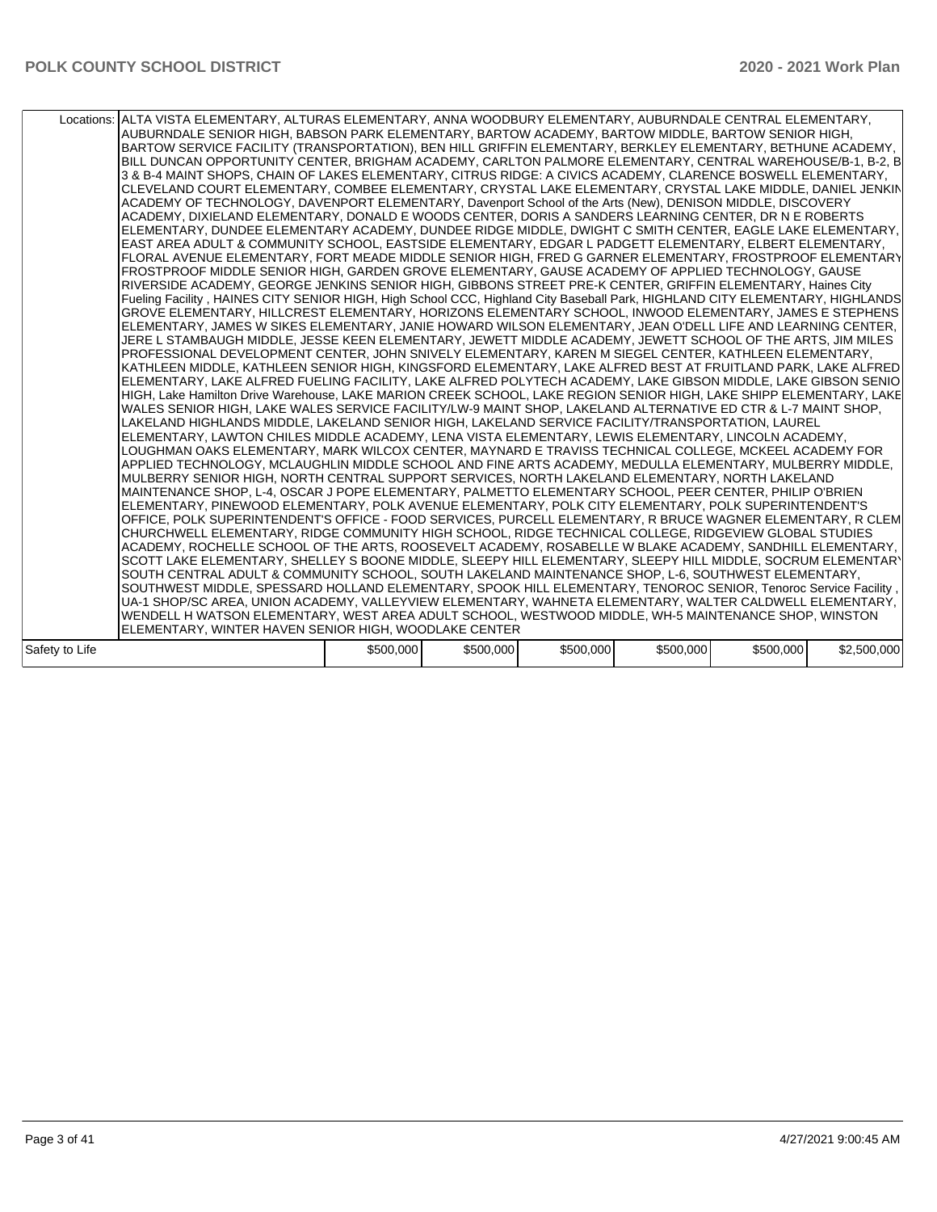| | Locations: | ALTA VISTA ELEMENTARY, ALTURAS ELEMENTARY, ANNA WOODBURY ELEMENTARY, AUBURNDALE CENTRAL ELEMENTARY, AUBURNDALE SENIOR HIGH, BABSON PARK ELEMENTARY, BARTOW ACADEMY, BARTOW MIDDLE, BARTOW SENIOR HIGH, BARTOW SERVICE FACILITY (TRANSPORTATION), BEN HILL GRIFFIN ELEMENTARY, BERKLEY ELEMENTARY, BETHUNE ACADEMY, BILL DUNCAN OPPORTUNITY CENTER, BRIGHAM ACADEMY, CARLTON PALMORE ELEMENTARY, CENTRAL WAREHOUSE/B-1, B-2, B 3 & B-4 MAINT SHOPS, CHAIN OF LAKES ELEMENTARY, CITRUS RIDGE: A CIVICS ACADEMY, CLARENCE BOSWELL ELEMENTARY, CLEVELAND COURT ELEMENTARY, COMBEE ELEMENTARY, CRYSTAL LAKE ELEMENTARY, CRYSTAL LAKE MIDDLE, DANIEL JENKIN ACADEMY OF TECHNOLOGY, DAVENPORT ELEMENTARY, Davenport School of the Arts (New), DENISON MIDDLE, DISCOVERY ACADEMY, DIXIELAND ELEMENTARY, DONALD E WOODS CENTER, DORIS A SANDERS LEARNING CENTER, DR N E ROBERTS ELEMENTARY, DUNDEE ELEMENTARY ACADEMY, DUNDEE RIDGE MIDDLE, DWIGHT C SMITH CENTER, EAGLE LAKE ELEMENTARY, EAST AREA ADULT & COMMUNITY SCHOOL, EASTSIDE ELEMENTARY, EDGAR L PADGETT ELEMENTARY, ELBERT ELEMENTARY, FLORAL AVENUE ELEMENTARY, FORT MEADE MIDDLE SENIOR HIGH, FRED G GARNER ELEMENTARY, FROSTPROOF ELEMENTARY FROSTPROOF MIDDLE SENIOR HIGH, GARDEN GROVE ELEMENTARY, GAUSE ACADEMY OF APPLIED TECHNOLOGY, GAUSE RIVERSIDE ACADEMY, GEORGE JENKINS SENIOR HIGH, GIBBONS STREET PRE-K CENTER, GRIFFIN ELEMENTARY, Haines City Fueling Facility , HAINES CITY SENIOR HIGH, High School CCC, Highland City Baseball Park, HIGHLAND CITY ELEMENTARY, HIGHLANDS GROVE ELEMENTARY, HILLCREST ELEMENTARY, HORIZONS ELEMENTARY SCHOOL, INWOOD ELEMENTARY, JAMES E STEPHENS ELEMENTARY, JAMES W SIKES ELEMENTARY, JANIE HOWARD WILSON ELEMENTARY, JEAN O'DELL LIFE AND LEARNING CENTER, JERE L STAMBAUGH MIDDLE, JESSE KEEN ELEMENTARY, JEWETT MIDDLE ACADEMY, JEWETT SCHOOL OF THE ARTS, JIM MILES PROFESSIONAL DEVELOPMENT CENTER, JOHN SNIVELY ELEMENTARY, KAREN M SIEGEL CENTER, KATHLEEN ELEMENTARY, KATHLEEN MIDDLE, KATHLEEN SENIOR HIGH, KINGSFORD ELEMENTARY, LAKE ALFRED BEST AT FRUITLAND PARK, LAKE ALFRED ELEMENTARY, LAKE ALFRED FUELING FACILITY, LAKE ALFRED POLYTECH ACADEMY, LAKE GIBSON MIDDLE, LAKE GIBSON SENIO HIGH, Lake Hamilton Drive Warehouse, LAKE MARION CREEK SCHOOL, LAKE REGION SENIOR HIGH, LAKE SHIPP ELEMENTARY, LAKE WALES SENIOR HIGH, LAKE WALES SERVICE FACILITY/LW-9 MAINT SHOP, LAKELAND ALTERNATIVE ED CTR & L-7 MAINT SHOP, LAKELAND HIGHLANDS MIDDLE, LAKELAND SENIOR HIGH, LAKELAND SERVICE FACILITY/TRANSPORTATION, LAUREL ELEMENTARY, LAWTON CHILES MIDDLE ACADEMY, LENA VISTA ELEMENTARY, LEWIS ELEMENTARY, LINCOLN ACADEMY, LOUGHMAN OAKS ELEMENTARY, MARK WILCOX CENTER, MAYNARD E TRAVISS TECHNICAL COLLEGE, MCKEEL ACADEMY FOR APPLIED TECHNOLOGY, MCLAUGHLIN MIDDLE SCHOOL AND FINE ARTS ACADEMY, MEDULLA ELEMENTARY, MULBERRY MIDDLE, MULBERRY SENIOR HIGH, NORTH CENTRAL SUPPORT SERVICES, NORTH LAKELAND ELEMENTARY, NORTH LAKELAND MAINTENANCE SHOP, L-4, OSCAR J POPE ELEMENTARY, PALMETTO ELEMENTARY SCHOOL, PEER CENTER, PHILIP O'BRIEN ELEMENTARY, PINEWOOD ELEMENTARY, POLK AVENUE ELEMENTARY, POLK CITY ELEMENTARY, POLK SUPERINTENDENT'S OFFICE, POLK SUPERINTENDENT'S OFFICE - FOOD SERVICES, PURCELL ELEMENTARY, R BRUCE WAGNER ELEMENTARY, R CLEM CHURCHWELL ELEMENTARY, RIDGE COMMUNITY HIGH SCHOOL, RIDGE TECHNICAL COLLEGE, RIDGEVIEW GLOBAL STUDIES ACADEMY, ROCHELLE SCHOOL OF THE ARTS, ROOSEVELT ACADEMY, ROSABELLE W BLAKE ACADEMY, SANDHILL ELEMENTARY, SCOTT LAKE ELEMENTARY, SHELLEY S BOONE MIDDLE, SLEEPY HILL ELEMENTARY, SLEEPY HILL MIDDLE, SOCRUM ELEMENTARY SOUTH CENTRAL ADULT & COMMUNITY SCHOOL, SOUTH LAKELAND MAINTENANCE SHOP, L-6, SOUTHWEST ELEMENTARY, SOUTHWEST MIDDLE, SPESSARD HOLLAND ELEMENTARY, SPOOK HILL ELEMENTARY, TENOROC SENIOR, Tenoroc Service Facility , UA-1 SHOP/SC AREA, UNION ACADEMY, VALLEYVIEW ELEMENTARY, WAHNETA ELEMENTARY, WALTER CALDWELL ELEMENTARY, WENDELL H WATSON ELEMENTARY, WEST AREA ADULT SCHOOL, WESTWOOD MIDDLE, WH-5 MAINTENANCE SHOP, WINSTON ELEMENTARY, WINTER HAVEN SENIOR HIGH, WOODLAKE CENTER | | | | | |
|---|---|---|---|---|---|---|---|
| Safety to Life | | $500,000 | $500,000 | $500,000 | $500,000 | $500,000 | $2,500,000 |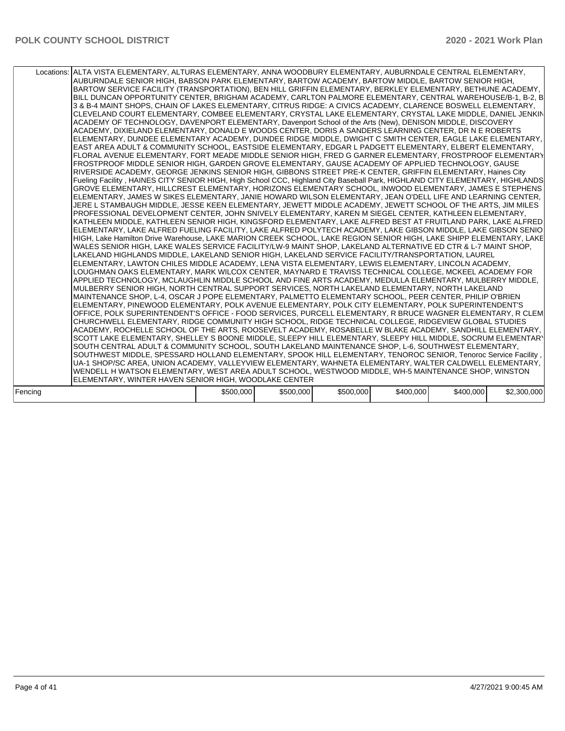| | | | | | | |
|---|---|---|---|---|---|---|
| Locations: | ALTA VISTA ELEMENTARY, ALTURAS ELEMENTARY, ANNA WOODBURY ELEMENTARY, AUBURNDALE CENTRAL ELEMENTARY, AUBURNDALE SENIOR HIGH, BABSON PARK ELEMENTARY, BARTOW ACADEMY, BARTOW MIDDLE, BARTOW SENIOR HIGH, BARTOW SERVICE FACILITY (TRANSPORTATION), BEN HILL GRIFFIN ELEMENTARY, BERKLEY ELEMENTARY, BETHUNE ACADEMY, BILL DUNCAN OPPORTUNITY CENTER, BRIGHAM ACADEMY, CARLTON PALMORE ELEMENTARY, CENTRAL WAREHOUSE/B-1, B-2, B 3 & B-4 MAINT SHOPS, CHAIN OF LAKES ELEMENTARY, CITRUS RIDGE: A CIVICS ACADEMY, CLARENCE BOSWELL ELEMENTARY, CLEVELAND COURT ELEMENTARY, COMBEE ELEMENTARY, CRYSTAL LAKE ELEMENTARY, CRYSTAL LAKE MIDDLE, DANIEL JENKIN ACADEMY OF TECHNOLOGY, DAVENPORT ELEMENTARY, Davenport School of the Arts (New), DENISON MIDDLE, DISCOVERY ACADEMY, DIXIELAND ELEMENTARY, DONALD E WOODS CENTER, DORIS A SANDERS LEARNING CENTER, DR N E ROBERTS ELEMENTARY, DUNDEE ELEMENTARY ACADEMY, DUNDEE RIDGE MIDDLE, DWIGHT C SMITH CENTER, EAGLE LAKE ELEMENTARY, EAST AREA ADULT & COMMUNITY SCHOOL, EASTSIDE ELEMENTARY, EDGAR L PADGETT ELEMENTARY, ELBERT ELEMENTARY, FLORAL AVENUE ELEMENTARY, FORT MEADE MIDDLE SENIOR HIGH, FRED G GARNER ELEMENTARY, FROSTPROOF ELEMENTARY FROSTPROOF MIDDLE SENIOR HIGH, GARDEN GROVE ELEMENTARY, GAUSE ACADEMY OF APPLIED TECHNOLOGY, GAUSE RIVERSIDE ACADEMY, GEORGE JENKINS SENIOR HIGH, GIBBONS STREET PRE-K CENTER, GRIFFIN ELEMENTARY, Haines City Fueling Facility , HAINES CITY SENIOR HIGH, High School CCC, Highland City Baseball Park, HIGHLAND CITY ELEMENTARY, HIGHLANDS GROVE ELEMENTARY, HILLCREST ELEMENTARY, HORIZONS ELEMENTARY SCHOOL, INWOOD ELEMENTARY, JAMES E STEPHENS ELEMENTARY, JAMES W SIKES ELEMENTARY, JANIE HOWARD WILSON ELEMENTARY, JEAN O'DELL LIFE AND LEARNING CENTER, JERE L STAMBAUGH MIDDLE, JESSE KEEN ELEMENTARY, JEWETT MIDDLE ACADEMY, JEWETT SCHOOL OF THE ARTS, JIM MILES PROFESSIONAL DEVELOPMENT CENTER, JOHN SNIVELY ELEMENTARY, KAREN M SIEGEL CENTER, KATHLEEN ELEMENTARY, KATHLEEN MIDDLE, KATHLEEN SENIOR HIGH, KINGSFORD ELEMENTARY, LAKE ALFRED BEST AT FRUITLAND PARK, LAKE ALFRED ELEMENTARY, LAKE ALFRED FUELING FACILITY, LAKE ALFRED POLYTECH ACADEMY, LAKE GIBSON MIDDLE, LAKE GIBSON SENIO HIGH, Lake Hamilton Drive Warehouse, LAKE MARION CREEK SCHOOL, LAKE REGION SENIOR HIGH, LAKE SHIPP ELEMENTARY, LAKE WALES SENIOR HIGH, LAKE WALES SERVICE FACILITY/LW-9 MAINT SHOP, LAKELAND ALTERNATIVE ED CTR & L-7 MAINT SHOP, LAKELAND HIGHLANDS MIDDLE, LAKELAND SENIOR HIGH, LAKELAND SERVICE FACILITY/TRANSPORTATION, LAUREL ELEMENTARY, LAWTON CHILES MIDDLE ACADEMY, LENA VISTA ELEMENTARY, LEWIS ELEMENTARY, LINCOLN ACADEMY, LOUGHMAN OAKS ELEMENTARY, MARK WILCOX CENTER, MAYNARD E TRAVISS TECHNICAL COLLEGE, MCKEEL ACADEMY FOR APPLIED TECHNOLOGY, MCLAUGHLIN MIDDLE SCHOOL AND FINE ARTS ACADEMY, MEDULLA ELEMENTARY, MULBERRY MIDDLE, MULBERRY SENIOR HIGH, NORTH CENTRAL SUPPORT SERVICES, NORTH LAKELAND ELEMENTARY, NORTH LAKELAND MAINTENANCE SHOP, L-4, OSCAR J POPE ELEMENTARY, PALMETTO ELEMENTARY SCHOOL, PEER CENTER, PHILIP O'BRIEN ELEMENTARY, PINEWOOD ELEMENTARY, POLK AVENUE ELEMENTARY, POLK CITY ELEMENTARY, POLK SUPERINTENDENT'S OFFICE, POLK SUPERINTENDENT'S OFFICE - FOOD SERVICES, PURCELL ELEMENTARY, R BRUCE WAGNER ELEMENTARY, R CLEM CHURCHWELL ELEMENTARY, RIDGE COMMUNITY HIGH SCHOOL, RIDGE TECHNICAL COLLEGE, RIDGEVIEW GLOBAL STUDIES ACADEMY, ROCHELLE SCHOOL OF THE ARTS, ROOSEVELT ACADEMY, ROSABELLE W BLAKE ACADEMY, SANDHILL ELEMENTARY, SCOTT LAKE ELEMENTARY, SHELLEY S BOONE MIDDLE, SLEEPY HILL ELEMENTARY, SLEEPY HILL MIDDLE, SOCRUM ELEMENTARY SOUTH CENTRAL ADULT & COMMUNITY SCHOOL, SOUTH LAKELAND MAINTENANCE SHOP, L-6, SOUTHWEST ELEMENTARY, SOUTHWEST MIDDLE, SPESSARD HOLLAND ELEMENTARY, SPOOK HILL ELEMENTARY, TENOROC SENIOR, Tenoroc Service Facility , UA-1 SHOP/SC AREA, UNION ACADEMY, VALLEYVIEW ELEMENTARY, WAHNETA ELEMENTARY, WALTER CALDWELL ELEMENTARY, WENDELL H WATSON ELEMENTARY, WEST AREA ADULT SCHOOL, WESTWOOD MIDDLE, WH-5 MAINTENANCE SHOP, WINSTON ELEMENTARY, WINTER HAVEN SENIOR HIGH, WOODLAKE CENTER | | | | | |
| Fencing | | $500,000 | $500,000 | $500,000 | $400,000 | $400,000 | $2,300,000 |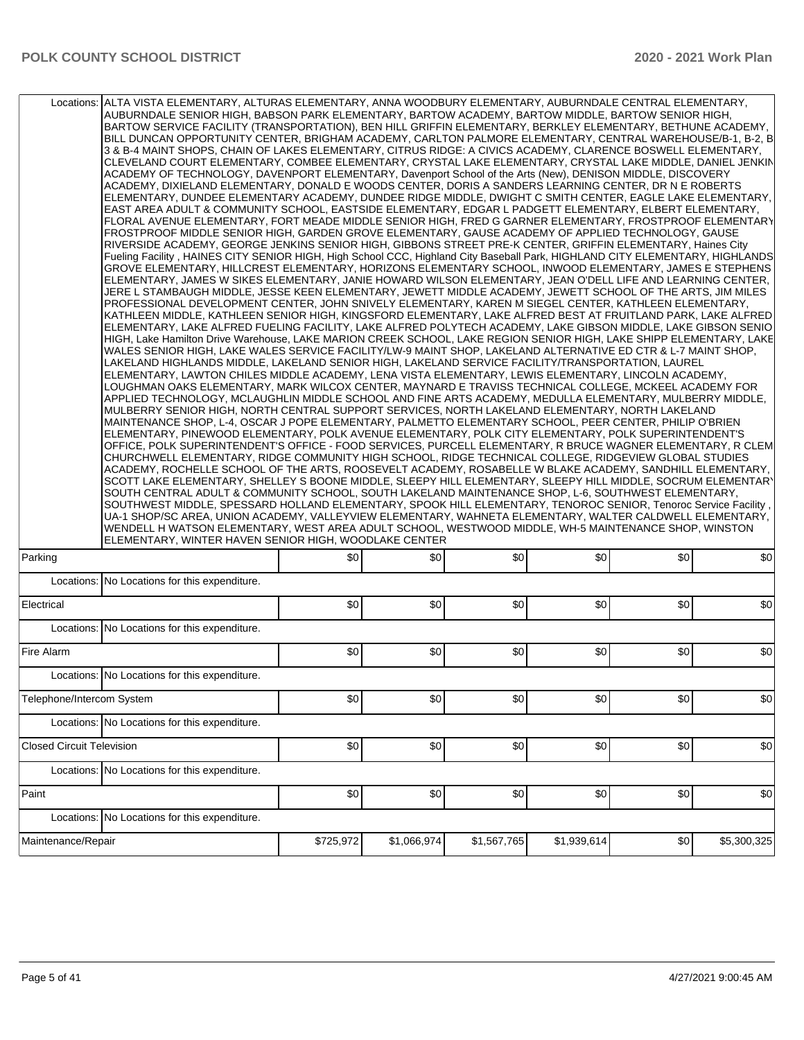| | | | | | | | |
|---|---|---|---|---|---|---|---|
| | Locations: | ALTA VISTA ELEMENTARY, ALTURAS ELEMENTARY, ANNA WOODBURY ELEMENTARY, AUBURNDALE CENTRAL ELEMENTARY, AUBURNDALE SENIOR HIGH, BABSON PARK ELEMENTARY, BARTOW ACADEMY, BARTOW MIDDLE, BARTOW SENIOR HIGH, BARTOW SERVICE FACILITY (TRANSPORTATION), BEN HILL GRIFFIN ELEMENTARY, BERKLEY ELEMENTARY, BETHUNE ACADEMY, BILL DUNCAN OPPORTUNITY CENTER, BRIGHAM ACADEMY, CARLTON PALMORE ELEMENTARY, CENTRAL WAREHOUSE/B-1, B-2, B 3 & B-4 MAINT SHOPS, CHAIN OF LAKES ELEMENTARY, CITRUS RIDGE: A CIVICS ACADEMY, CLARENCE BOSWELL ELEMENTARY, CLEVELAND COURT ELEMENTARY, COMBEE ELEMENTARY, CRYSTAL LAKE ELEMENTARY, CRYSTAL LAKE MIDDLE, DANIEL JENKIN ACADEMY OF TECHNOLOGY, DAVENPORT ELEMENTARY, Davenport School of the Arts (New), DENISON MIDDLE, DISCOVERY ACADEMY, DIXIELAND ELEMENTARY, DONALD E WOODS CENTER, DORIS A SANDERS LEARNING CENTER, DR N E ROBERTS ELEMENTARY, DUNDEE ELEMENTARY ACADEMY, DUNDEE RIDGE MIDDLE, DWIGHT C SMITH CENTER, EAGLE LAKE ELEMENTARY, EAST AREA ADULT & COMMUNITY SCHOOL, EASTSIDE ELEMENTARY, EDGAR L PADGETT ELEMENTARY, ELBERT ELEMENTARY, FLORAL AVENUE ELEMENTARY, FORT MEADE MIDDLE SENIOR HIGH, FRED G GARNER ELEMENTARY, FROSTPROOF ELEMENTARY FROSTPROOF MIDDLE SENIOR HIGH, GARDEN GROVE ELEMENTARY, GAUSE ACADEMY OF APPLIED TECHNOLOGY, GAUSE RIVERSIDE ACADEMY, GEORGE JENKINS SENIOR HIGH, GIBBONS STREET PRE-K CENTER, GRIFFIN ELEMENTARY, Haines City Fueling Facility , HAINES CITY SENIOR HIGH, High School CCC, Highland City Baseball Park, HIGHLAND CITY ELEMENTARY, HIGHLANDS GROVE ELEMENTARY, HILLCREST ELEMENTARY, HORIZONS ELEMENTARY SCHOOL, INWOOD ELEMENTARY, JAMES E STEPHENS ELEMENTARY, JAMES W SIKES ELEMENTARY, JANIE HOWARD WILSON ELEMENTARY, JEAN O'DELL LIFE AND LEARNING CENTER, JERE L STAMBAUGH MIDDLE, JESSE KEEN ELEMENTARY, JEWETT MIDDLE ACADEMY, JEWETT SCHOOL OF THE ARTS, JIM MILES PROFESSIONAL DEVELOPMENT CENTER, JOHN SNIVELY ELEMENTARY, KAREN M SIEGEL CENTER, KATHLEEN ELEMENTARY, KATHLEEN MIDDLE, KATHLEEN SENIOR HIGH, KINGSFORD ELEMENTARY, LAKE ALFRED BEST AT FRUITLAND PARK, LAKE ALFRED ELEMENTARY, LAKE ALFRED FUELING FACILITY, LAKE ALFRED POLYTECH ACADEMY, LAKE GIBSON MIDDLE, LAKE GIBSON SENIO HIGH, Lake Hamilton Drive Warehouse, LAKE MARION CREEK SCHOOL, LAKE REGION SENIOR HIGH, LAKE SHIPP ELEMENTARY, LAKE WALES SENIOR HIGH, LAKE WALES SERVICE FACILITY/LW-9 MAINT SHOP, LAKELAND ALTERNATIVE ED CTR & L-7 MAINT SHOP, LAKELAND HIGHLANDS MIDDLE, LAKELAND SENIOR HIGH, LAKELAND SERVICE FACILITY/TRANSPORTATION, LAUREL ELEMENTARY, LAWTON CHILES MIDDLE ACADEMY, LENA VISTA ELEMENTARY, LEWIS ELEMENTARY, LINCOLN ACADEMY, LOUGHMAN OAKS ELEMENTARY, MARK WILCOX CENTER, MAYNARD E TRAVISS TECHNICAL COLLEGE, MCKEEL ACADEMY FOR APPLIED TECHNOLOGY, MCLAUGHLIN MIDDLE SCHOOL AND FINE ARTS ACADEMY, MEDULLA ELEMENTARY, MULBERRY MIDDLE, MULBERRY SENIOR HIGH, NORTH CENTRAL SUPPORT SERVICES, NORTH LAKELAND ELEMENTARY, NORTH LAKELAND MAINTENANCE SHOP, L-4, OSCAR J POPE ELEMENTARY, PALMETTO ELEMENTARY SCHOOL, PEER CENTER, PHILIP O'BRIEN ELEMENTARY, PINEWOOD ELEMENTARY, POLK AVENUE ELEMENTARY, POLK CITY ELEMENTARY, POLK SUPERINTENDENT'S OFFICE, POLK SUPERINTENDENT'S OFFICE - FOOD SERVICES, PURCELL ELEMENTARY, R BRUCE WAGNER ELEMENTARY, R CLEM CHURCHWELL ELEMENTARY, RIDGE COMMUNITY HIGH SCHOOL, RIDGE TECHNICAL COLLEGE, RIDGEVIEW GLOBAL STUDIES ACADEMY, ROCHELLE SCHOOL OF THE ARTS, ROOSEVELT ACADEMY, ROSABELLE W BLAKE ACADEMY, SANDHILL ELEMENTARY, SCOTT LAKE ELEMENTARY, SHELLEY S BOONE MIDDLE, SLEEPY HILL ELEMENTARY, SLEEPY HILL MIDDLE, SOCRUM ELEMENTARY SOUTH CENTRAL ADULT & COMMUNITY SCHOOL, SOUTH LAKELAND MAINTENANCE SHOP, L-6, SOUTHWEST ELEMENTARY, SOUTHWEST MIDDLE, SPESSARD HOLLAND ELEMENTARY, SPOOK HILL ELEMENTARY, TENOROC SENIOR, Tenoroc Service Facility , UA-1 SHOP/SC AREA, UNION ACADEMY, VALLEYVIEW ELEMENTARY, WAHNETA ELEMENTARY, WALTER CALDWELL ELEMENTARY, WENDELL H WATSON ELEMENTARY, WEST AREA ADULT SCHOOL, WESTWOOD MIDDLE, WH-5 MAINTENANCE SHOP, WINSTON ELEMENTARY, WINTER HAVEN SENIOR HIGH, WOODLAKE CENTER | | | | | |
| Parking | | $0 | $0 | $0 | $0 | $0 | $0 |
| | Locations: | No Locations for this expenditure. | | | | | |
| Electrical | | $0 | $0 | $0 | $0 | $0 | $0 |
| | Locations: | No Locations for this expenditure. | | | | | |
| Fire Alarm | | $0 | $0 | $0 | $0 | $0 | $0 |
| | Locations: | No Locations for this expenditure. | | | | | |
| Telephone/Intercom System | | $0 | $0 | $0 | $0 | $0 | $0 |
| | Locations: | No Locations for this expenditure. | | | | | |
| Closed Circuit Television | | $0 | $0 | $0 | $0 | $0 | $0 |
| | Locations: | No Locations for this expenditure. | | | | | |
| Paint | | $0 | $0 | $0 | $0 | $0 | $0 |
| | Locations: | No Locations for this expenditure. | | | | | |
| Maintenance/Repair | | $725,972 | $1,066,974 | $1,567,765 | $1,939,614 | $0 | $5,300,325 |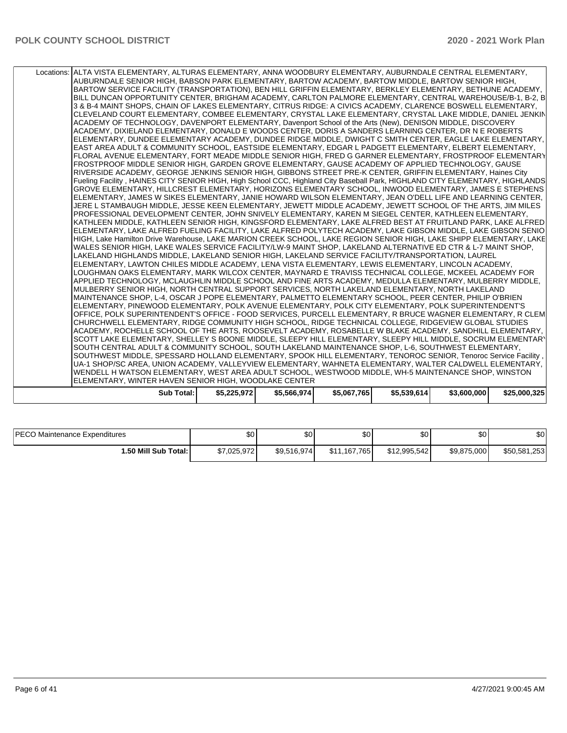| | | | | | | |
|---|---|---|---|---|---|---|
| Locations: | ALTA VISTA ELEMENTARY, ALTURAS ELEMENTARY, ANNA WOODBURY ELEMENTARY, AUBURNDALE CENTRAL ELEMENTARY, AUBURNDALE SENIOR HIGH, BABSON PARK ELEMENTARY, BARTOW ACADEMY, BARTOW MIDDLE, BARTOW SENIOR HIGH, BARTOW SERVICE FACILITY (TRANSPORTATION), BEN HILL GRIFFIN ELEMENTARY, BERKLEY ELEMENTARY, BETHUNE ACADEMY, BILL DUNCAN OPPORTUNITY CENTER, BRIGHAM ACADEMY, CARLTON PALMORE ELEMENTARY, CENTRAL WAREHOUSE/B-1, B-2, B 3 & B-4 MAINT SHOPS, CHAIN OF LAKES ELEMENTARY, CITRUS RIDGE: A CIVICS ACADEMY, CLARENCE BOSWELL ELEMENTARY, CLEVELAND COURT ELEMENTARY, COMBEE ELEMENTARY, CRYSTAL LAKE ELEMENTARY, CRYSTAL LAKE MIDDLE, DANIEL JENKIN ACADEMY OF TECHNOLOGY, DAVENPORT ELEMENTARY, Davenport School of the Arts (New), DENISON MIDDLE, DISCOVERY ACADEMY, DIXIELAND ELEMENTARY, DONALD E WOODS CENTER, DORIS A SANDERS LEARNING CENTER, DR N E ROBERTS ELEMENTARY, DUNDEE ELEMENTARY ACADEMY, DUNDEE RIDGE MIDDLE, DWIGHT C SMITH CENTER, EAGLE LAKE ELEMENTARY, EAST AREA ADULT & COMMUNITY SCHOOL, EASTSIDE ELEMENTARY, EDGAR L PADGETT ELEMENTARY, ELBERT ELEMENTARY, FLORAL AVENUE ELEMENTARY, FORT MEADE MIDDLE SENIOR HIGH, FRED G GARNER ELEMENTARY, FROSTPROOF ELEMENTARY FROSTPROOF MIDDLE SENIOR HIGH, GARDEN GROVE ELEMENTARY, GAUSE ACADEMY OF APPLIED TECHNOLOGY, GAUSE RIVERSIDE ACADEMY, GEORGE JENKINS SENIOR HIGH, GIBBONS STREET PRE-K CENTER, GRIFFIN ELEMENTARY, Haines City Fueling Facility , HAINES CITY SENIOR HIGH, High School CCC, Highland City Baseball Park, HIGHLAND CITY ELEMENTARY, HIGHLANDS GROVE ELEMENTARY, HILLCREST ELEMENTARY, HORIZONS ELEMENTARY SCHOOL, INWOOD ELEMENTARY, JAMES E STEPHENS ELEMENTARY, JAMES W SIKES ELEMENTARY, JANIE HOWARD WILSON ELEMENTARY, JEAN O'DELL LIFE AND LEARNING CENTER, JERE L STAMBAUGH MIDDLE, JESSE KEEN ELEMENTARY, JEWETT MIDDLE ACADEMY, JEWETT SCHOOL OF THE ARTS, JIM MILES PROFESSIONAL DEVELOPMENT CENTER, JOHN SNIVELY ELEMENTARY, KAREN M SIEGEL CENTER, KATHLEEN ELEMENTARY, KATHLEEN MIDDLE, KATHLEEN SENIOR HIGH, KINGSFORD ELEMENTARY, LAKE ALFRED BEST AT FRUITLAND PARK, LAKE ALFRED ELEMENTARY, LAKE ALFRED FUELING FACILITY, LAKE ALFRED POLYTECH ACADEMY, LAKE GIBSON MIDDLE, LAKE GIBSON SENIO HIGH, Lake Hamilton Drive Warehouse, LAKE MARION CREEK SCHOOL, LAKE REGION SENIOR HIGH, LAKE SHIPP ELEMENTARY, LAKE WALES SENIOR HIGH, LAKE WALES SERVICE FACILITY/LW-9 MAINT SHOP, LAKELAND ALTERNATIVE ED CTR & L-7 MAINT SHOP, LAKELAND HIGHLANDS MIDDLE, LAKELAND SENIOR HIGH, LAKELAND SERVICE FACILITY/TRANSPORTATION, LAUREL ELEMENTARY, LAWTON CHILES MIDDLE ACADEMY, LENA VISTA ELEMENTARY, LEWIS ELEMENTARY, LINCOLN ACADEMY, LOUGHMAN OAKS ELEMENTARY, MARK WILCOX CENTER, MAYNARD E TRAVISS TECHNICAL COLLEGE, MCKEEL ACADEMY FOR APPLIED TECHNOLOGY, MCLAUGHLIN MIDDLE SCHOOL AND FINE ARTS ACADEMY, MEDULLA ELEMENTARY, MULBERRY MIDDLE, MULBERRY SENIOR HIGH, NORTH CENTRAL SUPPORT SERVICES, NORTH LAKELAND ELEMENTARY, NORTH LAKELAND MAINTENANCE SHOP, L-4, OSCAR J POPE ELEMENTARY, PALMETTO ELEMENTARY SCHOOL, PEER CENTER, PHILIP O'BRIEN ELEMENTARY, PINEWOOD ELEMENTARY, POLK AVENUE ELEMENTARY, POLK CITY ELEMENTARY, POLK SUPERINTENDENT'S OFFICE, POLK SUPERINTENDENT'S OFFICE - FOOD SERVICES, PURCELL ELEMENTARY, R BRUCE WAGNER ELEMENTARY, R CLEM CHURCHWELL ELEMENTARY, RIDGE COMMUNITY HIGH SCHOOL, RIDGE TECHNICAL COLLEGE, RIDGEVIEW GLOBAL STUDIES ACADEMY, ROCHELLE SCHOOL OF THE ARTS, ROOSEVELT ACADEMY, ROSABELLE W BLAKE ACADEMY, SANDHILL ELEMENTARY, SCOTT LAKE ELEMENTARY, SHELLEY S BOONE MIDDLE, SLEEPY HILL ELEMENTARY, SLEEPY HILL MIDDLE, SOCRUM ELEMENTARY SOUTH CENTRAL ADULT & COMMUNITY SCHOOL, SOUTH LAKELAND MAINTENANCE SHOP, L-6, SOUTHWEST ELEMENTARY, SOUTHWEST MIDDLE, SPESSARD HOLLAND ELEMENTARY, SPOOK HILL ELEMENTARY, TENOROC SENIOR, Tenoroc Service Facility , UA-1 SHOP/SC AREA, UNION ACADEMY, VALLEYVIEW ELEMENTARY, WAHNETA ELEMENTARY, WALTER CALDWELL ELEMENTARY, WENDELL H WATSON ELEMENTARY, WEST AREA ADULT SCHOOL, WESTWOOD MIDDLE, WH-5 MAINTENANCE SHOP, WINSTON ELEMENTARY, WINTER HAVEN SENIOR HIGH, WOODLAKE CENTER | | | | | |
| **Sub Total:** | **$5,225,972** | **$5,566,974** | **$5,067,765** | **$5,539,614** | **$3,600,000** | **$25,000,325** |

| | | | | | | |
|---|---|---|---|---|---|---|
| PECO Maintenance Expenditures | $0 | $0 | $0 | $0 | $0 | $0 |
| **1.50 Mill Sub Total:** | $7,025,972 | $9,516,974 | $11,167,765 | $12,995,542 | $9,875,000 | $50,581,253 |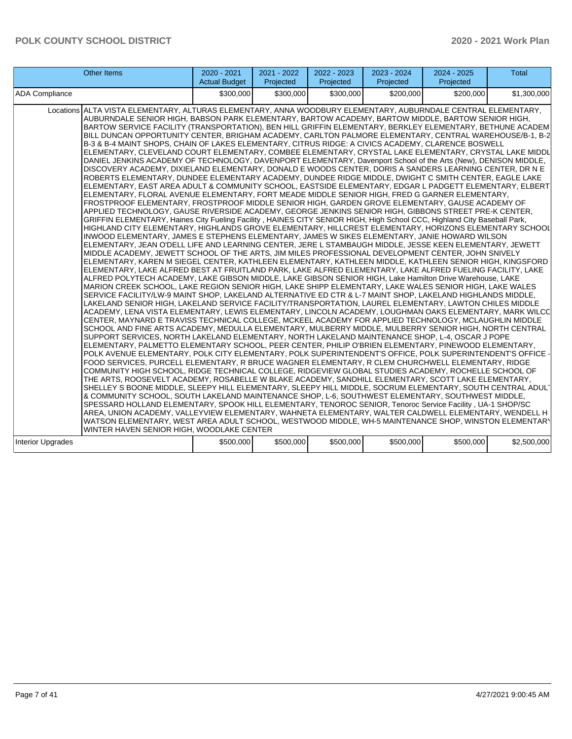| Other Items | | 2020 - 2021 Actual Budget | 2021 - 2022 Projected | 2022 - 2023 Projected | 2023 - 2024 Projected | 2024 - 2025 Projected | Total |
|---|---|---|---|---|---|---|---|
| ADA Compliance | | $300,000 | $300,000 | $300,000 | $200,000 | $200,000 | $1,300,000 |
| | Locations | ALTA VISTA ELEMENTARY, ALTURAS ELEMENTARY, ANNA WOODBURY ELEMENTARY, AUBURNDALE CENTRAL ELEMENTARY, AUBURNDALE SENIOR HIGH, BABSON PARK ELEMENTARY, BARTOW ACADEMY, BARTOW MIDDLE, BARTOW SENIOR HIGH, BARTOW SERVICE FACILITY (TRANSPORTATION), BEN HILL GRIFFIN ELEMENTARY, BERKLEY ELEMENTARY, BETHUNE ACADEM BILL DUNCAN OPPORTUNITY CENTER, BRIGHAM ACADEMY, CARLTON PALMORE ELEMENTARY, CENTRAL WAREHOUSE/B-1, B-2 B-3 & B-4 MAINT SHOPS, CHAIN OF LAKES ELEMENTARY, CITRUS RIDGE: A CIVICS ACADEMY, CLARENCE BOSWELL ELEMENTARY, CLEVELAND COURT ELEMENTARY, COMBEE ELEMENTARY, CRYSTAL LAKE ELEMENTARY, CRYSTAL LAKE MIDDL DANIEL JENKINS ACADEMY OF TECHNOLOGY, DAVENPORT ELEMENTARY, Davenport School of the Arts (New), DENISON MIDDLE, DISCOVERY ACADEMY, DIXIELAND ELEMENTARY, DONALD E WOODS CENTER, DORIS A SANDERS LEARNING CENTER, DR N E ROBERTS ELEMENTARY, DUNDEE ELEMENTARY ACADEMY, DUNDEE RIDGE MIDDLE, DWIGHT C SMITH CENTER, EAGLE LAKE ELEMENTARY, EAST AREA ADULT & COMMUNITY SCHOOL, EASTSIDE ELEMENTARY, EDGAR L PADGETT ELEMENTARY, ELBERT ELEMENTARY, FLORAL AVENUE ELEMENTARY, FORT MEADE MIDDLE SENIOR HIGH, FRED G GARNER ELEMENTARY, FROSTPROOF ELEMENTARY, FROSTPROOF MIDDLE SENIOR HIGH, GARDEN GROVE ELEMENTARY, GAUSE ACADEMY OF APPLIED TECHNOLOGY, GAUSE RIVERSIDE ACADEMY, GEORGE JENKINS SENIOR HIGH, GIBBONS STREET PRE-K CENTER, GRIFFIN ELEMENTARY, Haines City Fueling Facility , HAINES CITY SENIOR HIGH, High School CCC, Highland City Baseball Park, HIGHLAND CITY ELEMENTARY, HIGHLANDS GROVE ELEMENTARY, HILLCREST ELEMENTARY, HORIZONS ELEMENTARY SCHOOL INWOOD ELEMENTARY, JAMES E STEPHENS ELEMENTARY, JAMES W SIKES ELEMENTARY, JANIE HOWARD WILSON ELEMENTARY, JEAN O'DELL LIFE AND LEARNING CENTER, JERE L STAMBAUGH MIDDLE, JESSE KEEN ELEMENTARY, JEWETT MIDDLE ACADEMY, JEWETT SCHOOL OF THE ARTS, JIM MILES PROFESSIONAL DEVELOPMENT CENTER, JOHN SNIVELY ELEMENTARY, KAREN M SIEGEL CENTER, KATHLEEN ELEMENTARY, KATHLEEN MIDDLE, KATHLEEN SENIOR HIGH, KINGSFORD ELEMENTARY, LAKE ALFRED BEST AT FRUITLAND PARK, LAKE ALFRED ELEMENTARY, LAKE ALFRED FUELING FACILITY, LAKE ALFRED POLYTECH ACADEMY, LAKE GIBSON MIDDLE, LAKE GIBSON SENIOR HIGH, Lake Hamilton Drive Warehouse, LAKE MARION CREEK SCHOOL, LAKE REGION SENIOR HIGH, LAKE SHIPP ELEMENTARY, LAKE WALES SENIOR HIGH, LAKE WALES SERVICE FACILITY/LW-9 MAINT SHOP, LAKELAND ALTERNATIVE ED CTR & L-7 MAINT SHOP, LAKELAND HIGHLANDS MIDDLE, LAKELAND SENIOR HIGH, LAKELAND SERVICE FACILITY/TRANSPORTATION, LAUREL ELEMENTARY, LAWTON CHILES MIDDLE ACADEMY, LENA VISTA ELEMENTARY, LEWIS ELEMENTARY, LINCOLN ACADEMY, LOUGHMAN OAKS ELEMENTARY, MARK WILCO CENTER, MAYNARD E TRAVISS TECHNICAL COLLEGE, MCKEEL ACADEMY FOR APPLIED TECHNOLOGY, MCLAUGHLIN MIDDLE SCHOOL AND FINE ARTS ACADEMY, MEDULLA ELEMENTARY, MULBERRY MIDDLE, MULBERRY SENIOR HIGH, NORTH CENTRAL SUPPORT SERVICES, NORTH LAKELAND ELEMENTARY, NORTH LAKELAND MAINTENANCE SHOP, L-4, OSCAR J POPE ELEMENTARY, PALMETTO ELEMENTARY SCHOOL, PEER CENTER, PHILIP O'BRIEN ELEMENTARY, PINEWOOD ELEMENTARY, POLK AVENUE ELEMENTARY, POLK CITY ELEMENTARY, POLK SUPERINTENDENT'S OFFICE, POLK SUPERINTENDENT'S OFFICE - FOOD SERVICES, PURCELL ELEMENTARY, R BRUCE WAGNER ELEMENTARY, R CLEM CHURCHWELL ELEMENTARY, RIDGE COMMUNITY HIGH SCHOOL, RIDGE TECHNICAL COLLEGE, RIDGEVIEW GLOBAL STUDIES ACADEMY, ROCHELLE SCHOOL OF THE ARTS, ROOSEVELT ACADEMY, ROSABELLE W BLAKE ACADEMY, SANDHILL ELEMENTARY, SCOTT LAKE ELEMENTARY, SHELLEY S BOONE MIDDLE, SLEEPY HILL ELEMENTARY, SLEEPY HILL MIDDLE, SOCRUM ELEMENTARY, SOUTH CENTRAL ADULT & COMMUNITY SCHOOL, SOUTH LAKELAND MAINTENANCE SHOP, L-6, SOUTHWEST ELEMENTARY, SOUTHWEST MIDDLE, SPESSARD HOLLAND ELEMENTARY, SPOOK HILL ELEMENTARY, TENOROC SENIOR, Tenoroc Service Facility , UA-1 SHOP/SC AREA, UNION ACADEMY, VALLEYVIEW ELEMENTARY, WAHNETA ELEMENTARY, WALTER CALDWELL ELEMENTARY, WENDELL H WATSON ELEMENTARY, WEST AREA ADULT SCHOOL, WESTWOOD MIDDLE, WH-5 MAINTENANCE SHOP, WINSTON ELEMENTARY WINTER HAVEN SENIOR HIGH, WOODLAKE CENTER | | | | | |
| Interior Upgrades | | $500,000 | $500,000 | $500,000 | $500,000 | $500,000 | $2,500,000 |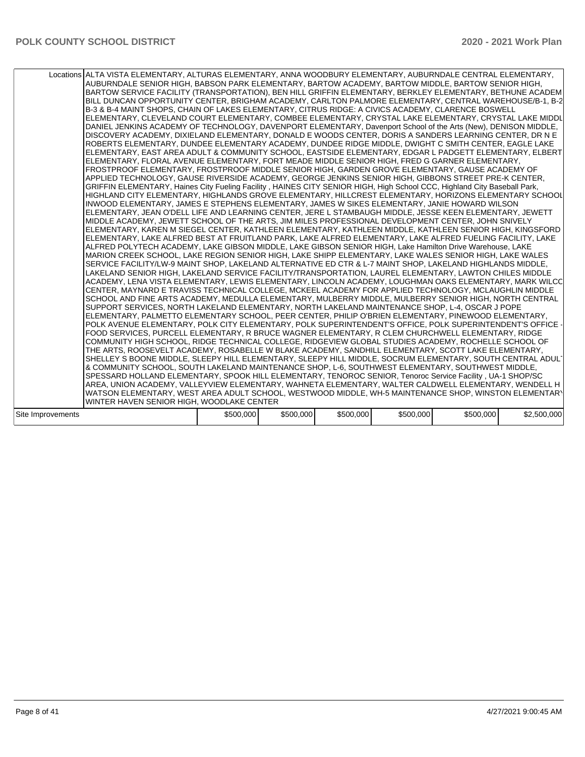| Locations | ALTA VISTA ELEMENTARY, ALTURAS ELEMENTARY, ANNA WOODBURY ELEMENTARY, AUBURNDALE CENTRAL ELEMENTARY, AUBURNDALE SENIOR HIGH, BABSON PARK ELEMENTARY, BARTOW ACADEMY, BARTOW MIDDLE, BARTOW SENIOR HIGH, BARTOW SERVICE FACILITY (TRANSPORTATION), BEN HILL GRIFFIN ELEMENTARY, BERKLEY ELEMENTARY, BETHUNE ACADEM BILL DUNCAN OPPORTUNITY CENTER, BRIGHAM ACADEMY, CARLTON PALMORE ELEMENTARY, CENTRAL WAREHOUSE/B-1, B-2 B-3 & B-4 MAINT SHOPS, CHAIN OF LAKES ELEMENTARY, CITRUS RIDGE: A CIVICS ACADEMY, CLARENCE BOSWELL ELEMENTARY, CLEVELAND COURT ELEMENTARY, COMBEE ELEMENTARY, CRYSTAL LAKE ELEMENTARY, CRYSTAL LAKE MIDDL DANIEL JENKINS ACADEMY OF TECHNOLOGY, DAVENPORT ELEMENTARY, Davenport School of the Arts (New), DENISON MIDDLE, DISCOVERY ACADEMY, DIXIELAND ELEMENTARY, DONALD E WOODS CENTER, DORIS A SANDERS LEARNING CENTER, DR N E ROBERTS ELEMENTARY, DUNDEE ELEMENTARY ACADEMY, DUNDEE RIDGE MIDDLE, DWIGHT C SMITH CENTER, EAGLE LAKE ELEMENTARY, EAST AREA ADULT & COMMUNITY SCHOOL, EASTSIDE ELEMENTARY, EDGAR L PADGETT ELEMENTARY, ELBERT ELEMENTARY, FLORAL AVENUE ELEMENTARY, FORT MEADE MIDDLE SENIOR HIGH, FRED G GARNER ELEMENTARY, FROSTPROOF ELEMENTARY, FROSTPROOF MIDDLE SENIOR HIGH, GARDEN GROVE ELEMENTARY, GAUSE ACADEMY OF APPLIED TECHNOLOGY, GAUSE RIVERSIDE ACADEMY, GEORGE JENKINS SENIOR HIGH, GIBBONS STREET PRE-K CENTER, GRIFFIN ELEMENTARY, Haines City Fueling Facility , HAINES CITY SENIOR HIGH, High School CCC, Highland City Baseball Park, HIGHLAND CITY ELEMENTARY, HIGHLANDS GROVE ELEMENTARY, HILLCREST ELEMENTARY, HORIZONS ELEMENTARY SCHOOL INWOOD ELEMENTARY, JAMES E STEPHENS ELEMENTARY, JAMES W SIKES ELEMENTARY, JANIE HOWARD WILSON ELEMENTARY, JEAN O'DELL LIFE AND LEARNING CENTER, JERE L STAMBAUGH MIDDLE, JESSE KEEN ELEMENTARY, JEWETT MIDDLE ACADEMY, JEWETT SCHOOL OF THE ARTS, JIM MILES PROFESSIONAL DEVELOPMENT CENTER, JOHN SNIVELY ELEMENTARY, KAREN M SIEGEL CENTER, KATHLEEN ELEMENTARY, KATHLEEN MIDDLE, KATHLEEN SENIOR HIGH, KINGSFORD ELEMENTARY, LAKE ALFRED BEST AT FRUITLAND PARK, LAKE ALFRED ELEMENTARY, LAKE ALFRED FUELING FACILITY, LAKE ALFRED POLYTECH ACADEMY, LAKE GIBSON MIDDLE, LAKE GIBSON SENIOR HIGH, Lake Hamilton Drive Warehouse, LAKE MARION CREEK SCHOOL, LAKE REGION SENIOR HIGH, LAKE SHIPP ELEMENTARY, LAKE WALES SENIOR HIGH, LAKE WALES SERVICE FACILITY/LW-9 MAINT SHOP, LAKELAND ALTERNATIVE ED CTR & L-7 MAINT SHOP, LAKELAND HIGHLANDS MIDDLE, LAKELAND SENIOR HIGH, LAKELAND SERVICE FACILITY/TRANSPORTATION, LAUREL ELEMENTARY, LAWTON CHILES MIDDLE ACADEMY, LENA VISTA ELEMENTARY, LEWIS ELEMENTARY, LINCOLN ACADEMY, LOUGHMAN OAKS ELEMENTARY, MARK WILCO CENTER, MAYNARD E TRAVISS TECHNICAL COLLEGE, MCKEEL ACADEMY FOR APPLIED TECHNOLOGY, MCLAUGHLIN MIDDLE SCHOOL AND FINE ARTS ACADEMY, MEDULLA ELEMENTARY, MULBERRY MIDDLE, MULBERRY SENIOR HIGH, NORTH CENTRAL SUPPORT SERVICES, NORTH LAKELAND ELEMENTARY, NORTH LAKELAND MAINTENANCE SHOP, L-4, OSCAR J POPE ELEMENTARY, PALMETTO ELEMENTARY SCHOOL, PEER CENTER, PHILIP O'BRIEN ELEMENTARY, PINEWOOD ELEMENTARY, POLK AVENUE ELEMENTARY, POLK CITY ELEMENTARY, POLK SUPERINTENDENT'S OFFICE, POLK SUPERINTENDENT'S OFFICE - FOOD SERVICES, PURCELL ELEMENTARY, R BRUCE WAGNER ELEMENTARY, R CLEM CHURCHWELL ELEMENTARY, RIDGE COMMUNITY HIGH SCHOOL, RIDGE TECHNICAL COLLEGE, RIDGEVIEW GLOBAL STUDIES ACADEMY, ROCHELLE SCHOOL OF THE ARTS, ROOSEVELT ACADEMY, ROSABELLE W BLAKE ACADEMY, SANDHILL ELEMENTARY, SCOTT LAKE ELEMENTARY, SHELLEY S BOONE MIDDLE, SLEEPY HILL ELEMENTARY, SLEEPY HILL MIDDLE, SOCRUM ELEMENTARY, SOUTH CENTRAL ADULT & COMMUNITY SCHOOL, SOUTH LAKELAND MAINTENANCE SHOP, L-6, SOUTHWEST ELEMENTARY, SOUTHWEST MIDDLE, SPESSARD HOLLAND ELEMENTARY, SPOOK HILL ELEMENTARY, TENOROC SENIOR, Tenoroc Service Facility , UA-1 SHOP/SC AREA, UNION ACADEMY, VALLEYVIEW ELEMENTARY, WAHNETA ELEMENTARY, WALTER CALDWELL ELEMENTARY, WENDELL H WATSON ELEMENTARY, WEST AREA ADULT SCHOOL, WESTWOOD MIDDLE, WH-5 MAINTENANCE SHOP, WINSTON ELEMENTARY WINTER HAVEN SENIOR HIGH, WOODLAKE CENTER | | | | | | |
|---|---|---|---|---|---|---|---|
| Site Improvements | | $500,000 | $500,000 | $500,000 | $500,000 | $500,000 | $2,500,000 |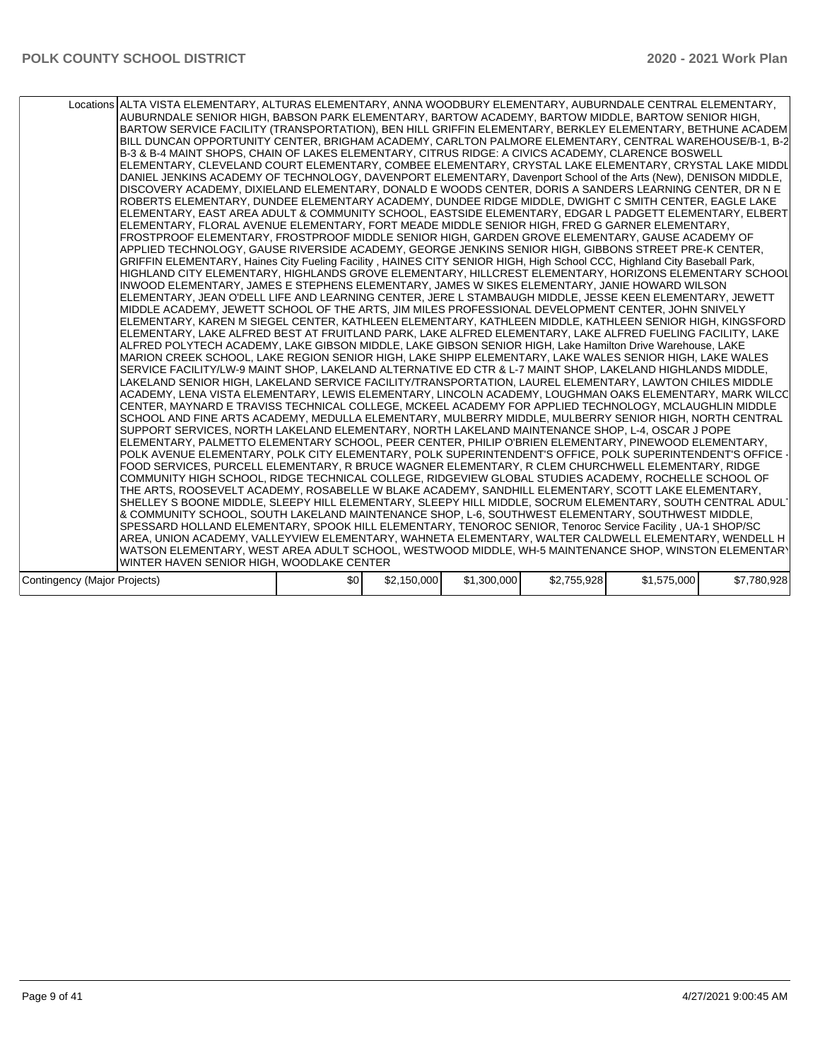| | | | | | | |
|---|---|---|---|---|---|---|
| Locations | ALTA VISTA ELEMENTARY, ALTURAS ELEMENTARY, ANNA WOODBURY ELEMENTARY, AUBURNDALE CENTRAL ELEMENTARY, AUBURNDALE SENIOR HIGH, BABSON PARK ELEMENTARY, BARTOW ACADEMY, BARTOW MIDDLE, BARTOW SENIOR HIGH, BARTOW SERVICE FACILITY (TRANSPORTATION), BEN HILL GRIFFIN ELEMENTARY, BERKLEY ELEMENTARY, BETHUNE ACADEM BILL DUNCAN OPPORTUNITY CENTER, BRIGHAM ACADEMY, CARLTON PALMORE ELEMENTARY, CENTRAL WAREHOUSE/B-1, B-2 B-3 & B-4 MAINT SHOPS, CHAIN OF LAKES ELEMENTARY, CITRUS RIDGE: A CIVICS ACADEMY, CLARENCE BOSWELL ELEMENTARY, CLEVELAND COURT ELEMENTARY, COMBEE ELEMENTARY, CRYSTAL LAKE ELEMENTARY, CRYSTAL LAKE MIDDL DANIEL JENKINS ACADEMY OF TECHNOLOGY, DAVENPORT ELEMENTARY, Davenport School of the Arts (New), DENISON MIDDLE, DISCOVERY ACADEMY, DIXIELAND ELEMENTARY, DONALD E WOODS CENTER, DORIS A SANDERS LEARNING CENTER, DR N E ROBERTS ELEMENTARY, DUNDEE ELEMENTARY ACADEMY, DUNDEE RIDGE MIDDLE, DWIGHT C SMITH CENTER, EAGLE LAKE ELEMENTARY, EAST AREA ADULT & COMMUNITY SCHOOL, EASTSIDE ELEMENTARY, EDGAR L PADGETT ELEMENTARY, ELBERT ELEMENTARY, FLORAL AVENUE ELEMENTARY, FORT MEADE MIDDLE SENIOR HIGH, FRED G GARNER ELEMENTARY, FROSTPROOF ELEMENTARY, FROSTPROOF MIDDLE SENIOR HIGH, GARDEN GROVE ELEMENTARY, GAUSE ACADEMY OF APPLIED TECHNOLOGY, GAUSE RIVERSIDE ACADEMY, GEORGE JENKINS SENIOR HIGH, GIBBONS STREET PRE-K CENTER, GRIFFIN ELEMENTARY, Haines City Fueling Facility , HAINES CITY SENIOR HIGH, High School CCC, Highland City Baseball Park, HIGHLAND CITY ELEMENTARY, HIGHLANDS GROVE ELEMENTARY, HILLCREST ELEMENTARY, HORIZONS ELEMENTARY SCHOOL INWOOD ELEMENTARY, JAMES E STEPHENS ELEMENTARY, JAMES W SIKES ELEMENTARY, JANIE HOWARD WILSON ELEMENTARY, JEAN O'DELL LIFE AND LEARNING CENTER, JERE L STAMBAUGH MIDDLE, JESSE KEEN ELEMENTARY, JEWETT MIDDLE ACADEMY, JEWETT SCHOOL OF THE ARTS, JIM MILES PROFESSIONAL DEVELOPMENT CENTER, JOHN SNIVELY ELEMENTARY, KAREN M SIEGEL CENTER, KATHLEEN ELEMENTARY, KATHLEEN MIDDLE, KATHLEEN SENIOR HIGH, KINGSFORD ELEMENTARY, LAKE ALFRED BEST AT FRUITLAND PARK, LAKE ALFRED ELEMENTARY, LAKE ALFRED FUELING FACILITY, LAKE ALFRED POLYTECH ACADEMY, LAKE GIBSON MIDDLE, LAKE GIBSON SENIOR HIGH, Lake Hamilton Drive Warehouse, LAKE MARION CREEK SCHOOL, LAKE REGION SENIOR HIGH, LAKE SHIPP ELEMENTARY, LAKE WALES SENIOR HIGH, LAKE WALES SERVICE FACILITY/LW-9 MAINT SHOP, LAKELAND ALTERNATIVE ED CTR & L-7 MAINT SHOP, LAKELAND HIGHLANDS MIDDLE, LAKELAND SENIOR HIGH, LAKELAND SERVICE FACILITY/TRANSPORTATION, LAUREL ELEMENTARY, LAWTON CHILES MIDDLE ACADEMY, LENA VISTA ELEMENTARY, LEWIS ELEMENTARY, LINCOLN ACADEMY, LOUGHMAN OAKS ELEMENTARY, MARK WILCO CENTER, MAYNARD E TRAVISS TECHNICAL COLLEGE, MCKEEL ACADEMY FOR APPLIED TECHNOLOGY, MCLAUGHLIN MIDDLE SCHOOL AND FINE ARTS ACADEMY, MEDULLA ELEMENTARY, MULBERRY MIDDLE, MULBERRY SENIOR HIGH, NORTH CENTRAL SUPPORT SERVICES, NORTH LAKELAND ELEMENTARY, NORTH LAKELAND MAINTENANCE SHOP, L-4, OSCAR J POPE ELEMENTARY, PALMETTO ELEMENTARY SCHOOL, PEER CENTER, PHILIP O'BRIEN ELEMENTARY, PINEWOOD ELEMENTARY, POLK AVENUE ELEMENTARY, POLK CITY ELEMENTARY, POLK SUPERINTENDENT'S OFFICE, POLK SUPERINTENDENT'S OFFICE - FOOD SERVICES, PURCELL ELEMENTARY, R BRUCE WAGNER ELEMENTARY, R CLEM CHURCHWELL ELEMENTARY, RIDGE COMMUNITY HIGH SCHOOL, RIDGE TECHNICAL COLLEGE, RIDGEVIEW GLOBAL STUDIES ACADEMY, ROCHELLE SCHOOL OF THE ARTS, ROOSEVELT ACADEMY, ROSABELLE W BLAKE ACADEMY, SANDHILL ELEMENTARY, SCOTT LAKE ELEMENTARY, SHELLEY S BOONE MIDDLE, SLEEPY HILL ELEMENTARY, SLEEPY HILL MIDDLE, SOCRUM ELEMENTARY, SOUTH CENTRAL ADULT & COMMUNITY SCHOOL, SOUTH LAKELAND MAINTENANCE SHOP, L-6, SOUTHWEST ELEMENTARY, SOUTHWEST MIDDLE, SPESSARD HOLLAND ELEMENTARY, SPOOK HILL ELEMENTARY, TENOROC SENIOR, Tenoroc Service Facility , UA-1 SHOP/SC AREA, UNION ACADEMY, VALLEYVIEW ELEMENTARY, WAHNETA ELEMENTARY, WALTER CALDWELL ELEMENTARY, WENDELL H WATSON ELEMENTARY, WEST AREA ADULT SCHOOL, WESTWOOD MIDDLE, WH-5 MAINTENANCE SHOP, WINSTON ELEMENTARY WINTER HAVEN SENIOR HIGH, WOODLAKE CENTER | | | | | |
| Contingency (Major Projects) | $0 | $2,150,000 | $1,300,000 | $2,755,928 | $1,575,000 | $7,780,928 |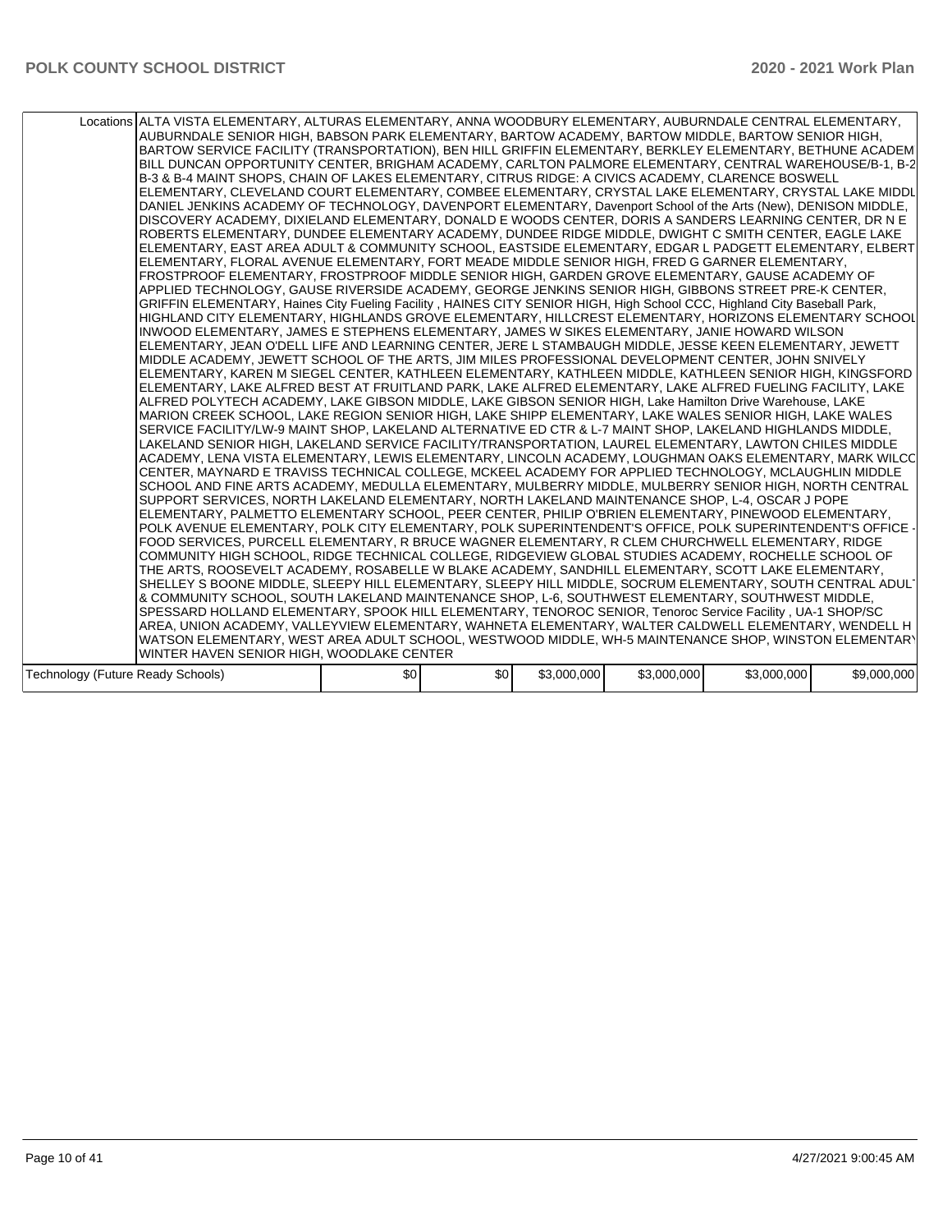| | | | | | | |
|---|---|---|---|---|---|---|
| Locations | ALTA VISTA ELEMENTARY, ALTURAS ELEMENTARY, ANNA WOODBURY ELEMENTARY, AUBURNDALE CENTRAL ELEMENTARY, AUBURNDALE SENIOR HIGH, BABSON PARK ELEMENTARY, BARTOW ACADEMY, BARTOW MIDDLE, BARTOW SENIOR HIGH, BARTOW SERVICE FACILITY (TRANSPORTATION), BEN HILL GRIFFIN ELEMENTARY, BERKLEY ELEMENTARY, BETHUNE ACADEM BILL DUNCAN OPPORTUNITY CENTER, BRIGHAM ACADEMY, CARLTON PALMORE ELEMENTARY, CENTRAL WAREHOUSE/B-1, B-2 B-3 & B-4 MAINT SHOPS, CHAIN OF LAKES ELEMENTARY, CITRUS RIDGE: A CIVICS ACADEMY, CLARENCE BOSWELL ELEMENTARY, CLEVELAND COURT ELEMENTARY, COMBEE ELEMENTARY, CRYSTAL LAKE ELEMENTARY, CRYSTAL LAKE MIDDL DANIEL JENKINS ACADEMY OF TECHNOLOGY, DAVENPORT ELEMENTARY, Davenport School of the Arts (New), DENISON MIDDLE, DISCOVERY ACADEMY, DIXIELAND ELEMENTARY, DONALD E WOODS CENTER, DORIS A SANDERS LEARNING CENTER, DR N E ROBERTS ELEMENTARY, DUNDEE ELEMENTARY ACADEMY, DUNDEE RIDGE MIDDLE, DWIGHT C SMITH CENTER, EAGLE LAKE ELEMENTARY, EAST AREA ADULT & COMMUNITY SCHOOL, EASTSIDE ELEMENTARY, EDGAR L PADGETT ELEMENTARY, ELBERT ELEMENTARY, FLORAL AVENUE ELEMENTARY, FORT MEADE MIDDLE SENIOR HIGH, FRED G GARNER ELEMENTARY, FROSTPROOF ELEMENTARY, FROSTPROOF MIDDLE SENIOR HIGH, GARDEN GROVE ELEMENTARY, GAUSE ACADEMY OF APPLIED TECHNOLOGY, GAUSE RIVERSIDE ACADEMY, GEORGE JENKINS SENIOR HIGH, GIBBONS STREET PRE-K CENTER, GRIFFIN ELEMENTARY, Haines City Fueling Facility , HAINES CITY SENIOR HIGH, High School CCC, Highland City Baseball Park, HIGHLAND CITY ELEMENTARY, HIGHLANDS GROVE ELEMENTARY, HILLCREST ELEMENTARY, HORIZONS ELEMENTARY SCHOOL INWOOD ELEMENTARY, JAMES E STEPHENS ELEMENTARY, JAMES W SIKES ELEMENTARY, JANIE HOWARD WILSON ELEMENTARY, JEAN O'DELL LIFE AND LEARNING CENTER, JERE L STAMBAUGH MIDDLE, JESSE KEEN ELEMENTARY, JEWETT MIDDLE ACADEMY, JEWETT SCHOOL OF THE ARTS, JIM MILES PROFESSIONAL DEVELOPMENT CENTER, JOHN SNIVELY ELEMENTARY, KAREN M SIEGEL CENTER, KATHLEEN ELEMENTARY, KATHLEEN MIDDLE, KATHLEEN SENIOR HIGH, KINGSFORD ELEMENTARY, LAKE ALFRED BEST AT FRUITLAND PARK, LAKE ALFRED ELEMENTARY, LAKE ALFRED FUELING FACILITY, LAKE ALFRED POLYTECH ACADEMY, LAKE GIBSON MIDDLE, LAKE GIBSON SENIOR HIGH, Lake Hamilton Drive Warehouse, LAKE MARION CREEK SCHOOL, LAKE REGION SENIOR HIGH, LAKE SHIPP ELEMENTARY, LAKE WALES SENIOR HIGH, LAKE WALES SERVICE FACILITY/LW-9 MAINT SHOP, LAKELAND ALTERNATIVE ED CTR & L-7 MAINT SHOP, LAKELAND HIGHLANDS MIDDLE, LAKELAND SENIOR HIGH, LAKELAND SERVICE FACILITY/TRANSPORTATION, LAUREL ELEMENTARY, LAWTON CHILES MIDDLE ACADEMY, LENA VISTA ELEMENTARY, LEWIS ELEMENTARY, LINCOLN ACADEMY, LOUGHMAN OAKS ELEMENTARY, MARK WILCO CENTER, MAYNARD E TRAVISS TECHNICAL COLLEGE, MCKEEL ACADEMY FOR APPLIED TECHNOLOGY, MCLAUGHLIN MIDDLE SCHOOL AND FINE ARTS ACADEMY, MEDULLA ELEMENTARY, MULBERRY MIDDLE, MULBERRY SENIOR HIGH, NORTH CENTRAL SUPPORT SERVICES, NORTH LAKELAND ELEMENTARY, NORTH LAKELAND MAINTENANCE SHOP, L-4, OSCAR J POPE ELEMENTARY, PALMETTO ELEMENTARY SCHOOL, PEER CENTER, PHILIP O'BRIEN ELEMENTARY, PINEWOOD ELEMENTARY, POLK AVENUE ELEMENTARY, POLK CITY ELEMENTARY, POLK SUPERINTENDENT'S OFFICE, POLK SUPERINTENDENT'S OFFICE - FOOD SERVICES, PURCELL ELEMENTARY, R BRUCE WAGNER ELEMENTARY, R CLEM CHURCHWELL ELEMENTARY, RIDGE COMMUNITY HIGH SCHOOL, RIDGE TECHNICAL COLLEGE, RIDGEVIEW GLOBAL STUDIES ACADEMY, ROCHELLE SCHOOL OF THE ARTS, ROOSEVELT ACADEMY, ROSABELLE W BLAKE ACADEMY, SANDHILL ELEMENTARY, SCOTT LAKE ELEMENTARY, SHELLEY S BOONE MIDDLE, SLEEPY HILL ELEMENTARY, SLEEPY HILL MIDDLE, SOCRUM ELEMENTARY, SOUTH CENTRAL ADULT & COMMUNITY SCHOOL, SOUTH LAKELAND MAINTENANCE SHOP, L-6, SOUTHWEST ELEMENTARY, SOUTHWEST MIDDLE, SPESSARD HOLLAND ELEMENTARY, SPOOK HILL ELEMENTARY, TENOROC SENIOR, Tenoroc Service Facility , UA-1 SHOP/SC AREA, UNION ACADEMY, VALLEYVIEW ELEMENTARY, WAHNETA ELEMENTARY, WALTER CALDWELL ELEMENTARY, WENDELL H WATSON ELEMENTARY, WEST AREA ADULT SCHOOL, WESTWOOD MIDDLE, WH-5 MAINTENANCE SHOP, WINSTON ELEMENTARY WINTER HAVEN SENIOR HIGH, WOODLAKE CENTER | | | | | |
| Technology (Future Ready Schools) | $0 | $0 | $3,000,000 | $3,000,000 | $3,000,000 | $9,000,000 |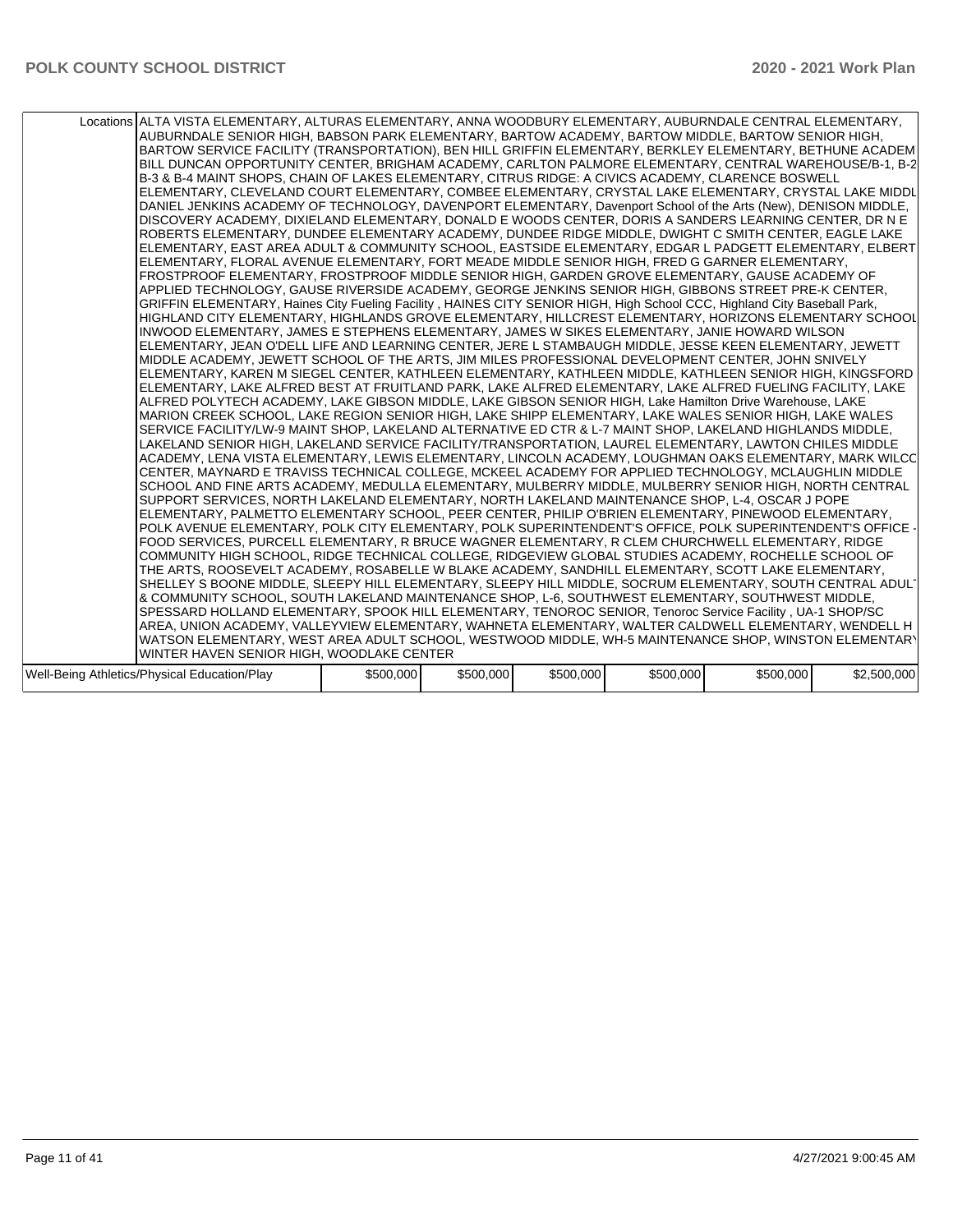| | | | | | | |
|---|---|---|---|---|---|---|
| Locations | ALTA VISTA ELEMENTARY, ALTURAS ELEMENTARY, ANNA WOODBURY ELEMENTARY, AUBURNDALE CENTRAL ELEMENTARY, AUBURNDALE SENIOR HIGH, BABSON PARK ELEMENTARY, BARTOW ACADEMY, BARTOW MIDDLE, BARTOW SENIOR HIGH, BARTOW SERVICE FACILITY (TRANSPORTATION), BEN HILL GRIFFIN ELEMENTARY, BERKLEY ELEMENTARY, BETHUNE ACADEM BILL DUNCAN OPPORTUNITY CENTER, BRIGHAM ACADEMY, CARLTON PALMORE ELEMENTARY, CENTRAL WAREHOUSE/B-1, B-2 B-3 & B-4 MAINT SHOPS, CHAIN OF LAKES ELEMENTARY, CITRUS RIDGE: A CIVICS ACADEMY, CLARENCE BOSWELL ELEMENTARY, CLEVELAND COURT ELEMENTARY, COMBEE ELEMENTARY, CRYSTAL LAKE ELEMENTARY, CRYSTAL LAKE MIDDL DANIEL JENKINS ACADEMY OF TECHNOLOGY, DAVENPORT ELEMENTARY, Davenport School of the Arts (New), DENISON MIDDLE, DISCOVERY ACADEMY, DIXIELAND ELEMENTARY, DONALD E WOODS CENTER, DORIS A SANDERS LEARNING CENTER, DR N E ROBERTS ELEMENTARY, DUNDEE ELEMENTARY ACADEMY, DUNDEE RIDGE MIDDLE, DWIGHT C SMITH CENTER, EAGLE LAKE ELEMENTARY, EAST AREA ADULT & COMMUNITY SCHOOL, EASTSIDE ELEMENTARY, EDGAR L PADGETT ELEMENTARY, ELBERT ELEMENTARY, FLORAL AVENUE ELEMENTARY, FORT MEADE MIDDLE SENIOR HIGH, FRED G GARNER ELEMENTARY, FROSTPROOF ELEMENTARY, FROSTPROOF MIDDLE SENIOR HIGH, GARDEN GROVE ELEMENTARY, GAUSE ACADEMY OF APPLIED TECHNOLOGY, GAUSE RIVERSIDE ACADEMY, GEORGE JENKINS SENIOR HIGH, GIBBONS STREET PRE-K CENTER, GRIFFIN ELEMENTARY, Haines City Fueling Facility , HAINES CITY SENIOR HIGH, High School CCC, Highland City Baseball Park, HIGHLAND CITY ELEMENTARY, HIGHLANDS GROVE ELEMENTARY, HILLCREST ELEMENTARY, HORIZONS ELEMENTARY SCHOOL INWOOD ELEMENTARY, JAMES E STEPHENS ELEMENTARY, JAMES W SIKES ELEMENTARY, JANIE HOWARD WILSON ELEMENTARY, JEAN O'DELL LIFE AND LEARNING CENTER, JERE L STAMBAUGH MIDDLE, JESSE KEEN ELEMENTARY, JEWETT MIDDLE ACADEMY, JEWETT SCHOOL OF THE ARTS, JIM MILES PROFESSIONAL DEVELOPMENT CENTER, JOHN SNIVELY ELEMENTARY, KAREN M SIEGEL CENTER, KATHLEEN ELEMENTARY, KATHLEEN MIDDLE, KATHLEEN SENIOR HIGH, KINGSFORD ELEMENTARY, LAKE ALFRED BEST AT FRUITLAND PARK, LAKE ALFRED ELEMENTARY, LAKE ALFRED FUELING FACILITY, LAKE ALFRED POLYTECH ACADEMY, LAKE GIBSON MIDDLE, LAKE GIBSON SENIOR HIGH, Lake Hamilton Drive Warehouse, LAKE MARION CREEK SCHOOL, LAKE REGION SENIOR HIGH, LAKE SHIPP ELEMENTARY, LAKE WALES SENIOR HIGH, LAKE WALES SERVICE FACILITY/LW-9 MAINT SHOP, LAKELAND ALTERNATIVE ED CTR & L-7 MAINT SHOP, LAKELAND HIGHLANDS MIDDLE, LAKELAND SENIOR HIGH, LAKELAND SERVICE FACILITY/TRANSPORTATION, LAUREL ELEMENTARY, LAWTON CHILES MIDDLE ACADEMY, LENA VISTA ELEMENTARY, LEWIS ELEMENTARY, LINCOLN ACADEMY, LOUGHMAN OAKS ELEMENTARY, MARK WILCO CENTER, MAYNARD E TRAVISS TECHNICAL COLLEGE, MCKEEL ACADEMY FOR APPLIED TECHNOLOGY, MCLAUGHLIN MIDDLE SCHOOL AND FINE ARTS ACADEMY, MEDULLA ELEMENTARY, MULBERRY MIDDLE, MULBERRY SENIOR HIGH, NORTH CENTRAL SUPPORT SERVICES, NORTH LAKELAND ELEMENTARY, NORTH LAKELAND MAINTENANCE SHOP, L-4, OSCAR J POPE ELEMENTARY, PALMETTO ELEMENTARY SCHOOL, PEER CENTER, PHILIP O'BRIEN ELEMENTARY, PINEWOOD ELEMENTARY, POLK AVENUE ELEMENTARY, POLK CITY ELEMENTARY, POLK SUPERINTENDENT'S OFFICE, POLK SUPERINTENDENT'S OFFICE - FOOD SERVICES, PURCELL ELEMENTARY, R BRUCE WAGNER ELEMENTARY, R CLEM CHURCHWELL ELEMENTARY, RIDGE COMMUNITY HIGH SCHOOL, RIDGE TECHNICAL COLLEGE, RIDGEVIEW GLOBAL STUDIES ACADEMY, ROCHELLE SCHOOL OF THE ARTS, ROOSEVELT ACADEMY, ROSABELLE W BLAKE ACADEMY, SANDHILL ELEMENTARY, SCOTT LAKE ELEMENTARY, SHELLEY S BOONE MIDDLE, SLEEPY HILL ELEMENTARY, SLEEPY HILL MIDDLE, SOCRUM ELEMENTARY, SOUTH CENTRAL ADULT & COMMUNITY SCHOOL, SOUTH LAKELAND MAINTENANCE SHOP, L-6, SOUTHWEST ELEMENTARY, SOUTHWEST MIDDLE, SPESSARD HOLLAND ELEMENTARY, SPOOK HILL ELEMENTARY, TENOROC SENIOR, Tenoroc Service Facility , UA-1 SHOP/SC AREA, UNION ACADEMY, VALLEYVIEW ELEMENTARY, WAHNETA ELEMENTARY, WALTER CALDWELL ELEMENTARY, WENDELL H WATSON ELEMENTARY, WEST AREA ADULT SCHOOL, WESTWOOD MIDDLE, WH-5 MAINTENANCE SHOP, WINSTON ELEMENTARY WINTER HAVEN SENIOR HIGH, WOODLAKE CENTER | | | | | |
| Well-Being Athletics/Physical Education/Play | | $500,000 | $500,000 | $500,000 | $500,000 | $500,000 | $2,500,000 |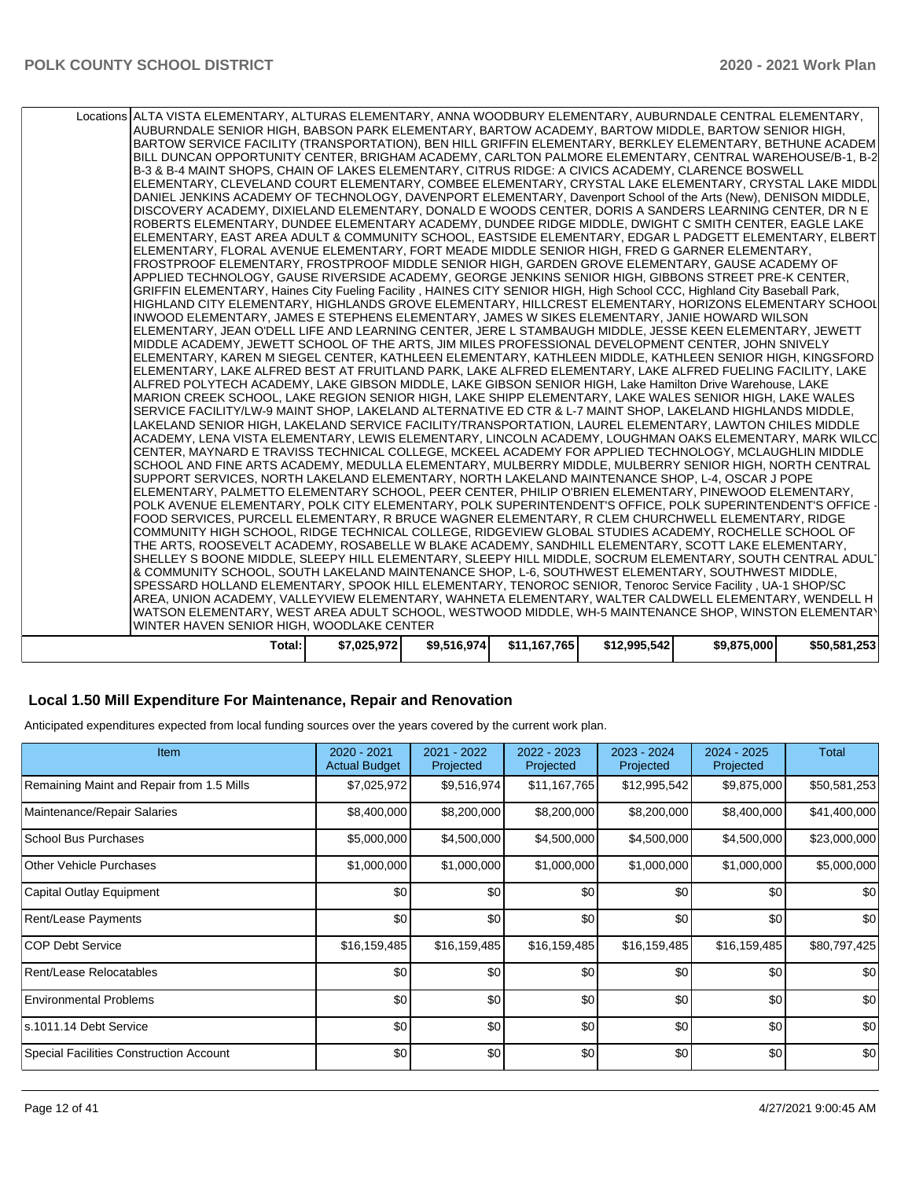| | | | | | | |
|---|---|---|---|---|---|---|
| Locations | ALTA VISTA ELEMENTARY, ALTURAS ELEMENTARY, ANNA WOODBURY ELEMENTARY, AUBURNDALE CENTRAL ELEMENTARY, AUBURNDALE SENIOR HIGH, BABSON PARK ELEMENTARY, BARTOW ACADEMY, BARTOW MIDDLE, BARTOW SENIOR HIGH, BARTOW SERVICE FACILITY (TRANSPORTATION), BEN HILL GRIFFIN ELEMENTARY, BERKLEY ELEMENTARY, BETHUNE ACADEM BILL DUNCAN OPPORTUNITY CENTER, BRIGHAM ACADEMY, CARLTON PALMORE ELEMENTARY, CENTRAL WAREHOUSE/B-1, B-2 B-3 & B-4 MAINT SHOPS, CHAIN OF LAKES ELEMENTARY, CITRUS RIDGE: A CIVICS ACADEMY, CLARENCE BOSWELL ELEMENTARY, CLEVELAND COURT ELEMENTARY, COMBEE ELEMENTARY, CRYSTAL LAKE ELEMENTARY, CRYSTAL LAKE MIDDL DANIEL JENKINS ACADEMY OF TECHNOLOGY, DAVENPORT ELEMENTARY, Davenport School of the Arts (New), DENISON MIDDLE, DISCOVERY ACADEMY, DIXIELAND ELEMENTARY, DONALD E WOODS CENTER, DORIS A SANDERS LEARNING CENTER, DR N E ROBERTS ELEMENTARY, DUNDEE ELEMENTARY ACADEMY, DUNDEE RIDGE MIDDLE, DWIGHT C SMITH CENTER, EAGLE LAKE ELEMENTARY, EAST AREA ADULT & COMMUNITY SCHOOL, EASTSIDE ELEMENTARY, EDGAR L PADGETT ELEMENTARY, ELBERT ELEMENTARY, FLORAL AVENUE ELEMENTARY, FORT MEADE MIDDLE SENIOR HIGH, FRED G GARNER ELEMENTARY, FROSTPROOF ELEMENTARY, FROSTPROOF MIDDLE SENIOR HIGH, GARDEN GROVE ELEMENTARY, GAUSE ACADEMY OF APPLIED TECHNOLOGY, GAUSE RIVERSIDE ACADEMY, GEORGE JENKINS SENIOR HIGH, GIBBONS STREET PRE-K CENTER, GRIFFIN ELEMENTARY, Haines City Fueling Facility , HAINES CITY SENIOR HIGH, High School CCC, Highland City Baseball Park, HIGHLAND CITY ELEMENTARY, HIGHLANDS GROVE ELEMENTARY, HILLCREST ELEMENTARY, HORIZONS ELEMENTARY SCHOOL INWOOD ELEMENTARY, JAMES E STEPHENS ELEMENTARY, JAMES W SIKES ELEMENTARY, JANIE HOWARD WILSON ELEMENTARY, JEAN O'DELL LIFE AND LEARNING CENTER, JERE L STAMBAUGH MIDDLE, JESSE KEEN ELEMENTARY, JEWETT MIDDLE ACADEMY, JEWETT SCHOOL OF THE ARTS, JIM MILES PROFESSIONAL DEVELOPMENT CENTER, JOHN SNIVELY ELEMENTARY, KAREN M SIEGEL CENTER, KATHLEEN ELEMENTARY, KATHLEEN MIDDLE, KATHLEEN SENIOR HIGH, KINGSFORD ELEMENTARY, LAKE ALFRED BEST AT FRUITLAND PARK, LAKE ALFRED ELEMENTARY, LAKE ALFRED FUELING FACILITY, LAKE ALFRED POLYTECH ACADEMY, LAKE GIBSON MIDDLE, LAKE GIBSON SENIOR HIGH, Lake Hamilton Drive Warehouse, LAKE MARION CREEK SCHOOL, LAKE REGION SENIOR HIGH, LAKE SHIPP ELEMENTARY, LAKE WALES SENIOR HIGH, LAKE WALES SERVICE FACILITY/LW-9 MAINT SHOP, LAKELAND ALTERNATIVE ED CTR & L-7 MAINT SHOP, LAKELAND HIGHLANDS MIDDLE, LAKELAND SENIOR HIGH, LAKELAND SERVICE FACILITY/TRANSPORTATION, LAUREL ELEMENTARY, LAWTON CHILES MIDDLE ACADEMY, LENA VISTA ELEMENTARY, LEWIS ELEMENTARY, LINCOLN ACADEMY, LOUGHMAN OAKS ELEMENTARY, MARK WILCO CENTER, MAYNARD E TRAVISS TECHNICAL COLLEGE, MCKEEL ACADEMY FOR APPLIED TECHNOLOGY, MCLAUGHLIN MIDDLE SCHOOL AND FINE ARTS ACADEMY, MEDULLA ELEMENTARY, MULBERRY MIDDLE, MULBERRY SENIOR HIGH, NORTH CENTRAL SUPPORT SERVICES, NORTH LAKELAND ELEMENTARY, NORTH LAKELAND MAINTENANCE SHOP, L-4, OSCAR J POPE ELEMENTARY, PALMETTO ELEMENTARY SCHOOL, PEER CENTER, PHILIP O'BRIEN ELEMENTARY, PINEWOOD ELEMENTARY, POLK AVENUE ELEMENTARY, POLK CITY ELEMENTARY, POLK SUPERINTENDENT'S OFFICE, POLK SUPERINTENDENT'S OFFICE - FOOD SERVICES, PURCELL ELEMENTARY, R BRUCE WAGNER ELEMENTARY, R CLEM CHURCHWELL ELEMENTARY, RIDGE COMMUNITY HIGH SCHOOL, RIDGE TECHNICAL COLLEGE, RIDGEVIEW GLOBAL STUDIES ACADEMY, ROCHELLE SCHOOL OF THE ARTS, ROOSEVELT ACADEMY, ROSABELLE W BLAKE ACADEMY, SANDHILL ELEMENTARY, SCOTT LAKE ELEMENTARY, SHELLEY S BOONE MIDDLE, SLEEPY HILL ELEMENTARY, SLEEPY HILL MIDDLE, SOCRUM ELEMENTARY, SOUTH CENTRAL ADULT & COMMUNITY SCHOOL, SOUTH LAKELAND MAINTENANCE SHOP, L-6, SOUTHWEST ELEMENTARY, SOUTHWEST MIDDLE, SPESSARD HOLLAND ELEMENTARY, SPOOK HILL ELEMENTARY, TENOROC SENIOR, Tenoroc Service Facility , UA-1 SHOP/SC AREA, UNION ACADEMY, VALLEYVIEW ELEMENTARY, WAHNETA ELEMENTARY, WALTER CALDWELL ELEMENTARY, WENDELL H WATSON ELEMENTARY, WEST AREA ADULT SCHOOL, WESTWOOD MIDDLE, WH-5 MAINTENANCE SHOP, WINSTON ELEMENTARY WINTER HAVEN SENIOR HIGH, WOODLAKE CENTER | | | | | |
| Total: | $7,025,972 | $9,516,974 | $11,167,765 | $12,995,542 | $9,875,000 | $50,581,253 |

## Local 1.50 Mill Expenditure For Maintenance, Repair and Renovation

Anticipated expenditures expected from local funding sources over the years covered by the current work plan.

| Item | 2020 - 2021 Actual Budget | 2021 - 2022 Projected | 2022 - 2023 Projected | 2023 - 2024 Projected | 2024 - 2025 Projected | Total |
|---|---|---|---|---|---|---|
| Remaining Maint and Repair from 1.5 Mills | $7,025,972 | $9,516,974 | $11,167,765 | $12,995,542 | $9,875,000 | $50,581,253 |
| Maintenance/Repair Salaries | $8,400,000 | $8,200,000 | $8,200,000 | $8,200,000 | $8,400,000 | $41,400,000 |
| School Bus Purchases | $5,000,000 | $4,500,000 | $4,500,000 | $4,500,000 | $4,500,000 | $23,000,000 |
| Other Vehicle Purchases | $1,000,000 | $1,000,000 | $1,000,000 | $1,000,000 | $1,000,000 | $5,000,000 |
| Capital Outlay Equipment | $0 | $0 | $0 | $0 | $0 | $0 |
| Rent/Lease Payments | $0 | $0 | $0 | $0 | $0 | $0 |
| COP Debt Service | $16,159,485 | $16,159,485 | $16,159,485 | $16,159,485 | $16,159,485 | $80,797,425 |
| Rent/Lease Relocatables | $0 | $0 | $0 | $0 | $0 | $0 |
| Environmental Problems | $0 | $0 | $0 | $0 | $0 | $0 |
| s.1011.14 Debt Service | $0 | $0 | $0 | $0 | $0 | $0 |
| Special Facilities Construction Account | $0 | $0 | $0 | $0 | $0 | $0 |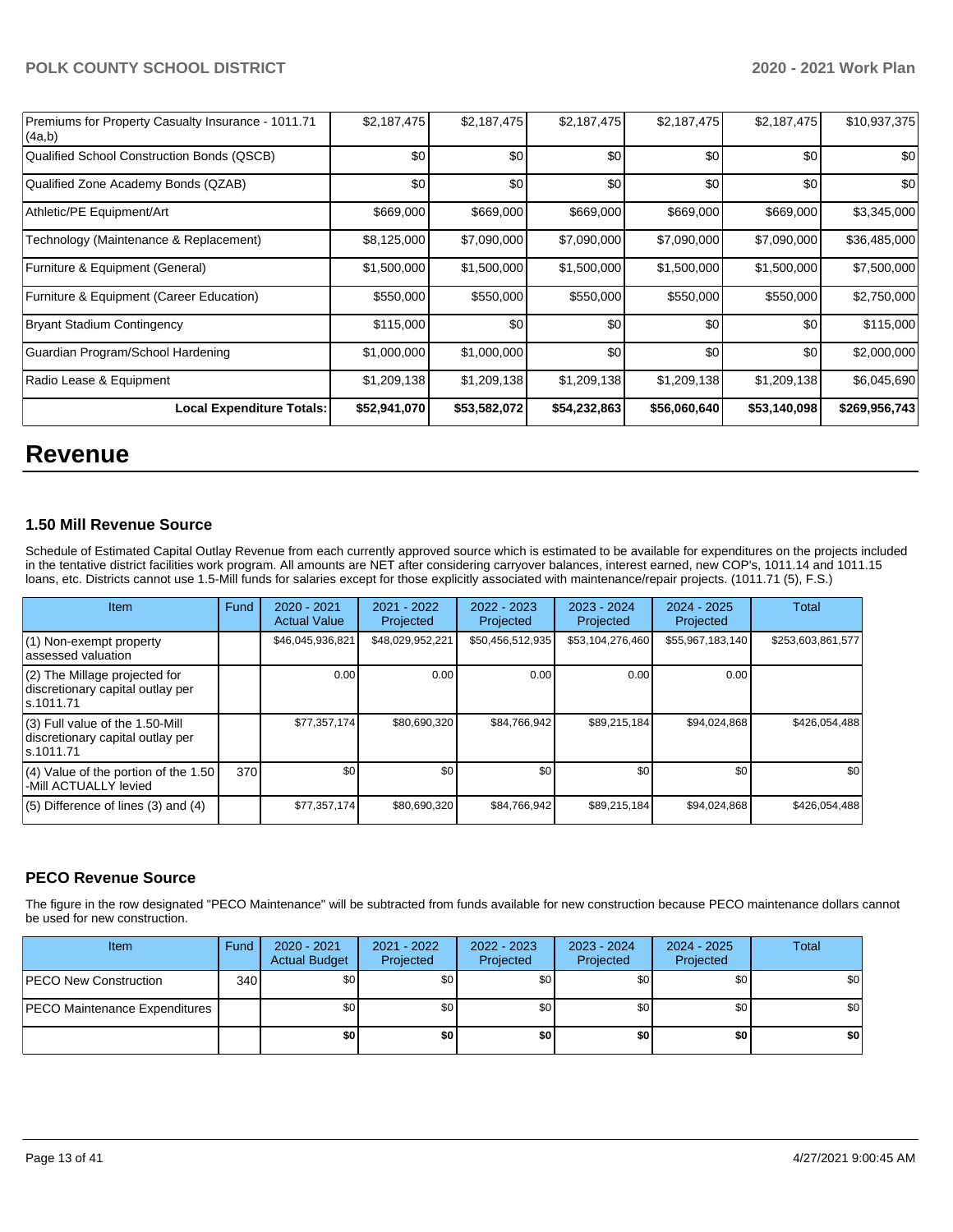| Premiums for Property Casualty Insurance - 1011.71 (4a,b) | $2,187,475 | $2,187,475 | $2,187,475 | $2,187,475 | $2,187,475 | $10,937,375 |
|---|---|---|---|---|---|---|
| Qualified School Construction Bonds (QSCB) | $0 | $0 | $0 | $0 | $0 | $0 |
| Qualified Zone Academy Bonds (QZAB) | $0 | $0 | $0 | $0 | $0 | $0 |
| Athletic/PE Equipment/Art | $669,000 | $669,000 | $669,000 | $669,000 | $669,000 | $3,345,000 |
| Technology (Maintenance & Replacement) | $8,125,000 | $7,090,000 | $7,090,000 | $7,090,000 | $7,090,000 | $36,485,000 |
| Furniture & Equipment (General) | $1,500,000 | $1,500,000 | $1,500,000 | $1,500,000 | $1,500,000 | $7,500,000 |
| Furniture & Equipment (Career Education) | $550,000 | $550,000 | $550,000 | $550,000 | $550,000 | $2,750,000 |
| Bryant Stadium Contingency | $115,000 | $0 | $0 | $0 | $0 | $115,000 |
| Guardian Program/School Hardening | $1,000,000 | $1,000,000 | $0 | $0 | $0 | $2,000,000 |
| Radio Lease & Equipment | $1,209,138 | $1,209,138 | $1,209,138 | $1,209,138 | $1,209,138 | $6,045,690 |
| **Local Expenditure Totals:** | **$52,941,070** | **$53,582,072** | **$54,232,863** | **$56,060,640** | **$53,140,098** | **$269,956,743** |

# Revenue

### 1.50 Mill Revenue Source

Schedule of Estimated Capital Outlay Revenue from each currently approved source which is estimated to be available for expenditures on the projects included in the tentative district facilities work program. All amounts are NET after considering carryover balances, interest earned, new COP's, 1011.14 and 1011.15 loans, etc. Districts cannot use 1.5-Mill funds for salaries except for those explicitly associated with maintenance/repair projects. (1011.71 (5), F.S.)

| Item | Fund | 2020 - 2021 Actual Value | 2021 - 2022 Projected | 2022 - 2023 Projected | 2023 - 2024 Projected | 2024 - 2025 Projected | Total |
|---|---|---|---|---|---|---|---|
| (1) Non-exempt property assessed valuation | | $46,045,936,821 | $48,029,952,221 | $50,456,512,935 | $53,104,276,460 | $55,967,183,140 | $253,603,861,577 |
| (2) The Millage projected for discretionary capital outlay per s.1011.71 | | 0.00 | 0.00 | 0.00 | 0.00 | 0.00 | |
| (3) Full value of the 1.50-Mill discretionary capital outlay per s.1011.71 | | $77,357,174 | $80,690,320 | $84,766,942 | $89,215,184 | $94,024,868 | $426,054,488 |
| (4) Value of the portion of the 1.50 -Mill ACTUALLY levied | 370 | $0 | $0 | $0 | $0 | $0 | $0 |
| (5) Difference of lines (3) and (4) | | $77,357,174 | $80,690,320 | $84,766,942 | $89,215,184 | $94,024,868 | $426,054,488 |

### PECO Revenue Source

The figure in the row designated "PECO Maintenance" will be subtracted from funds available for new construction because PECO maintenance dollars cannot be used for new construction.

| Item | Fund | 2020 - 2021 Actual Budget | 2021 - 2022 Projected | 2022 - 2023 Projected | 2023 - 2024 Projected | 2024 - 2025 Projected | Total |
|---|---|---|---|---|---|---|---|
| PECO New Construction | 340 | $0 | $0 | $0 | $0 | $0 | $0 |
| PECO Maintenance Expenditures | | $0 | $0 | $0 | $0 | $0 | $0 |
| | | **$0** | **$0** | **$0** | **$0** | **$0** | **$0** |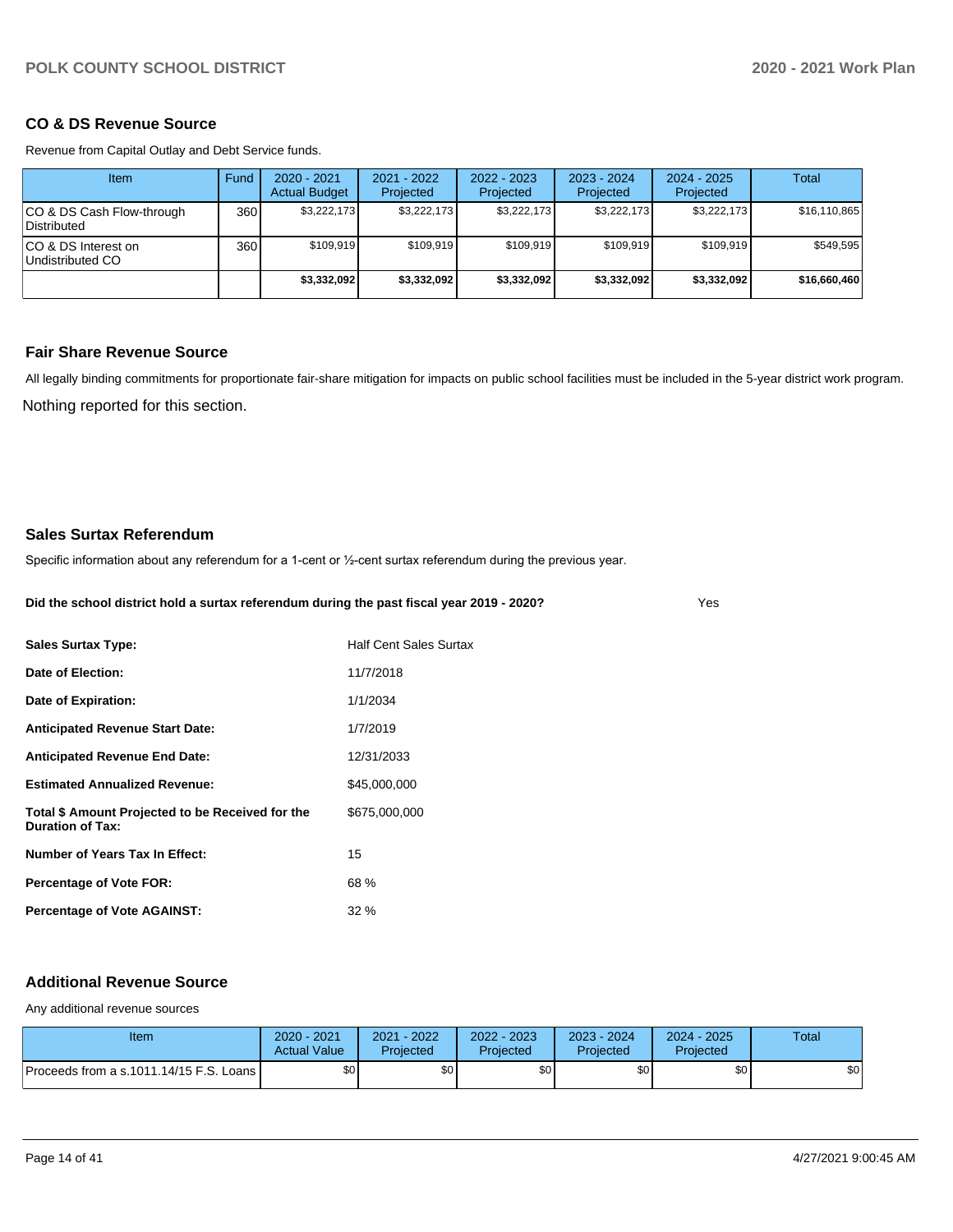## CO & DS Revenue Source

Revenue from Capital Outlay and Debt Service funds.

| Item | Fund | 2020 - 2021 Actual Budget | 2021 - 2022 Projected | 2022 - 2023 Projected | 2023 - 2024 Projected | 2024 - 2025 Projected | Total |
|---|---|---|---|---|---|---|---|
| CO & DS Cash Flow-through Distributed | 360 | $3,222,173 | $3,222,173 | $3,222,173 | $3,222,173 | $3,222,173 | $16,110,865 |
| CO & DS Interest on Undistributed CO | 360 | $109,919 | $109,919 | $109,919 | $109,919 | $109,919 | $549,595 |
| | | **$3,332,092** | **$3,332,092** | **$3,332,092** | **$3,332,092** | **$3,332,092** | **$16,660,460** |

## Fair Share Revenue Source

All legally binding commitments for proportionate fair-share mitigation for impacts on public school facilities must be included in the 5-year district work program.

Nothing reported for this section.

## Sales Surtax Referendum

Specific information about any referendum for a 1-cent or ½-cent surtax referendum during the previous year.

**Did the school district hold a surtax referendum during the past fiscal year 2019 - 2020?** Yes

| | |
|---|---|
| **Sales Surtax Type:** | Half Cent Sales Surtax |
| **Date of Election:** | 11/7/2018 |
| **Date of Expiration:** | 1/1/2034 |
| **Anticipated Revenue Start Date:** | 1/7/2019 |
| **Anticipated Revenue End Date:** | 12/31/2033 |
| **Estimated Annualized Revenue:** | $45,000,000 |
| **Total $ Amount Projected to be Received for the Duration of Tax:** | $675,000,000 |
| **Number of Years Tax In Effect:** | 15 |
| **Percentage of Vote FOR:** | 68 % |
| **Percentage of Vote AGAINST:** | 32 % |

## Additional Revenue Source

Any additional revenue sources

| Item | 2020 - 2021 Actual Value | 2021 - 2022 Projected | 2022 - 2023 Projected | 2023 - 2024 Projected | 2024 - 2025 Projected | Total |
|---|---|---|---|---|---|---|
| Proceeds from a s.1011.14/15 F.S. Loans | $0 | $0 | $0 | $0 | $0 | $0 |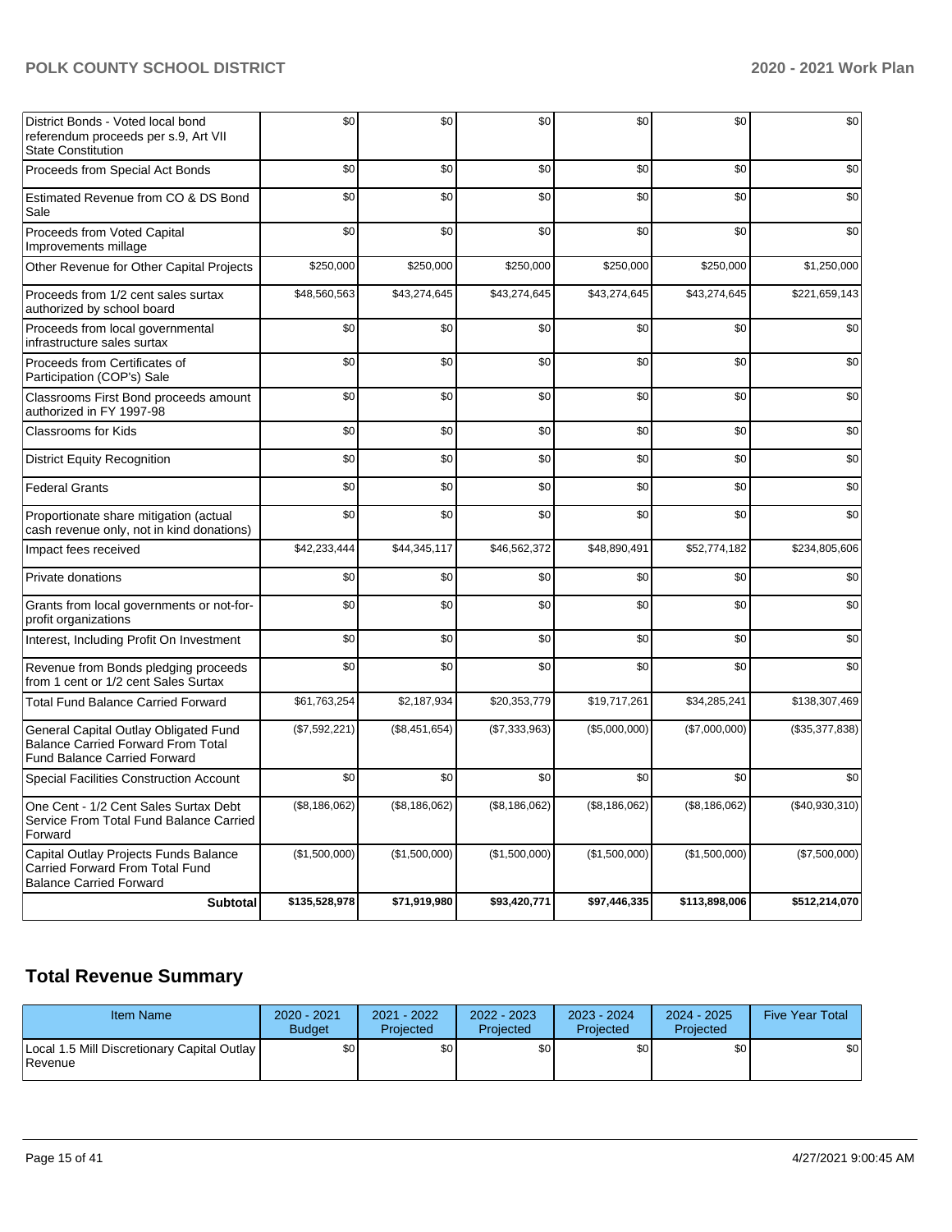| | | | | | | |
|---|---|---|---|---|---|---|
| District Bonds - Voted local bond referendum proceeds per s.9, Art VII State Constitution | $0 | $0 | $0 | $0 | $0 | $0 |
| Proceeds from Special Act Bonds | $0 | $0 | $0 | $0 | $0 | $0 |
| Estimated Revenue from CO & DS Bond Sale | $0 | $0 | $0 | $0 | $0 | $0 |
| Proceeds from Voted Capital Improvements millage | $0 | $0 | $0 | $0 | $0 | $0 |
| Other Revenue for Other Capital Projects | $250,000 | $250,000 | $250,000 | $250,000 | $250,000 | $1,250,000 |
| Proceeds from 1/2 cent sales surtax authorized by school board | $48,560,563 | $43,274,645 | $43,274,645 | $43,274,645 | $43,274,645 | $221,659,143 |
| Proceeds from local governmental infrastructure sales surtax | $0 | $0 | $0 | $0 | $0 | $0 |
| Proceeds from Certificates of Participation (COP's) Sale | $0 | $0 | $0 | $0 | $0 | $0 |
| Classrooms First Bond proceeds amount authorized in FY 1997-98 | $0 | $0 | $0 | $0 | $0 | $0 |
| Classrooms for Kids | $0 | $0 | $0 | $0 | $0 | $0 |
| District Equity Recognition | $0 | $0 | $0 | $0 | $0 | $0 |
| Federal Grants | $0 | $0 | $0 | $0 | $0 | $0 |
| Proportionate share mitigation (actual cash revenue only, not in kind donations) | $0 | $0 | $0 | $0 | $0 | $0 |
| Impact fees received | $42,233,444 | $44,345,117 | $46,562,372 | $48,890,491 | $52,774,182 | $234,805,606 |
| Private donations | $0 | $0 | $0 | $0 | $0 | $0 |
| Grants from local governments or not-for-profit organizations | $0 | $0 | $0 | $0 | $0 | $0 |
| Interest, Including Profit On Investment | $0 | $0 | $0 | $0 | $0 | $0 |
| Revenue from Bonds pledging proceeds from 1 cent or 1/2 cent Sales Surtax | $0 | $0 | $0 | $0 | $0 | $0 |
| Total Fund Balance Carried Forward | $61,763,254 | $2,187,934 | $20,353,779 | $19,717,261 | $34,285,241 | $138,307,469 |
| General Capital Outlay Obligated Fund Balance Carried Forward From Total Fund Balance Carried Forward | ($7,592,221) | ($8,451,654) | ($7,333,963) | ($5,000,000) | ($7,000,000) | ($35,377,838) |
| Special Facilities Construction Account | $0 | $0 | $0 | $0 | $0 | $0 |
| One Cent - 1/2 Cent Sales Surtax Debt Service From Total Fund Balance Carried Forward | ($8,186,062) | ($8,186,062) | ($8,186,062) | ($8,186,062) | ($8,186,062) | ($40,930,310) |
| Capital Outlay Projects Funds Balance Carried Forward From Total Fund Balance Carried Forward | ($1,500,000) | ($1,500,000) | ($1,500,000) | ($1,500,000) | ($1,500,000) | ($7,500,000) |
| **Subtotal** | **$135,528,978** | **$71,919,980** | **$93,420,771** | **$97,446,335** | **$113,898,006** | **$512,214,070** |

## Total Revenue Summary

| Item Name | 2020 - 2021 Budget | 2021 - 2022 Projected | 2022 - 2023 Projected | 2023 - 2024 Projected | 2024 - 2025 Projected | Five Year Total |
|---|---|---|---|---|---|---|
| Local 1.5 Mill Discretionary Capital Outlay Revenue | $0 | $0 | $0 | $0 | $0 | $0 |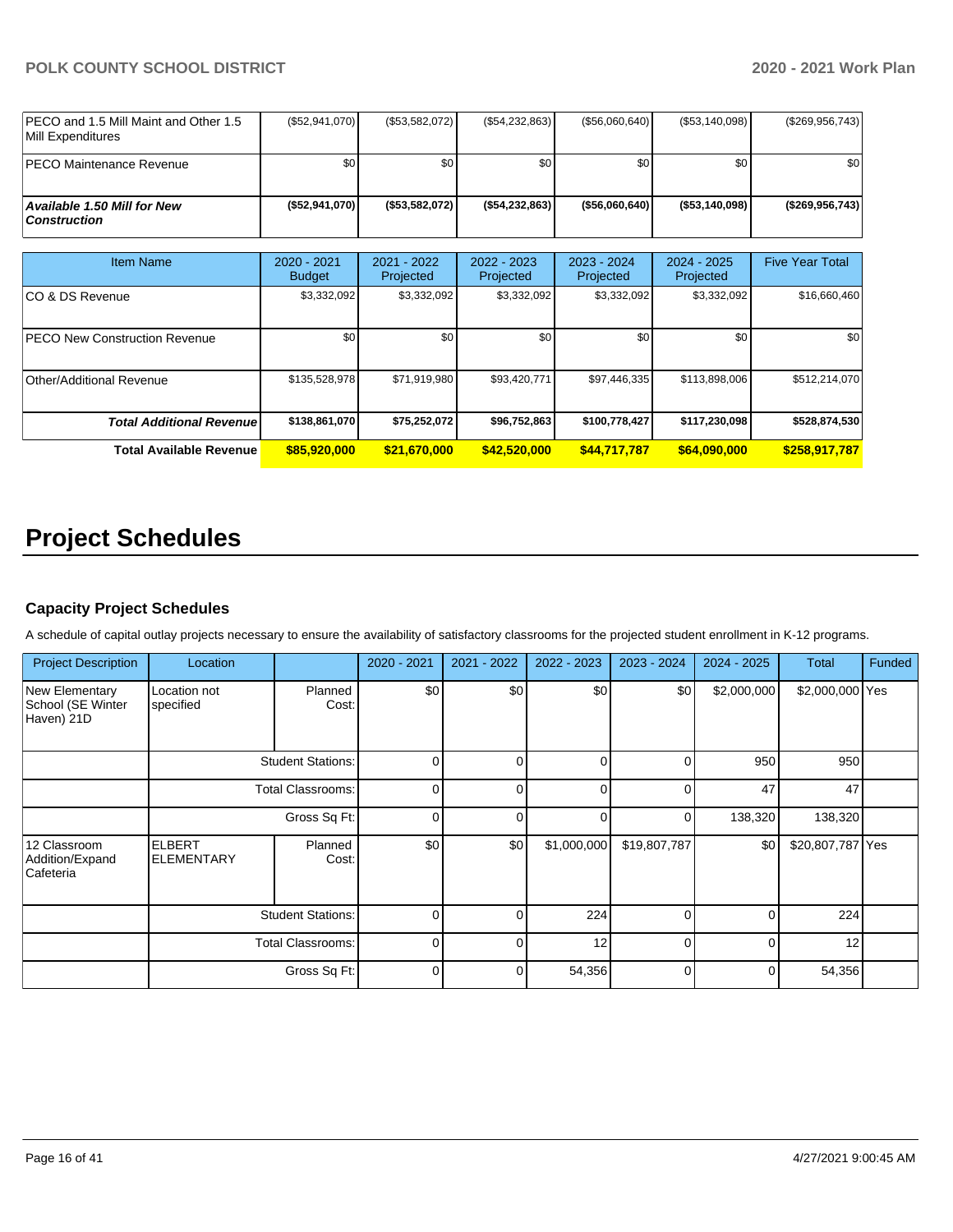| | | | | | | |
|---|---|---|---|---|---|---|
| PECO and 1.5 Mill Maint and Other 1.5 Mill Expenditures | ($52,941,070) | ($53,582,072) | ($54,232,863) | ($56,060,640) | ($53,140,098) | ($269,956,743) |
| PECO Maintenance Revenue | $0 | $0 | $0 | $0 | $0 | $0 |
| ***Available 1.50 Mill for New Construction*** | **($52,941,070)** | **($53,582,072)** | **($54,232,863)** | **($56,060,640)** | **($53,140,098)** | **($269,956,743)** |

| Item Name | 2020 - 2021 Budget | 2021 - 2022 Projected | 2022 - 2023 Projected | 2023 - 2024 Projected | 2024 - 2025 Projected | Five Year Total |
|---|---|---|---|---|---|---|
| CO & DS Revenue | $3,332,092 | $3,332,092 | $3,332,092 | $3,332,092 | $3,332,092 | $16,660,460 |
| PECO New Construction Revenue | $0 | $0 | $0 | $0 | $0 | $0 |
| Other/Additional Revenue | $135,528,978 | $71,919,980 | $93,420,771 | $97,446,335 | $113,898,006 | $512,214,070 |
| ***Total Additional Revenue*** | **$138,861,070** | **$75,252,072** | **$96,752,863** | **$100,778,427** | **$117,230,098** | **$528,874,530** |
| **Total Available Revenue** | **$85,920,000** | **$21,670,000** | **$42,520,000** | **$44,717,787** | **$64,090,000** | **$258,917,787** |

# Project Schedules

### Capacity Project Schedules

A schedule of capital outlay projects necessary to ensure the availability of satisfactory classrooms for the projected student enrollment in K-12 programs.

| Project Description | Location | | 2020 - 2021 | 2021 - 2022 | 2022 - 2023 | 2023 - 2024 | 2024 - 2025 | Total | Funded |
|---|---|---|---|---|---|---|---|---|---|
| New Elementary School (SE Winter Haven) 21D | Location not specified | Planned Cost: | $0 | $0 | $0 | $0 | $2,000,000 | $2,000,000 | Yes |
| | | Student Stations: | 0 | 0 | 0 | 0 | 950 | 950 | |
| | | Total Classrooms: | 0 | 0 | 0 | 0 | 47 | 47 | |
| | | Gross Sq Ft: | 0 | 0 | 0 | 0 | 138,320 | 138,320 | |
| 12 Classroom Addition/Expand Cafeteria | ELBERT ELEMENTARY | Planned Cost: | $0 | $0 | $1,000,000 | $19,807,787 | $0 | $20,807,787 | Yes |
| | | Student Stations: | 0 | 0 | 224 | 0 | 0 | 224 | |
| | | Total Classrooms: | 0 | 0 | 12 | 0 | 0 | 12 | |
| | | Gross Sq Ft: | 0 | 0 | 54,356 | 0 | 0 | 54,356 | |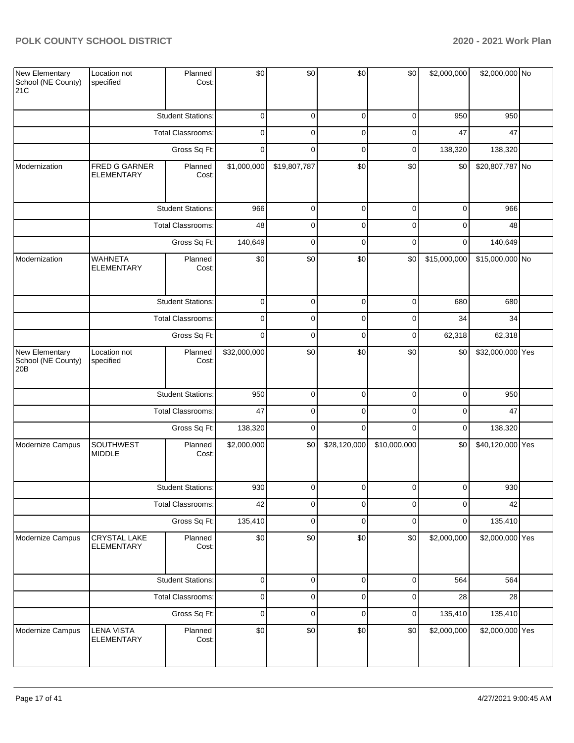| New Elementary School (NE County) 21C | Location not specified | Planned Cost: | $0 | $0 | $0 | $0 | $2,000,000 | $2,000,000 | No |
|---|---|---|---|---|---|---|---|---|---|
| | | Student Stations: | 0 | 0 | 0 | 0 | 950 | 950 | |
| | | Total Classrooms: | 0 | 0 | 0 | 0 | 47 | 47 | |
| | | Gross Sq Ft: | 0 | 0 | 0 | 0 | 138,320 | 138,320 | |
| Modernization | FRED G GARNER ELEMENTARY | Planned Cost: | $1,000,000 | $19,807,787 | $0 | $0 | $0 | $20,807,787 | No |
| | | Student Stations: | 966 | 0 | 0 | 0 | 0 | 966 | |
| | | Total Classrooms: | 48 | 0 | 0 | 0 | 0 | 48 | |
| | | Gross Sq Ft: | 140,649 | 0 | 0 | 0 | 0 | 140,649 | |
| Modernization | WAHNETA ELEMENTARY | Planned Cost: | $0 | $0 | $0 | $0 | $15,000,000 | $15,000,000 | No |
| | | Student Stations: | 0 | 0 | 0 | 0 | 680 | 680 | |
| | | Total Classrooms: | 0 | 0 | 0 | 0 | 34 | 34 | |
| | | Gross Sq Ft: | 0 | 0 | 0 | 0 | 62,318 | 62,318 | |
| New Elementary School (NE County) 20B | Location not specified | Planned Cost: | $32,000,000 | $0 | $0 | $0 | $0 | $32,000,000 | Yes |
| | | Student Stations: | 950 | 0 | 0 | 0 | 0 | 950 | |
| | | Total Classrooms: | 47 | 0 | 0 | 0 | 0 | 47 | |
| | | Gross Sq Ft: | 138,320 | 0 | 0 | 0 | 0 | 138,320 | |
| Modernize Campus | SOUTHWEST MIDDLE | Planned Cost: | $2,000,000 | $0 | $28,120,000 | $10,000,000 | $0 | $40,120,000 | Yes |
| | | Student Stations: | 930 | 0 | 0 | 0 | 0 | 930 | |
| | | Total Classrooms: | 42 | 0 | 0 | 0 | 0 | 42 | |
| | | Gross Sq Ft: | 135,410 | 0 | 0 | 0 | 0 | 135,410 | |
| Modernize Campus | CRYSTAL LAKE ELEMENTARY | Planned Cost: | $0 | $0 | $0 | $0 | $2,000,000 | $2,000,000 | Yes |
| | | Student Stations: | 0 | 0 | 0 | 0 | 564 | 564 | |
| | | Total Classrooms: | 0 | 0 | 0 | 0 | 28 | 28 | |
| | | Gross Sq Ft: | 0 | 0 | 0 | 0 | 135,410 | 135,410 | |
| Modernize Campus | LENA VISTA ELEMENTARY | Planned Cost: | $0 | $0 | $0 | $0 | $2,000,000 | $2,000,000 | Yes |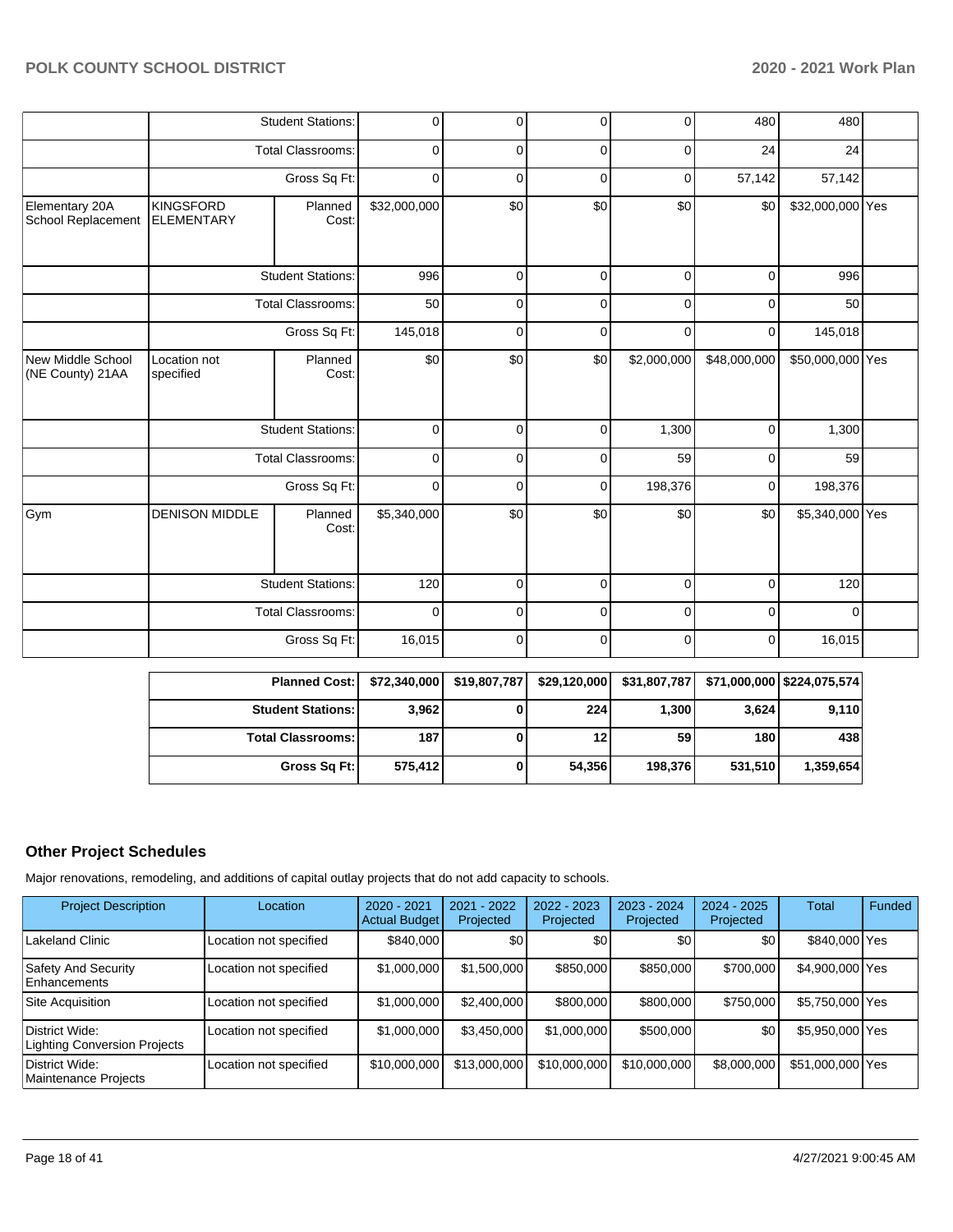| | | | | | | | | | |
|---|---|---|---|---|---|---|---|---|---|
| | Student Stations: | | 0 | 0 | 0 | 0 | 480 | 480 | |
| | Total Classrooms: | | 0 | 0 | 0 | 0 | 24 | 24 | |
| | Gross Sq Ft: | | 0 | 0 | 0 | 0 | 57,142 | 57,142 | |
| Elementary 20A School Replacement | KINGSFORD ELEMENTARY | Planned Cost: | $32,000,000 | $0 | $0 | $0 | $0 | $32,000,000 | Yes |
| | Student Stations: | | 996 | 0 | 0 | 0 | 0 | 996 | |
| | Total Classrooms: | | 50 | 0 | 0 | 0 | 0 | 50 | |
| | Gross Sq Ft: | | 145,018 | 0 | 0 | 0 | 0 | 145,018 | |
| New Middle School (NE County) 21AA | Location not specified | Planned Cost: | $0 | $0 | $0 | $2,000,000 | $48,000,000 | $50,000,000 | Yes |
| | Student Stations: | | 0 | 0 | 0 | 1,300 | 0 | 1,300 | |
| | Total Classrooms: | | 0 | 0 | 0 | 59 | 0 | 59 | |
| | Gross Sq Ft: | | 0 | 0 | 0 | 198,376 | 0 | 198,376 | |
| Gym | DENISON MIDDLE | Planned Cost: | $5,340,000 | $0 | $0 | $0 | $0 | $5,340,000 | Yes |
| | Student Stations: | | 120 | 0 | 0 | 0 | 0 | 120 | |
| | Total Classrooms: | | 0 | 0 | 0 | 0 | 0 | 0 | |
| | Gross Sq Ft: | | 16,015 | 0 | 0 | 0 | 0 | 16,015 | |

| | | | | | | |
|---|---|---|---|---|---|---|
| **Planned Cost:** | **$72,340,000** | **$19,807,787** | **$29,120,000** | **$31,807,787** | **$71,000,000** | **$224,075,574** |
| **Student Stations:** | **3,962** | **0** | **224** | **1,300** | **3,624** | **9,110** |
| **Total Classrooms:** | **187** | **0** | **12** | **59** | **180** | **438** |
| **Gross Sq Ft:** | **575,412** | **0** | **54,356** | **198,376** | **531,510** | **1,359,654** |

## Other Project Schedules

Major renovations, remodeling, and additions of capital outlay projects that do not add capacity to schools.

| Project Description | Location | 2020 - 2021 Actual Budget | 2021 - 2022 Projected | 2022 - 2023 Projected | 2023 - 2024 Projected | 2024 - 2025 Projected | Total | Funded |
|---|---|---|---|---|---|---|---|---|
| Lakeland Clinic | Location not specified | $840,000 | $0 | $0 | $0 | $0 | $840,000 | Yes |
| Safety And Security Enhancements | Location not specified | $1,000,000 | $1,500,000 | $850,000 | $850,000 | $700,000 | $4,900,000 | Yes |
| Site Acquisition | Location not specified | $1,000,000 | $2,400,000 | $800,000 | $800,000 | $750,000 | $5,750,000 | Yes |
| District Wide: Lighting Conversion Projects | Location not specified | $1,000,000 | $3,450,000 | $1,000,000 | $500,000 | $0 | $5,950,000 | Yes |
| District Wide: Maintenance Projects | Location not specified | $10,000,000 | $13,000,000 | $10,000,000 | $10,000,000 | $8,000,000 | $51,000,000 | Yes |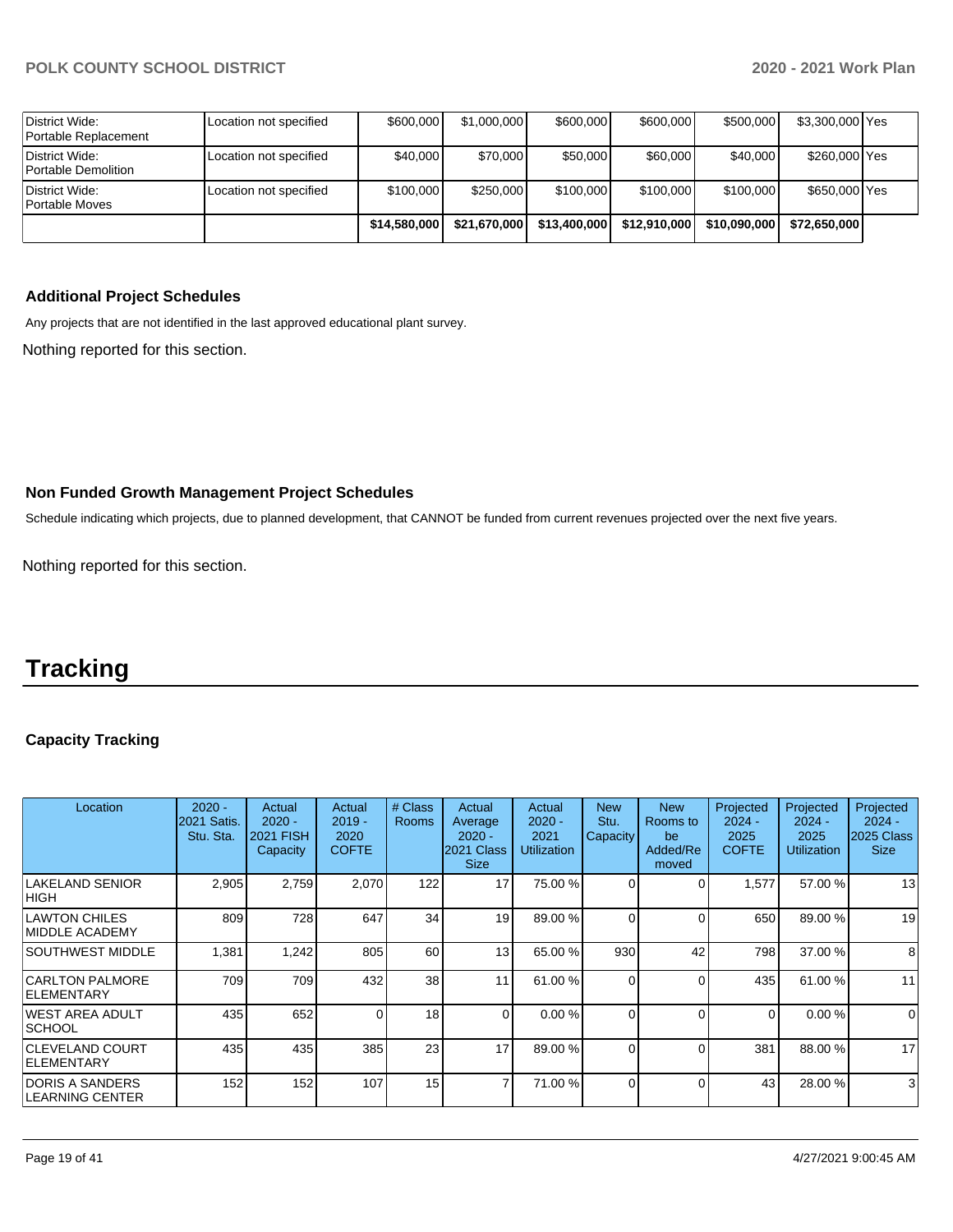| District Wide: Portable Replacement | Location not specified | $600,000 | $1,000,000 | $600,000 | $600,000 | $500,000 | $3,300,000 | Yes |
|---|---|---|---|---|---|---|---|---|
| District Wide: Portable Demolition | Location not specified | $40,000 | $70,000 | $50,000 | $60,000 | $40,000 | $260,000 | Yes |
| District Wide: Portable Moves | Location not specified | $100,000 | $250,000 | $100,000 | $100,000 | $100,000 | $650,000 | Yes |
| | | **$14,580,000** | **$21,670,000** | **$13,400,000** | **$12,910,000** | **$10,090,000** | **$72,650,000** | |

### Additional Project Schedules

Any projects that are not identified in the last approved educational plant survey.

Nothing reported for this section.

### Non Funded Growth Management Project Schedules

Schedule indicating which projects, due to planned development, that CANNOT be funded from current revenues projected over the next five years.

Nothing reported for this section.

# Tracking

### Capacity Tracking

| Location | 2020 - 2021 Satis. Stu. Sta. | Actual 2020 - 2021 FISH Capacity | Actual 2019 - 2020 COFTE | # Class Rooms | Actual Average 2020 - 2021 Class Size | Actual 2020 - 2021 Utilization | New Stu. Capacity | New Rooms to be Added/Removed | Projected 2024 - 2025 COFTE | Projected 2024 - 2025 Utilization | Projected 2024 - 2025 Class Size |
|---|---|---|---|---|---|---|---|---|---|---|---|
| LAKELAND SENIOR HIGH | 2,905 | 2,759 | 2,070 | 122 | 17 | 75.00 % | 0 | 0 | 1,577 | 57.00 % | 13 |
| LAWTON CHILES MIDDLE ACADEMY | 809 | 728 | 647 | 34 | 19 | 89.00 % | 0 | 0 | 650 | 89.00 % | 19 |
| SOUTHWEST MIDDLE | 1,381 | 1,242 | 805 | 60 | 13 | 65.00 % | 930 | 42 | 798 | 37.00 % | 8 |
| CARLTON PALMORE ELEMENTARY | 709 | 709 | 432 | 38 | 11 | 61.00 % | 0 | 0 | 435 | 61.00 % | 11 |
| WEST AREA ADULT SCHOOL | 435 | 652 | 0 | 18 | 0 | 0.00 % | 0 | 0 | 0 | 0.00 % | 0 |
| CLEVELAND COURT ELEMENTARY | 435 | 435 | 385 | 23 | 17 | 89.00 % | 0 | 0 | 381 | 88.00 % | 17 |
| DORIS A SANDERS LEARNING CENTER | 152 | 152 | 107 | 15 | 7 | 71.00 % | 0 | 0 | 43 | 28.00 % | 3 |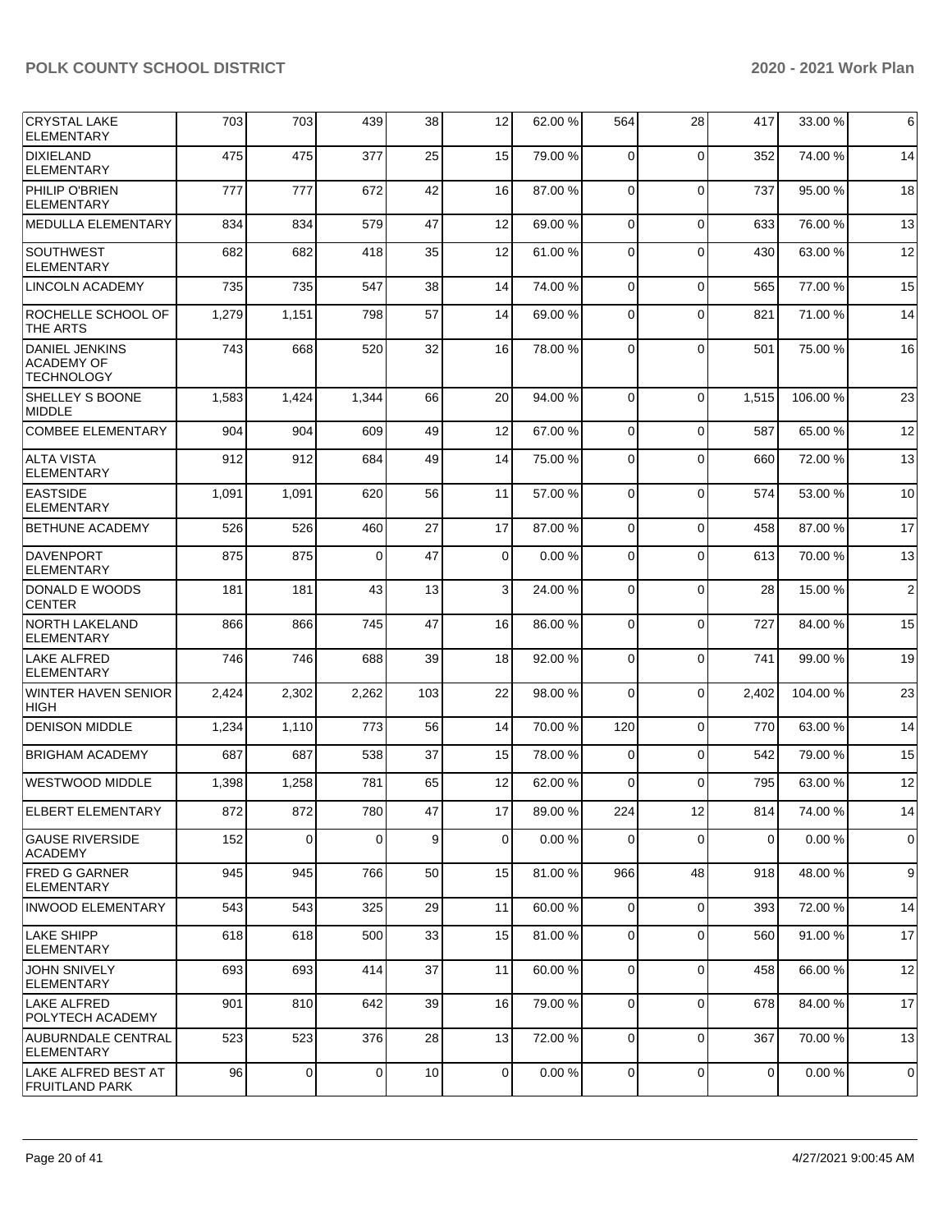| | | | | | | | | | | |
|---|---|---|---|---|---|---|---|---|---|---|
| CRYSTAL LAKE ELEMENTARY | 703 | 703 | 439 | 38 | 12 | 62.00 % | 564 | 28 | 417 | 33.00 % | 6 |
| DIXIELAND ELEMENTARY | 475 | 475 | 377 | 25 | 15 | 79.00 % | 0 | 0 | 352 | 74.00 % | 14 |
| PHILIP O'BRIEN ELEMENTARY | 777 | 777 | 672 | 42 | 16 | 87.00 % | 0 | 0 | 737 | 95.00 % | 18 |
| MEDULLA ELEMENTARY | 834 | 834 | 579 | 47 | 12 | 69.00 % | 0 | 0 | 633 | 76.00 % | 13 |
| SOUTHWEST ELEMENTARY | 682 | 682 | 418 | 35 | 12 | 61.00 % | 0 | 0 | 430 | 63.00 % | 12 |
| LINCOLN ACADEMY | 735 | 735 | 547 | 38 | 14 | 74.00 % | 0 | 0 | 565 | 77.00 % | 15 |
| ROCHELLE SCHOOL OF THE ARTS | 1,279 | 1,151 | 798 | 57 | 14 | 69.00 % | 0 | 0 | 821 | 71.00 % | 14 |
| DANIEL JENKINS ACADEMY OF TECHNOLOGY | 743 | 668 | 520 | 32 | 16 | 78.00 % | 0 | 0 | 501 | 75.00 % | 16 |
| SHELLEY S BOONE MIDDLE | 1,583 | 1,424 | 1,344 | 66 | 20 | 94.00 % | 0 | 0 | 1,515 | 106.00 % | 23 |
| COMBEE ELEMENTARY | 904 | 904 | 609 | 49 | 12 | 67.00 % | 0 | 0 | 587 | 65.00 % | 12 |
| ALTA VISTA ELEMENTARY | 912 | 912 | 684 | 49 | 14 | 75.00 % | 0 | 0 | 660 | 72.00 % | 13 |
| EASTSIDE ELEMENTARY | 1,091 | 1,091 | 620 | 56 | 11 | 57.00 % | 0 | 0 | 574 | 53.00 % | 10 |
| BETHUNE ACADEMY | 526 | 526 | 460 | 27 | 17 | 87.00 % | 0 | 0 | 458 | 87.00 % | 17 |
| DAVENPORT ELEMENTARY | 875 | 875 | 0 | 47 | 0 | 0.00 % | 0 | 0 | 613 | 70.00 % | 13 |
| DONALD E WOODS CENTER | 181 | 181 | 43 | 13 | 3 | 24.00 % | 0 | 0 | 28 | 15.00 % | 2 |
| NORTH LAKELAND ELEMENTARY | 866 | 866 | 745 | 47 | 16 | 86.00 % | 0 | 0 | 727 | 84.00 % | 15 |
| LAKE ALFRED ELEMENTARY | 746 | 746 | 688 | 39 | 18 | 92.00 % | 0 | 0 | 741 | 99.00 % | 19 |
| WINTER HAVEN SENIOR HIGH | 2,424 | 2,302 | 2,262 | 103 | 22 | 98.00 % | 0 | 0 | 2,402 | 104.00 % | 23 |
| DENISON MIDDLE | 1,234 | 1,110 | 773 | 56 | 14 | 70.00 % | 120 | 0 | 770 | 63.00 % | 14 |
| BRIGHAM ACADEMY | 687 | 687 | 538 | 37 | 15 | 78.00 % | 0 | 0 | 542 | 79.00 % | 15 |
| WESTWOOD MIDDLE | 1,398 | 1,258 | 781 | 65 | 12 | 62.00 % | 0 | 0 | 795 | 63.00 % | 12 |
| ELBERT ELEMENTARY | 872 | 872 | 780 | 47 | 17 | 89.00 % | 224 | 12 | 814 | 74.00 % | 14 |
| GAUSE RIVERSIDE ACADEMY | 152 | 0 | 0 | 9 | 0 | 0.00 % | 0 | 0 | 0 | 0.00 % | 0 |
| FRED G GARNER ELEMENTARY | 945 | 945 | 766 | 50 | 15 | 81.00 % | 966 | 48 | 918 | 48.00 % | 9 |
| INWOOD ELEMENTARY | 543 | 543 | 325 | 29 | 11 | 60.00 % | 0 | 0 | 393 | 72.00 % | 14 |
| LAKE SHIPP ELEMENTARY | 618 | 618 | 500 | 33 | 15 | 81.00 % | 0 | 0 | 560 | 91.00 % | 17 |
| JOHN SNIVELY ELEMENTARY | 693 | 693 | 414 | 37 | 11 | 60.00 % | 0 | 0 | 458 | 66.00 % | 12 |
| LAKE ALFRED POLYTECH ACADEMY | 901 | 810 | 642 | 39 | 16 | 79.00 % | 0 | 0 | 678 | 84.00 % | 17 |
| AUBURNDALE CENTRAL ELEMENTARY | 523 | 523 | 376 | 28 | 13 | 72.00 % | 0 | 0 | 367 | 70.00 % | 13 |
| LAKE ALFRED BEST AT FRUITLAND PARK | 96 | 0 | 0 | 10 | 0 | 0.00 % | 0 | 0 | 0 | 0.00 % | 0 |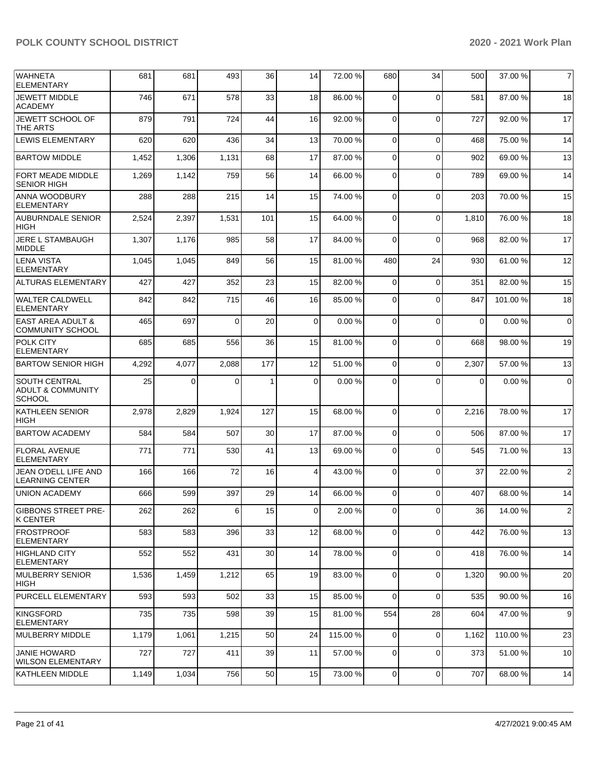| | | | | | | | | | | |
|---|---|---|---|---|---|---|---|---|---|---|
| WAHNETA ELEMENTARY | 681 | 681 | 493 | 36 | 14 | 72.00 % | 680 | 34 | 500 | 37.00 % | 7 |
| JEWETT MIDDLE ACADEMY | 746 | 671 | 578 | 33 | 18 | 86.00 % | 0 | 0 | 581 | 87.00 % | 18 |
| JEWETT SCHOOL OF THE ARTS | 879 | 791 | 724 | 44 | 16 | 92.00 % | 0 | 0 | 727 | 92.00 % | 17 |
| LEWIS ELEMENTARY | 620 | 620 | 436 | 34 | 13 | 70.00 % | 0 | 0 | 468 | 75.00 % | 14 |
| BARTOW MIDDLE | 1,452 | 1,306 | 1,131 | 68 | 17 | 87.00 % | 0 | 0 | 902 | 69.00 % | 13 |
| FORT MEADE MIDDLE SENIOR HIGH | 1,269 | 1,142 | 759 | 56 | 14 | 66.00 % | 0 | 0 | 789 | 69.00 % | 14 |
| ANNA WOODBURY ELEMENTARY | 288 | 288 | 215 | 14 | 15 | 74.00 % | 0 | 0 | 203 | 70.00 % | 15 |
| AUBURNDALE SENIOR HIGH | 2,524 | 2,397 | 1,531 | 101 | 15 | 64.00 % | 0 | 0 | 1,810 | 76.00 % | 18 |
| JERE L STAMBAUGH MIDDLE | 1,307 | 1,176 | 985 | 58 | 17 | 84.00 % | 0 | 0 | 968 | 82.00 % | 17 |
| LENA VISTA ELEMENTARY | 1,045 | 1,045 | 849 | 56 | 15 | 81.00 % | 480 | 24 | 930 | 61.00 % | 12 |
| ALTURAS ELEMENTARY | 427 | 427 | 352 | 23 | 15 | 82.00 % | 0 | 0 | 351 | 82.00 % | 15 |
| WALTER CALDWELL ELEMENTARY | 842 | 842 | 715 | 46 | 16 | 85.00 % | 0 | 0 | 847 | 101.00 % | 18 |
| EAST AREA ADULT & COMMUNITY SCHOOL | 465 | 697 | 0 | 20 | 0 | 0.00 % | 0 | 0 | 0 | 0.00 % | 0 |
| POLK CITY ELEMENTARY | 685 | 685 | 556 | 36 | 15 | 81.00 % | 0 | 0 | 668 | 98.00 % | 19 |
| BARTOW SENIOR HIGH | 4,292 | 4,077 | 2,088 | 177 | 12 | 51.00 % | 0 | 0 | 2,307 | 57.00 % | 13 |
| SOUTH CENTRAL ADULT & COMMUNITY SCHOOL | 25 | 0 | 0 | 1 | 0 | 0.00 % | 0 | 0 | 0 | 0.00 % | 0 |
| KATHLEEN SENIOR HIGH | 2,978 | 2,829 | 1,924 | 127 | 15 | 68.00 % | 0 | 0 | 2,216 | 78.00 % | 17 |
| BARTOW ACADEMY | 584 | 584 | 507 | 30 | 17 | 87.00 % | 0 | 0 | 506 | 87.00 % | 17 |
| FLORAL AVENUE ELEMENTARY | 771 | 771 | 530 | 41 | 13 | 69.00 % | 0 | 0 | 545 | 71.00 % | 13 |
| JEAN O'DELL LIFE AND LEARNING CENTER | 166 | 166 | 72 | 16 | 4 | 43.00 % | 0 | 0 | 37 | 22.00 % | 2 |
| UNION ACADEMY | 666 | 599 | 397 | 29 | 14 | 66.00 % | 0 | 0 | 407 | 68.00 % | 14 |
| GIBBONS STREET PRE-K CENTER | 262 | 262 | 6 | 15 | 0 | 2.00 % | 0 | 0 | 36 | 14.00 % | 2 |
| FROSTPROOF ELEMENTARY | 583 | 583 | 396 | 33 | 12 | 68.00 % | 0 | 0 | 442 | 76.00 % | 13 |
| HIGHLAND CITY ELEMENTARY | 552 | 552 | 431 | 30 | 14 | 78.00 % | 0 | 0 | 418 | 76.00 % | 14 |
| MULBERRY SENIOR HIGH | 1,536 | 1,459 | 1,212 | 65 | 19 | 83.00 % | 0 | 0 | 1,320 | 90.00 % | 20 |
| PURCELL ELEMENTARY | 593 | 593 | 502 | 33 | 15 | 85.00 % | 0 | 0 | 535 | 90.00 % | 16 |
| KINGSFORD ELEMENTARY | 735 | 735 | 598 | 39 | 15 | 81.00 % | 554 | 28 | 604 | 47.00 % | 9 |
| MULBERRY MIDDLE | 1,179 | 1,061 | 1,215 | 50 | 24 | 115.00 % | 0 | 0 | 1,162 | 110.00 % | 23 |
| JANIE HOWARD WILSON ELEMENTARY | 727 | 727 | 411 | 39 | 11 | 57.00 % | 0 | 0 | 373 | 51.00 % | 10 |
| KATHLEEN MIDDLE | 1,149 | 1,034 | 756 | 50 | 15 | 73.00 % | 0 | 0 | 707 | 68.00 % | 14 |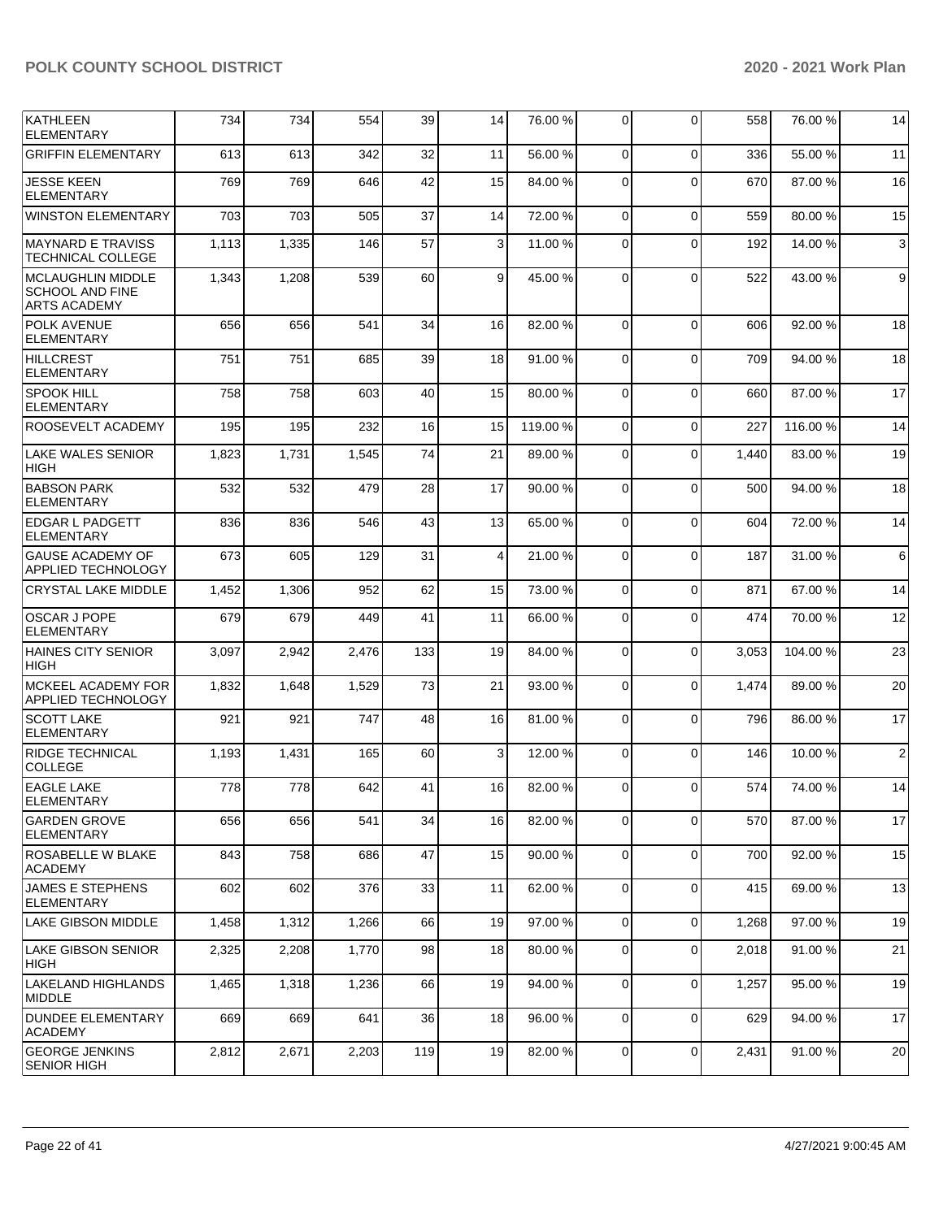| | | | | | | | | | | | |
|---|---|---|---|---|---|---|---|---|---|---|---|
| KATHLEEN ELEMENTARY | 734 | 734 | 554 | 39 | 14 | 76.00 % | 0 | 0 | 558 | 76.00 % | 14 |
| GRIFFIN ELEMENTARY | 613 | 613 | 342 | 32 | 11 | 56.00 % | 0 | 0 | 336 | 55.00 % | 11 |
| JESSE KEEN ELEMENTARY | 769 | 769 | 646 | 42 | 15 | 84.00 % | 0 | 0 | 670 | 87.00 % | 16 |
| WINSTON ELEMENTARY | 703 | 703 | 505 | 37 | 14 | 72.00 % | 0 | 0 | 559 | 80.00 % | 15 |
| MAYNARD E TRAVISS TECHNICAL COLLEGE | 1,113 | 1,335 | 146 | 57 | 3 | 11.00 % | 0 | 0 | 192 | 14.00 % | 3 |
| MCLAUGHLIN MIDDLE SCHOOL AND FINE ARTS ACADEMY | 1,343 | 1,208 | 539 | 60 | 9 | 45.00 % | 0 | 0 | 522 | 43.00 % | 9 |
| POLK AVENUE ELEMENTARY | 656 | 656 | 541 | 34 | 16 | 82.00 % | 0 | 0 | 606 | 92.00 % | 18 |
| HILLCREST ELEMENTARY | 751 | 751 | 685 | 39 | 18 | 91.00 % | 0 | 0 | 709 | 94.00 % | 18 |
| SPOOK HILL ELEMENTARY | 758 | 758 | 603 | 40 | 15 | 80.00 % | 0 | 0 | 660 | 87.00 % | 17 |
| ROOSEVELT ACADEMY | 195 | 195 | 232 | 16 | 15 | 119.00 % | 0 | 0 | 227 | 116.00 % | 14 |
| LAKE WALES SENIOR HIGH | 1,823 | 1,731 | 1,545 | 74 | 21 | 89.00 % | 0 | 0 | 1,440 | 83.00 % | 19 |
| BABSON PARK ELEMENTARY | 532 | 532 | 479 | 28 | 17 | 90.00 % | 0 | 0 | 500 | 94.00 % | 18 |
| EDGAR L PADGETT ELEMENTARY | 836 | 836 | 546 | 43 | 13 | 65.00 % | 0 | 0 | 604 | 72.00 % | 14 |
| GAUSE ACADEMY OF APPLIED TECHNOLOGY | 673 | 605 | 129 | 31 | 4 | 21.00 % | 0 | 0 | 187 | 31.00 % | 6 |
| CRYSTAL LAKE MIDDLE | 1,452 | 1,306 | 952 | 62 | 15 | 73.00 % | 0 | 0 | 871 | 67.00 % | 14 |
| OSCAR J POPE ELEMENTARY | 679 | 679 | 449 | 41 | 11 | 66.00 % | 0 | 0 | 474 | 70.00 % | 12 |
| HAINES CITY SENIOR HIGH | 3,097 | 2,942 | 2,476 | 133 | 19 | 84.00 % | 0 | 0 | 3,053 | 104.00 % | 23 |
| MCKEEL ACADEMY FOR APPLIED TECHNOLOGY | 1,832 | 1,648 | 1,529 | 73 | 21 | 93.00 % | 0 | 0 | 1,474 | 89.00 % | 20 |
| SCOTT LAKE ELEMENTARY | 921 | 921 | 747 | 48 | 16 | 81.00 % | 0 | 0 | 796 | 86.00 % | 17 |
| RIDGE TECHNICAL COLLEGE | 1,193 | 1,431 | 165 | 60 | 3 | 12.00 % | 0 | 0 | 146 | 10.00 % | 2 |
| EAGLE LAKE ELEMENTARY | 778 | 778 | 642 | 41 | 16 | 82.00 % | 0 | 0 | 574 | 74.00 % | 14 |
| GARDEN GROVE ELEMENTARY | 656 | 656 | 541 | 34 | 16 | 82.00 % | 0 | 0 | 570 | 87.00 % | 17 |
| ROSABELLE W BLAKE ACADEMY | 843 | 758 | 686 | 47 | 15 | 90.00 % | 0 | 0 | 700 | 92.00 % | 15 |
| JAMES E STEPHENS ELEMENTARY | 602 | 602 | 376 | 33 | 11 | 62.00 % | 0 | 0 | 415 | 69.00 % | 13 |
| LAKE GIBSON MIDDLE | 1,458 | 1,312 | 1,266 | 66 | 19 | 97.00 % | 0 | 0 | 1,268 | 97.00 % | 19 |
| LAKE GIBSON SENIOR HIGH | 2,325 | 2,208 | 1,770 | 98 | 18 | 80.00 % | 0 | 0 | 2,018 | 91.00 % | 21 |
| LAKELAND HIGHLANDS MIDDLE | 1,465 | 1,318 | 1,236 | 66 | 19 | 94.00 % | 0 | 0 | 1,257 | 95.00 % | 19 |
| DUNDEE ELEMENTARY ACADEMY | 669 | 669 | 641 | 36 | 18 | 96.00 % | 0 | 0 | 629 | 94.00 % | 17 |
| GEORGE JENKINS SENIOR HIGH | 2,812 | 2,671 | 2,203 | 119 | 19 | 82.00 % | 0 | 0 | 2,431 | 91.00 % | 20 |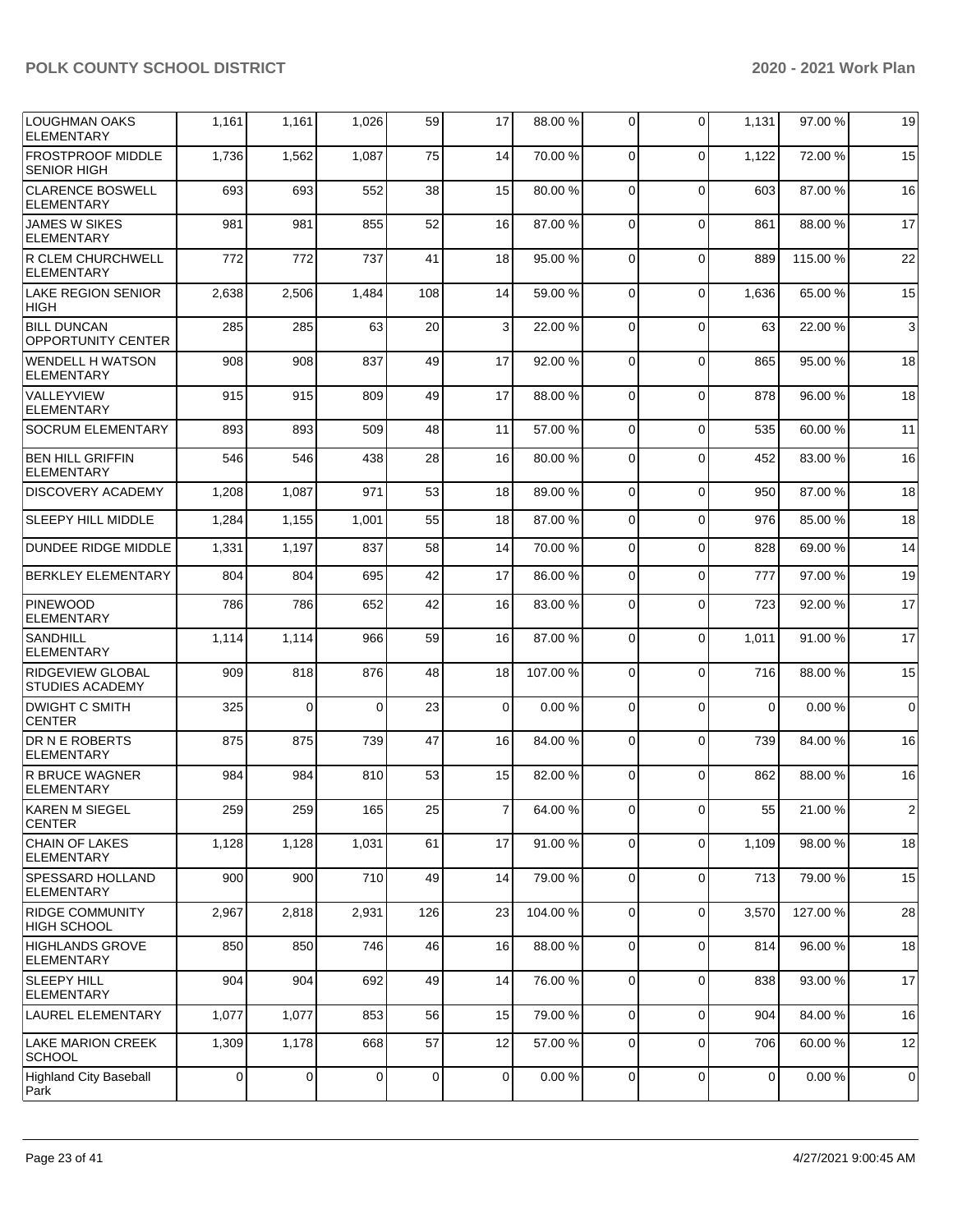| | | | | | | | | | | |
|---|---|---|---|---|---|---|---|---|---|---|
| LOUGHMAN OAKS ELEMENTARY | 1,161 | 1,161 | 1,026 | 59 | 17 | 88.00 % | 0 | 0 | 1,131 | 97.00 % | 19 |
| FROSTPROOF MIDDLE SENIOR HIGH | 1,736 | 1,562 | 1,087 | 75 | 14 | 70.00 % | 0 | 0 | 1,122 | 72.00 % | 15 |
| CLARENCE BOSWELL ELEMENTARY | 693 | 693 | 552 | 38 | 15 | 80.00 % | 0 | 0 | 603 | 87.00 % | 16 |
| JAMES W SIKES ELEMENTARY | 981 | 981 | 855 | 52 | 16 | 87.00 % | 0 | 0 | 861 | 88.00 % | 17 |
| R CLEM CHURCHWELL ELEMENTARY | 772 | 772 | 737 | 41 | 18 | 95.00 % | 0 | 0 | 889 | 115.00 % | 22 |
| LAKE REGION SENIOR HIGH | 2,638 | 2,506 | 1,484 | 108 | 14 | 59.00 % | 0 | 0 | 1,636 | 65.00 % | 15 |
| BILL DUNCAN OPPORTUNITY CENTER | 285 | 285 | 63 | 20 | 3 | 22.00 % | 0 | 0 | 63 | 22.00 % | 3 |
| WENDELL H WATSON ELEMENTARY | 908 | 908 | 837 | 49 | 17 | 92.00 % | 0 | 0 | 865 | 95.00 % | 18 |
| VALLEYVIEW ELEMENTARY | 915 | 915 | 809 | 49 | 17 | 88.00 % | 0 | 0 | 878 | 96.00 % | 18 |
| SOCRUM ELEMENTARY | 893 | 893 | 509 | 48 | 11 | 57.00 % | 0 | 0 | 535 | 60.00 % | 11 |
| BEN HILL GRIFFIN ELEMENTARY | 546 | 546 | 438 | 28 | 16 | 80.00 % | 0 | 0 | 452 | 83.00 % | 16 |
| DISCOVERY ACADEMY | 1,208 | 1,087 | 971 | 53 | 18 | 89.00 % | 0 | 0 | 950 | 87.00 % | 18 |
| SLEEPY HILL MIDDLE | 1,284 | 1,155 | 1,001 | 55 | 18 | 87.00 % | 0 | 0 | 976 | 85.00 % | 18 |
| DUNDEE RIDGE MIDDLE | 1,331 | 1,197 | 837 | 58 | 14 | 70.00 % | 0 | 0 | 828 | 69.00 % | 14 |
| BERKLEY ELEMENTARY | 804 | 804 | 695 | 42 | 17 | 86.00 % | 0 | 0 | 777 | 97.00 % | 19 |
| PINEWOOD ELEMENTARY | 786 | 786 | 652 | 42 | 16 | 83.00 % | 0 | 0 | 723 | 92.00 % | 17 |
| SANDHILL ELEMENTARY | 1,114 | 1,114 | 966 | 59 | 16 | 87.00 % | 0 | 0 | 1,011 | 91.00 % | 17 |
| RIDGEVIEW GLOBAL STUDIES ACADEMY | 909 | 818 | 876 | 48 | 18 | 107.00 % | 0 | 0 | 716 | 88.00 % | 15 |
| DWIGHT C SMITH CENTER | 325 | 0 | 0 | 23 | 0 | 0.00 % | 0 | 0 | 0 | 0.00 % | 0 |
| DR N E ROBERTS ELEMENTARY | 875 | 875 | 739 | 47 | 16 | 84.00 % | 0 | 0 | 739 | 84.00 % | 16 |
| R BRUCE WAGNER ELEMENTARY | 984 | 984 | 810 | 53 | 15 | 82.00 % | 0 | 0 | 862 | 88.00 % | 16 |
| KAREN M SIEGEL CENTER | 259 | 259 | 165 | 25 | 7 | 64.00 % | 0 | 0 | 55 | 21.00 % | 2 |
| CHAIN OF LAKES ELEMENTARY | 1,128 | 1,128 | 1,031 | 61 | 17 | 91.00 % | 0 | 0 | 1,109 | 98.00 % | 18 |
| SPESSARD HOLLAND ELEMENTARY | 900 | 900 | 710 | 49 | 14 | 79.00 % | 0 | 0 | 713 | 79.00 % | 15 |
| RIDGE COMMUNITY HIGH SCHOOL | 2,967 | 2,818 | 2,931 | 126 | 23 | 104.00 % | 0 | 0 | 3,570 | 127.00 % | 28 |
| HIGHLANDS GROVE ELEMENTARY | 850 | 850 | 746 | 46 | 16 | 88.00 % | 0 | 0 | 814 | 96.00 % | 18 |
| SLEEPY HILL ELEMENTARY | 904 | 904 | 692 | 49 | 14 | 76.00 % | 0 | 0 | 838 | 93.00 % | 17 |
| LAUREL ELEMENTARY | 1,077 | 1,077 | 853 | 56 | 15 | 79.00 % | 0 | 0 | 904 | 84.00 % | 16 |
| LAKE MARION CREEK SCHOOL | 1,309 | 1,178 | 668 | 57 | 12 | 57.00 % | 0 | 0 | 706 | 60.00 % | 12 |
| Highland City Baseball Park | 0 | 0 | 0 | 0 | 0 | 0.00 % | 0 | 0 | 0 | 0.00 % | 0 |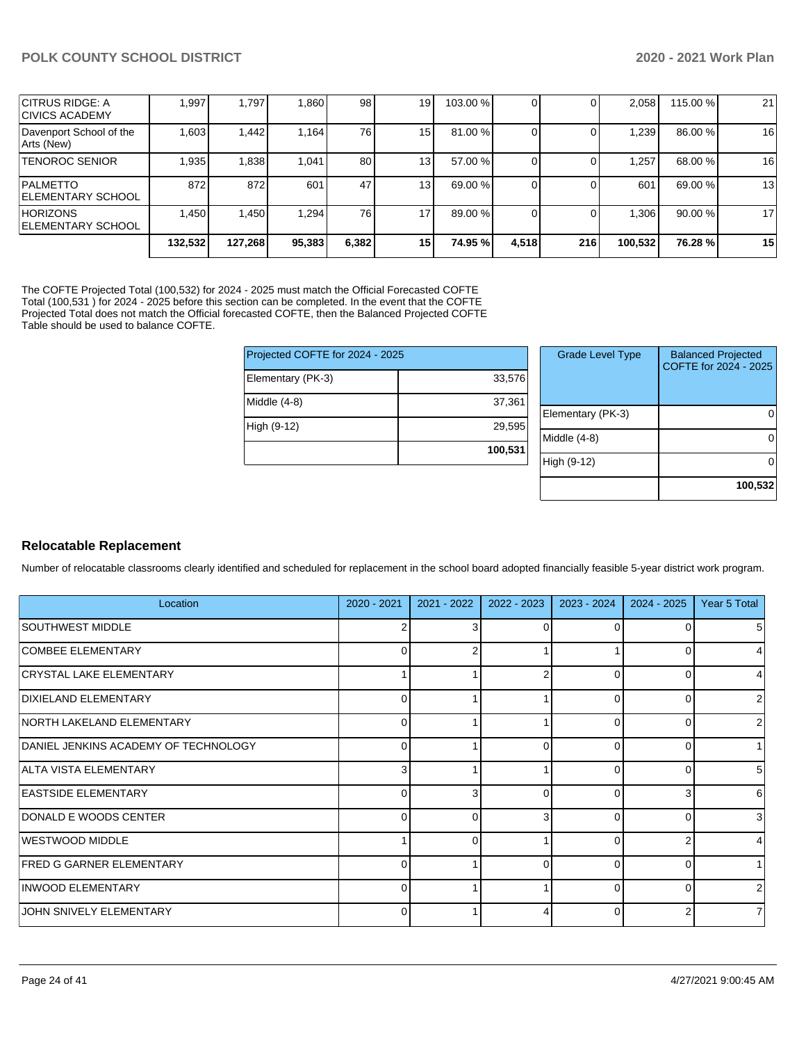| | | | | | | | | | | |
|---|---|---|---|---|---|---|---|---|---|---|
| CITRUS RIDGE: A CIVICS ACADEMY | 1,997 | 1,797 | 1,860 | 98 | 19 | 103.00 % | 0 | 0 | 2,058 | 115.00 % | 21 |
| Davenport School of the Arts (New) | 1,603 | 1,442 | 1,164 | 76 | 15 | 81.00 % | 0 | 0 | 1,239 | 86.00 % | 16 |
| TENOROC SENIOR | 1,935 | 1,838 | 1,041 | 80 | 13 | 57.00 % | 0 | 0 | 1,257 | 68.00 % | 16 |
| PALMETTO ELEMENTARY SCHOOL | 872 | 872 | 601 | 47 | 13 | 69.00 % | 0 | 0 | 601 | 69.00 % | 13 |
| HORIZONS ELEMENTARY SCHOOL | 1,450 | 1,450 | 1,294 | 76 | 17 | 89.00 % | 0 | 0 | 1,306 | 90.00 % | 17 |
| | **132,532** | **127,268** | **95,383** | **6,382** | **15** | **74.95 %** | **4,518** | **216** | **100,532** | **76.28 %** | **15** |

The COFTE Projected Total (100,532) for 2024 - 2025 must match the Official Forecasted COFTE Total (100,531 ) for 2024 - 2025 before this section can be completed. In the event that the COFTE Projected Total does not match the Official forecasted COFTE, then the Balanced Projected COFTE Table should be used to balance COFTE.

| Projected COFTE for 2024 - 2025 | |
|---|---|
| Elementary (PK-3) | 33,576 |
| Middle (4-8) | 37,361 |
| High (9-12) | 29,595 |
| | **100,531** |

| Grade Level Type | Balanced Projected COFTE for 2024 - 2025 |
|---|---|
| Elementary (PK-3) | 0 |
| Middle (4-8) | 0 |
| High (9-12) | 0 |
| | **100,532** |

### Relocatable Replacement

Number of relocatable classrooms clearly identified and scheduled for replacement in the school board adopted financially feasible 5-year district work program.

| Location | 2020 - 2021 | 2021 - 2022 | 2022 - 2023 | 2023 - 2024 | 2024 - 2025 | Year 5 Total |
|---|---|---|---|---|---|---|
| SOUTHWEST MIDDLE | 2 | 3 | 0 | 0 | 0 | 5 |
| COMBEE ELEMENTARY | 0 | 2 | 1 | 1 | 0 | 4 |
| CRYSTAL LAKE ELEMENTARY | 1 | 1 | 2 | 0 | 0 | 4 |
| DIXIELAND ELEMENTARY | 0 | 1 | 1 | 0 | 0 | 2 |
| NORTH LAKELAND ELEMENTARY | 0 | 1 | 1 | 0 | 0 | 2 |
| DANIEL JENKINS ACADEMY OF TECHNOLOGY | 0 | 1 | 0 | 0 | 0 | 1 |
| ALTA VISTA ELEMENTARY | 3 | 1 | 1 | 0 | 0 | 5 |
| EASTSIDE ELEMENTARY | 0 | 3 | 0 | 0 | 3 | 6 |
| DONALD E WOODS CENTER | 0 | 0 | 3 | 0 | 0 | 3 |
| WESTWOOD MIDDLE | 1 | 0 | 1 | 0 | 2 | 4 |
| FRED G GARNER ELEMENTARY | 0 | 1 | 0 | 0 | 0 | 1 |
| INWOOD ELEMENTARY | 0 | 1 | 1 | 0 | 0 | 2 |
| JOHN SNIVELY ELEMENTARY | 0 | 1 | 4 | 0 | 2 | 7 |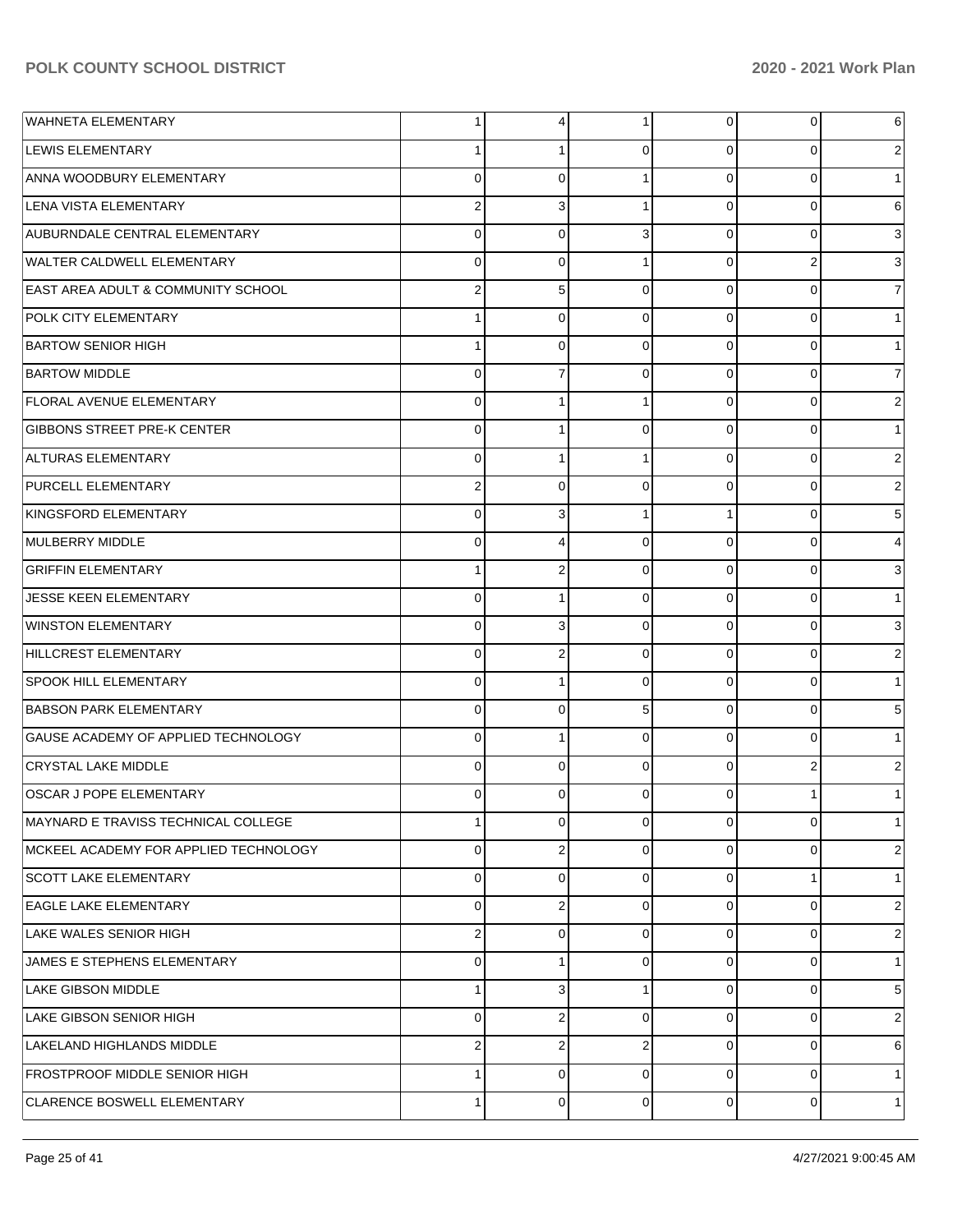| | | | | | | |
|---|---|---|---|---|---|---|
| WAHNETA ELEMENTARY | 1 | 4 | 1 | 0 | 0 | 6 |
| LEWIS ELEMENTARY | 1 | 1 | 0 | 0 | 0 | 2 |
| ANNA WOODBURY ELEMENTARY | 0 | 0 | 1 | 0 | 0 | 1 |
| LENA VISTA ELEMENTARY | 2 | 3 | 1 | 0 | 0 | 6 |
| AUBURNDALE CENTRAL ELEMENTARY | 0 | 0 | 3 | 0 | 0 | 3 |
| WALTER CALDWELL ELEMENTARY | 0 | 0 | 1 | 0 | 2 | 3 |
| EAST AREA ADULT & COMMUNITY SCHOOL | 2 | 5 | 0 | 0 | 0 | 7 |
| POLK CITY ELEMENTARY | 1 | 0 | 0 | 0 | 0 | 1 |
| BARTOW SENIOR HIGH | 1 | 0 | 0 | 0 | 0 | 1 |
| BARTOW MIDDLE | 0 | 7 | 0 | 0 | 0 | 7 |
| FLORAL AVENUE ELEMENTARY | 0 | 1 | 1 | 0 | 0 | 2 |
| GIBBONS STREET PRE-K CENTER | 0 | 1 | 0 | 0 | 0 | 1 |
| ALTURAS ELEMENTARY | 0 | 1 | 1 | 0 | 0 | 2 |
| PURCELL ELEMENTARY | 2 | 0 | 0 | 0 | 0 | 2 |
| KINGSFORD ELEMENTARY | 0 | 3 | 1 | 1 | 0 | 5 |
| MULBERRY MIDDLE | 0 | 4 | 0 | 0 | 0 | 4 |
| GRIFFIN ELEMENTARY | 1 | 2 | 0 | 0 | 0 | 3 |
| JESSE KEEN ELEMENTARY | 0 | 1 | 0 | 0 | 0 | 1 |
| WINSTON ELEMENTARY | 0 | 3 | 0 | 0 | 0 | 3 |
| HILLCREST ELEMENTARY | 0 | 2 | 0 | 0 | 0 | 2 |
| SPOOK HILL ELEMENTARY | 0 | 1 | 0 | 0 | 0 | 1 |
| BABSON PARK ELEMENTARY | 0 | 0 | 5 | 0 | 0 | 5 |
| GAUSE ACADEMY OF APPLIED TECHNOLOGY | 0 | 1 | 0 | 0 | 0 | 1 |
| CRYSTAL LAKE MIDDLE | 0 | 0 | 0 | 0 | 2 | 2 |
| OSCAR J POPE ELEMENTARY | 0 | 0 | 0 | 0 | 1 | 1 |
| MAYNARD E TRAVISS TECHNICAL COLLEGE | 1 | 0 | 0 | 0 | 0 | 1 |
| MCKEEL ACADEMY FOR APPLIED TECHNOLOGY | 0 | 2 | 0 | 0 | 0 | 2 |
| SCOTT LAKE ELEMENTARY | 0 | 0 | 0 | 0 | 1 | 1 |
| EAGLE LAKE ELEMENTARY | 0 | 2 | 0 | 0 | 0 | 2 |
| LAKE WALES SENIOR HIGH | 2 | 0 | 0 | 0 | 0 | 2 |
| JAMES E STEPHENS ELEMENTARY | 0 | 1 | 0 | 0 | 0 | 1 |
| LAKE GIBSON MIDDLE | 1 | 3 | 1 | 0 | 0 | 5 |
| LAKE GIBSON SENIOR HIGH | 0 | 2 | 0 | 0 | 0 | 2 |
| LAKELAND HIGHLANDS MIDDLE | 2 | 2 | 2 | 0 | 0 | 6 |
| FROSTPROOF MIDDLE SENIOR HIGH | 1 | 0 | 0 | 0 | 0 | 1 |
| CLARENCE BOSWELL ELEMENTARY | 1 | 0 | 0 | 0 | 0 | 1 |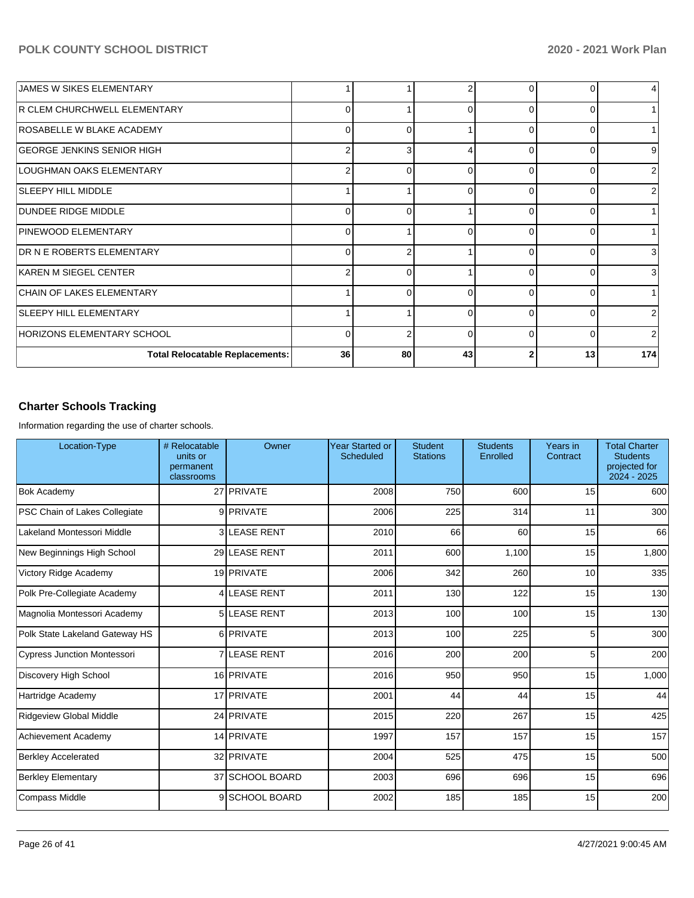| | | | | | | |
|---|---|---|---|---|---|---|
| JAMES W SIKES ELEMENTARY | 1 | 1 | 2 | 0 | 0 | 4 |
| R CLEM CHURCHWELL ELEMENTARY | 0 | 1 | 0 | 0 | 0 | 1 |
| ROSABELLE W BLAKE ACADEMY | 0 | 0 | 1 | 0 | 0 | 1 |
| GEORGE JENKINS SENIOR HIGH | 2 | 3 | 4 | 0 | 0 | 9 |
| LOUGHMAN OAKS ELEMENTARY | 2 | 0 | 0 | 0 | 0 | 2 |
| SLEEPY HILL MIDDLE | 1 | 1 | 0 | 0 | 0 | 2 |
| DUNDEE RIDGE MIDDLE | 0 | 0 | 1 | 0 | 0 | 1 |
| PINEWOOD ELEMENTARY | 0 | 1 | 0 | 0 | 0 | 1 |
| DR N E ROBERTS ELEMENTARY | 0 | 2 | 1 | 0 | 0 | 3 |
| KAREN M SIEGEL CENTER | 2 | 0 | 1 | 0 | 0 | 3 |
| CHAIN OF LAKES ELEMENTARY | 1 | 0 | 0 | 0 | 0 | 1 |
| SLEEPY HILL ELEMENTARY | 1 | 1 | 0 | 0 | 0 | 2 |
| HORIZONS ELEMENTARY SCHOOL | 0 | 2 | 0 | 0 | 0 | 2 |
| **Total Relocatable Replacements:** | **36** | **80** | **43** | **2** | **13** | **174** |

## Charter Schools Tracking

Information regarding the use of charter schools.

| Location-Type | # Relocatable units or permanent classrooms | Owner | Year Started or Scheduled | Student Stations | Students Enrolled | Years in Contract | Total Charter Students projected for 2024 - 2025 |
|---|---|---|---|---|---|---|---|
| Bok Academy | 27 | PRIVATE | 2008 | 750 | 600 | 15 | 600 |
| PSC Chain of Lakes Collegiate | 9 | PRIVATE | 2006 | 225 | 314 | 11 | 300 |
| Lakeland Montessori Middle | 3 | LEASE RENT | 2010 | 66 | 60 | 15 | 66 |
| New Beginnings High School | 29 | LEASE RENT | 2011 | 600 | 1,100 | 15 | 1,800 |
| Victory Ridge Academy | 19 | PRIVATE | 2006 | 342 | 260 | 10 | 335 |
| Polk Pre-Collegiate Academy | 4 | LEASE RENT | 2011 | 130 | 122 | 15 | 130 |
| Magnolia Montessori Academy | 5 | LEASE RENT | 2013 | 100 | 100 | 15 | 130 |
| Polk State Lakeland Gateway HS | 6 | PRIVATE | 2013 | 100 | 225 | 5 | 300 |
| Cypress Junction Montessori | 7 | LEASE RENT | 2016 | 200 | 200 | 5 | 200 |
| Discovery High School | 16 | PRIVATE | 2016 | 950 | 950 | 15 | 1,000 |
| Hartridge Academy | 17 | PRIVATE | 2001 | 44 | 44 | 15 | 44 |
| Ridgeview Global Middle | 24 | PRIVATE | 2015 | 220 | 267 | 15 | 425 |
| Achievement Academy | 14 | PRIVATE | 1997 | 157 | 157 | 15 | 157 |
| Berkley Accelerated | 32 | PRIVATE | 2004 | 525 | 475 | 15 | 500 |
| Berkley Elementary | 37 | SCHOOL BOARD | 2003 | 696 | 696 | 15 | 696 |
| Compass Middle | 9 | SCHOOL BOARD | 2002 | 185 | 185 | 15 | 200 |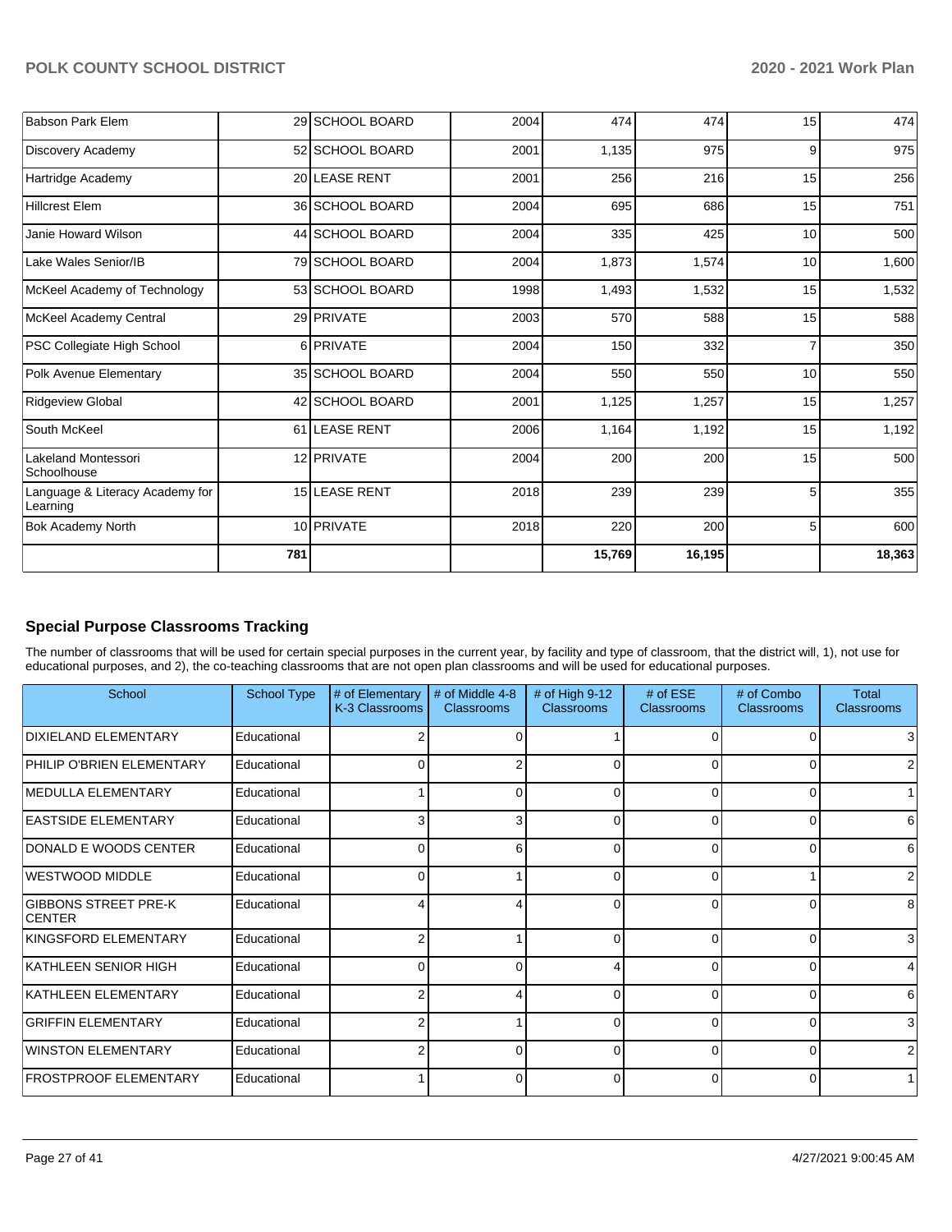| | | | | | | | |
|---|---|---|---|---|---|---|---|
| Babson Park Elem | 29 | SCHOOL BOARD | 2004 | 474 | 474 | 15 | 474 |
| Discovery Academy | 52 | SCHOOL BOARD | 2001 | 1,135 | 975 | 9 | 975 |
| Hartridge Academy | 20 | LEASE RENT | 2001 | 256 | 216 | 15 | 256 |
| Hillcrest Elem | 36 | SCHOOL BOARD | 2004 | 695 | 686 | 15 | 751 |
| Janie Howard Wilson | 44 | SCHOOL BOARD | 2004 | 335 | 425 | 10 | 500 |
| Lake Wales Senior/IB | 79 | SCHOOL BOARD | 2004 | 1,873 | 1,574 | 10 | 1,600 |
| McKeel Academy of Technology | 53 | SCHOOL BOARD | 1998 | 1,493 | 1,532 | 15 | 1,532 |
| McKeel Academy Central | 29 | PRIVATE | 2003 | 570 | 588 | 15 | 588 |
| PSC Collegiate High School | 6 | PRIVATE | 2004 | 150 | 332 | 7 | 350 |
| Polk Avenue Elementary | 35 | SCHOOL BOARD | 2004 | 550 | 550 | 10 | 550 |
| Ridgeview Global | 42 | SCHOOL BOARD | 2001 | 1,125 | 1,257 | 15 | 1,257 |
| South McKeel | 61 | LEASE RENT | 2006 | 1,164 | 1,192 | 15 | 1,192 |
| Lakeland Montessori Schoolhouse | 12 | PRIVATE | 2004 | 200 | 200 | 15 | 500 |
| Language & Literacy Academy for Learning | 15 | LEASE RENT | 2018 | 239 | 239 | 5 | 355 |
| Bok Academy North | 10 | PRIVATE | 2018 | 220 | 200 | 5 | 600 |
| | **781** | | | **15,769** | **16,195** | | **18,363** |

## Special Purpose Classrooms Tracking

The number of classrooms that will be used for certain special purposes in the current year, by facility and type of classroom, that the district will, 1), not use for educational purposes, and 2), the co-teaching classrooms that are not open plan classrooms and will be used for educational purposes.

| School | School Type | # of Elementary K-3 Classrooms | # of Middle 4-8 Classrooms | # of High 9-12 Classrooms | # of ESE Classrooms | # of Combo Classrooms | Total Classrooms |
|---|---|---|---|---|---|---|---|
| DIXIELAND ELEMENTARY | Educational | 2 | 0 | 1 | 0 | 0 | 3 |
| PHILIP O'BRIEN ELEMENTARY | Educational | 0 | 2 | 0 | 0 | 0 | 2 |
| MEDULLA ELEMENTARY | Educational | 1 | 0 | 0 | 0 | 0 | 1 |
| EASTSIDE ELEMENTARY | Educational | 3 | 3 | 0 | 0 | 0 | 6 |
| DONALD E WOODS CENTER | Educational | 0 | 6 | 0 | 0 | 0 | 6 |
| WESTWOOD MIDDLE | Educational | 0 | 1 | 0 | 0 | 1 | 2 |
| GIBBONS STREET PRE-K CENTER | Educational | 4 | 4 | 0 | 0 | 0 | 8 |
| KINGSFORD ELEMENTARY | Educational | 2 | 1 | 0 | 0 | 0 | 3 |
| KATHLEEN SENIOR HIGH | Educational | 0 | 0 | 4 | 0 | 0 | 4 |
| KATHLEEN ELEMENTARY | Educational | 2 | 4 | 0 | 0 | 0 | 6 |
| GRIFFIN ELEMENTARY | Educational | 2 | 1 | 0 | 0 | 0 | 3 |
| WINSTON ELEMENTARY | Educational | 2 | 0 | 0 | 0 | 0 | 2 |
| FROSTPROOF ELEMENTARY | Educational | 1 | 0 | 0 | 0 | 0 | 1 |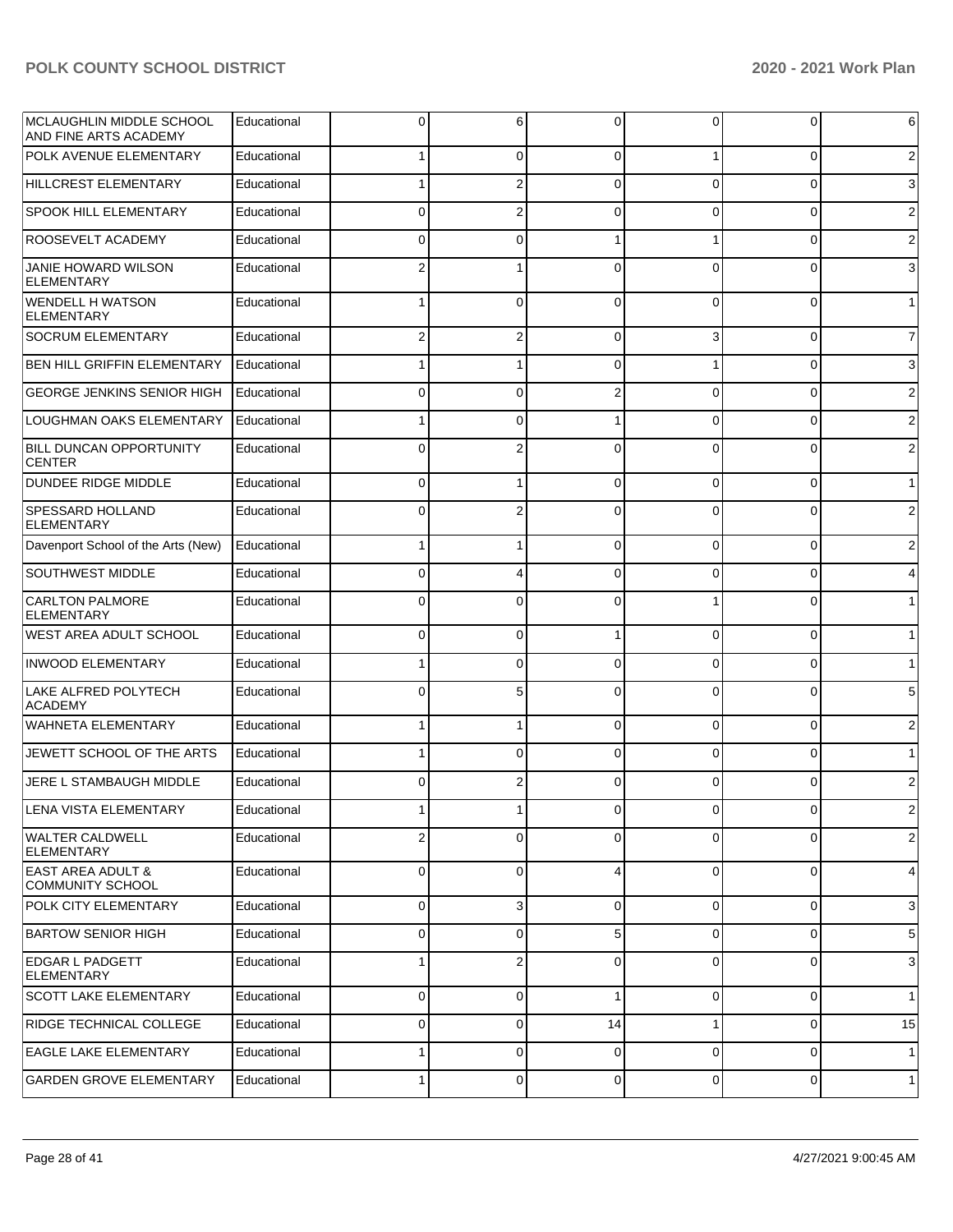| | | | | | | | |
|---|---|---|---|---|---|---|---|
| MCLAUGHLIN MIDDLE SCHOOL AND FINE ARTS ACADEMY | Educational | 0 | 6 | 0 | 0 | 0 | 6 |
| POLK AVENUE ELEMENTARY | Educational | 1 | 0 | 0 | 1 | 0 | 2 |
| HILLCREST ELEMENTARY | Educational | 1 | 2 | 0 | 0 | 0 | 3 |
| SPOOK HILL ELEMENTARY | Educational | 0 | 2 | 0 | 0 | 0 | 2 |
| ROOSEVELT ACADEMY | Educational | 0 | 0 | 1 | 1 | 0 | 2 |
| JANIE HOWARD WILSON ELEMENTARY | Educational | 2 | 1 | 0 | 0 | 0 | 3 |
| WENDELL H WATSON ELEMENTARY | Educational | 1 | 0 | 0 | 0 | 0 | 1 |
| SOCRUM ELEMENTARY | Educational | 2 | 2 | 0 | 3 | 0 | 7 |
| BEN HILL GRIFFIN ELEMENTARY | Educational | 1 | 1 | 0 | 1 | 0 | 3 |
| GEORGE JENKINS SENIOR HIGH | Educational | 0 | 0 | 2 | 0 | 0 | 2 |
| LOUGHMAN OAKS ELEMENTARY | Educational | 1 | 0 | 1 | 0 | 0 | 2 |
| BILL DUNCAN OPPORTUNITY CENTER | Educational | 0 | 2 | 0 | 0 | 0 | 2 |
| DUNDEE RIDGE MIDDLE | Educational | 0 | 1 | 0 | 0 | 0 | 1 |
| SPESSARD HOLLAND ELEMENTARY | Educational | 0 | 2 | 0 | 0 | 0 | 2 |
| Davenport School of the Arts (New) | Educational | 1 | 1 | 0 | 0 | 0 | 2 |
| SOUTHWEST MIDDLE | Educational | 0 | 4 | 0 | 0 | 0 | 4 |
| CARLTON PALMORE ELEMENTARY | Educational | 0 | 0 | 0 | 1 | 0 | 1 |
| WEST AREA ADULT SCHOOL | Educational | 0 | 0 | 1 | 0 | 0 | 1 |
| INWOOD ELEMENTARY | Educational | 1 | 0 | 0 | 0 | 0 | 1 |
| LAKE ALFRED POLYTECH ACADEMY | Educational | 0 | 5 | 0 | 0 | 0 | 5 |
| WAHNETA ELEMENTARY | Educational | 1 | 1 | 0 | 0 | 0 | 2 |
| JEWETT SCHOOL OF THE ARTS | Educational | 1 | 0 | 0 | 0 | 0 | 1 |
| JERE L STAMBAUGH MIDDLE | Educational | 0 | 2 | 0 | 0 | 0 | 2 |
| LENA VISTA ELEMENTARY | Educational | 1 | 1 | 0 | 0 | 0 | 2 |
| WALTER CALDWELL ELEMENTARY | Educational | 2 | 0 | 0 | 0 | 0 | 2 |
| EAST AREA ADULT & COMMUNITY SCHOOL | Educational | 0 | 0 | 4 | 0 | 0 | 4 |
| POLK CITY ELEMENTARY | Educational | 0 | 3 | 0 | 0 | 0 | 3 |
| BARTOW SENIOR HIGH | Educational | 0 | 0 | 5 | 0 | 0 | 5 |
| EDGAR L PADGETT ELEMENTARY | Educational | 1 | 2 | 0 | 0 | 0 | 3 |
| SCOTT LAKE ELEMENTARY | Educational | 0 | 0 | 1 | 0 | 0 | 1 |
| RIDGE TECHNICAL COLLEGE | Educational | 0 | 0 | 14 | 1 | 0 | 15 |
| EAGLE LAKE ELEMENTARY | Educational | 1 | 0 | 0 | 0 | 0 | 1 |
| GARDEN GROVE ELEMENTARY | Educational | 1 | 0 | 0 | 0 | 0 | 1 |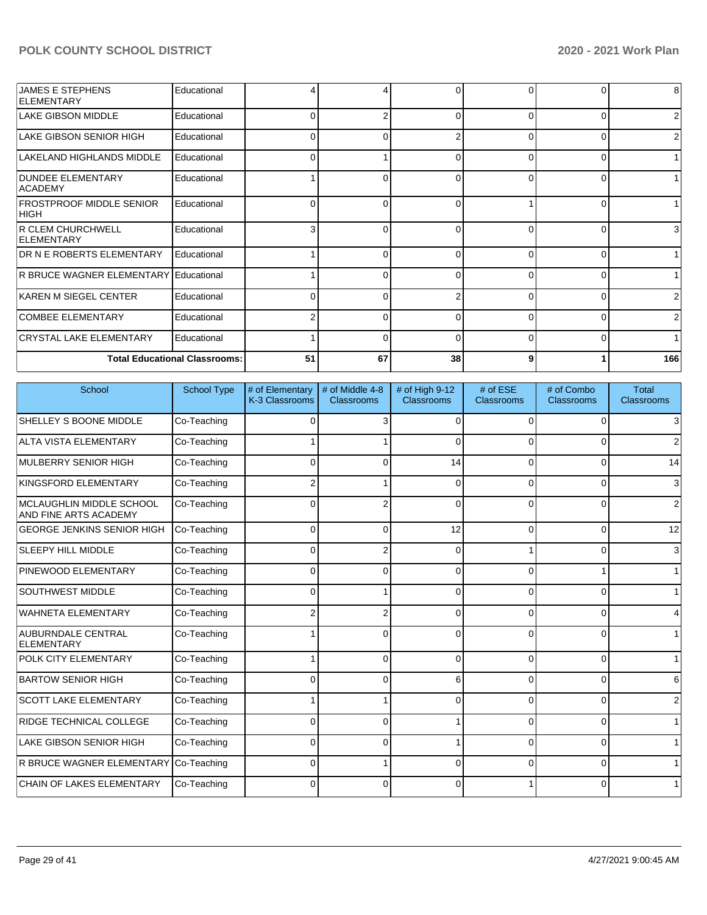| School | School Type | # of Elementary K-3 Classrooms | # of Middle 4-8 Classrooms | # of High 9-12 Classrooms | # of ESE Classrooms | # of Combo Classrooms | Total Classrooms |
|---|---|---|---|---|---|---|---|
| JAMES E STEPHENS ELEMENTARY | Educational | 4 | 4 | 0 | 0 | 0 | 8 |
| LAKE GIBSON MIDDLE | Educational | 0 | 2 | 0 | 0 | 0 | 2 |
| LAKE GIBSON SENIOR HIGH | Educational | 0 | 0 | 2 | 0 | 0 | 2 |
| LAKELAND HIGHLANDS MIDDLE | Educational | 0 | 1 | 0 | 0 | 0 | 1 |
| DUNDEE ELEMENTARY ACADEMY | Educational | 1 | 0 | 0 | 0 | 0 | 1 |
| FROSTPROOF MIDDLE SENIOR HIGH | Educational | 0 | 0 | 0 | 1 | 0 | 1 |
| R CLEM CHURCHWELL ELEMENTARY | Educational | 3 | 0 | 0 | 0 | 0 | 3 |
| DR N E ROBERTS ELEMENTARY | Educational | 1 | 0 | 0 | 0 | 0 | 1 |
| R BRUCE WAGNER ELEMENTARY | Educational | 1 | 0 | 0 | 0 | 0 | 1 |
| KAREN M SIEGEL CENTER | Educational | 0 | 0 | 2 | 0 | 0 | 2 |
| COMBEE ELEMENTARY | Educational | 2 | 0 | 0 | 0 | 0 | 2 |
| CRYSTAL LAKE ELEMENTARY | Educational | 1 | 0 | 0 | 0 | 0 | 1 |
| **Total Educational Classrooms:** | | 51 | 67 | 38 | 9 | 1 | 166 |

| School | School Type | # of Elementary K-3 Classrooms | # of Middle 4-8 Classrooms | # of High 9-12 Classrooms | # of ESE Classrooms | # of Combo Classrooms | Total Classrooms |
|---|---|---|---|---|---|---|---|
| SHELLEY S BOONE MIDDLE | Co-Teaching | 0 | 3 | 0 | 0 | 0 | 3 |
| ALTA VISTA ELEMENTARY | Co-Teaching | 1 | 1 | 0 | 0 | 0 | 2 |
| MULBERRY SENIOR HIGH | Co-Teaching | 0 | 0 | 14 | 0 | 0 | 14 |
| KINGSFORD ELEMENTARY | Co-Teaching | 2 | 1 | 0 | 0 | 0 | 3 |
| MCLAUGHLIN MIDDLE SCHOOL AND FINE ARTS ACADEMY | Co-Teaching | 0 | 2 | 0 | 0 | 0 | 2 |
| GEORGE JENKINS SENIOR HIGH | Co-Teaching | 0 | 0 | 12 | 0 | 0 | 12 |
| SLEEPY HILL MIDDLE | Co-Teaching | 0 | 2 | 0 | 1 | 0 | 3 |
| PINEWOOD ELEMENTARY | Co-Teaching | 0 | 0 | 0 | 0 | 1 | 1 |
| SOUTHWEST MIDDLE | Co-Teaching | 0 | 1 | 0 | 0 | 0 | 1 |
| WAHNETA ELEMENTARY | Co-Teaching | 2 | 2 | 0 | 0 | 0 | 4 |
| AUBURNDALE CENTRAL ELEMENTARY | Co-Teaching | 1 | 0 | 0 | 0 | 0 | 1 |
| POLK CITY ELEMENTARY | Co-Teaching | 1 | 0 | 0 | 0 | 0 | 1 |
| BARTOW SENIOR HIGH | Co-Teaching | 0 | 0 | 6 | 0 | 0 | 6 |
| SCOTT LAKE ELEMENTARY | Co-Teaching | 1 | 1 | 0 | 0 | 0 | 2 |
| RIDGE TECHNICAL COLLEGE | Co-Teaching | 0 | 0 | 1 | 0 | 0 | 1 |
| LAKE GIBSON SENIOR HIGH | Co-Teaching | 0 | 0 | 1 | 0 | 0 | 1 |
| R BRUCE WAGNER ELEMENTARY | Co-Teaching | 0 | 1 | 0 | 0 | 0 | 1 |
| CHAIN OF LAKES ELEMENTARY | Co-Teaching | 0 | 0 | 0 | 1 | 0 | 1 |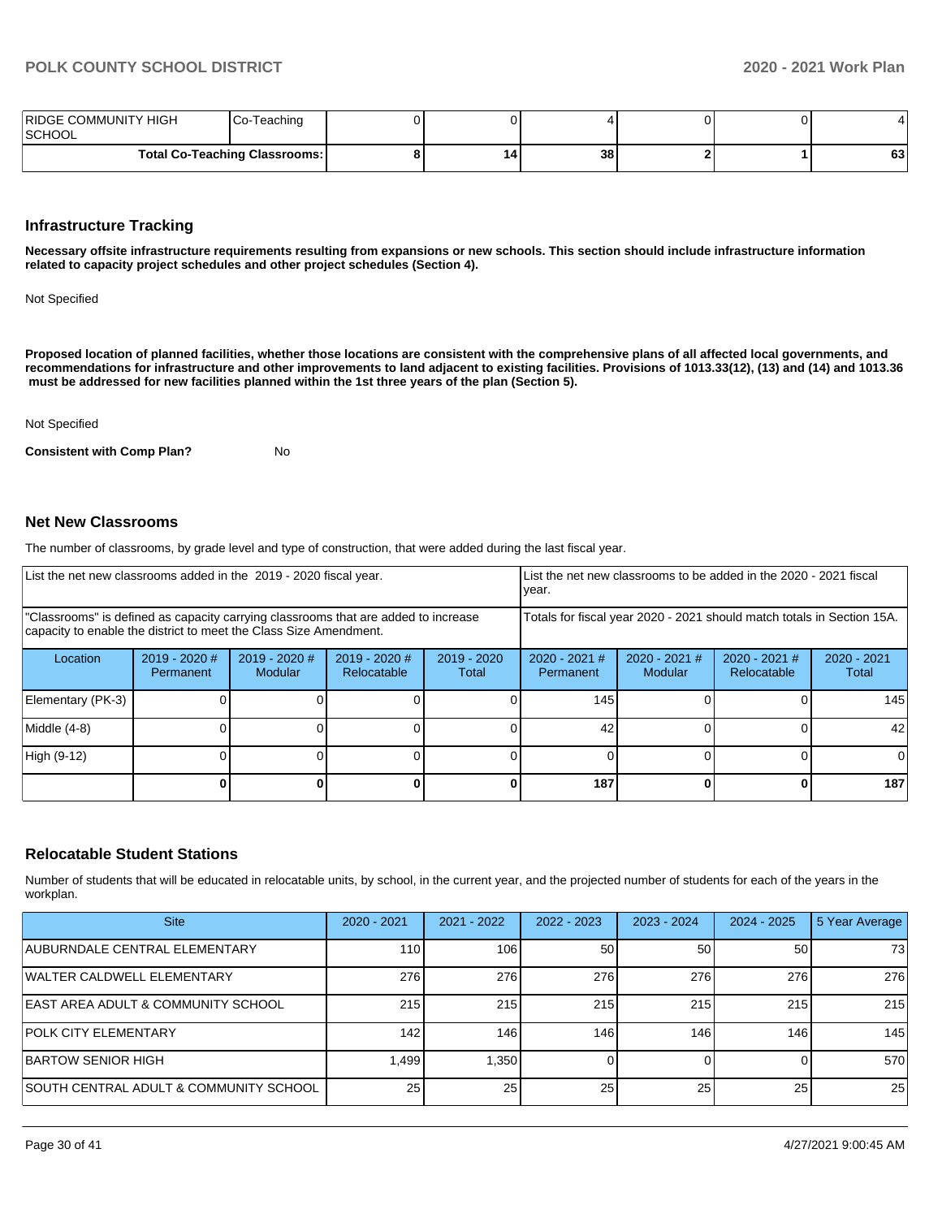| RIDGE COMMUNITY HIGH SCHOOL | Co-Teaching | 0 | 0 | 4 | 0 | 0 | 4 |
|---|---|---|---|---|---|---|---|
| Total Co-Teaching Classrooms: | | 8 | 14 | 38 | 2 | 1 | 63 |

## Infrastructure Tracking

**Necessary offsite infrastructure requirements resulting from expansions or new schools. This section should include infrastructure information related to capacity project schedules and other project schedules (Section 4).**

Not Specified

**Proposed location of planned facilities, whether those locations are consistent with the comprehensive plans of all affected local governments, and recommendations for infrastructure and other improvements to land adjacent to existing facilities. Provisions of 1013.33(12), (13) and (14) and 1013.36 must be addressed for new facilities planned within the 1st three years of the plan (Section 5).**

Not Specified

**Consistent with Comp Plan?** No

## Net New Classrooms

The number of classrooms, by grade level and type of construction, that were added during the last fiscal year.

| List the net new classrooms added in the 2019 - 2020 fiscal year. | | | | | List the net new classrooms to be added in the 2020 - 2021 fiscal year. | | | |
|---|---|---|---|---|---|---|---|---|
| "Classrooms" is defined as capacity carrying classrooms that are added to increase capacity to enable the district to meet the Class Size Amendment. | | | | | Totals for fiscal year 2020 - 2021 should match totals in Section 15A. | | | |
| Location | 2019 - 2020 # Permanent | 2019 - 2020 # Modular | 2019 - 2020 # Relocatable | 2019 - 2020 Total | 2020 - 2021 # Permanent | 2020 - 2021 # Modular | 2020 - 2021 # Relocatable | 2020 - 2021 Total |
| Elementary (PK-3) | 0 | 0 | 0 | 0 | 145 | 0 | 0 | 145 |
| Middle (4-8) | 0 | 0 | 0 | 0 | 42 | 0 | 0 | 42 |
| High (9-12) | 0 | 0 | 0 | 0 | 0 | 0 | 0 | 0 |
| | **0** | **0** | **0** | **0** | **187** | **0** | **0** | **187** |

## Relocatable Student Stations

Number of students that will be educated in relocatable units, by school, in the current year, and the projected number of students for each of the years in the workplan.

| Site | 2020 - 2021 | 2021 - 2022 | 2022 - 2023 | 2023 - 2024 | 2024 - 2025 | 5 Year Average |
|---|---|---|---|---|---|---|
| AUBURNDALE CENTRAL ELEMENTARY | 110 | 106 | 50 | 50 | 50 | 73 |
| WALTER CALDWELL ELEMENTARY | 276 | 276 | 276 | 276 | 276 | 276 |
| EAST AREA ADULT & COMMUNITY SCHOOL | 215 | 215 | 215 | 215 | 215 | 215 |
| POLK CITY ELEMENTARY | 142 | 146 | 146 | 146 | 146 | 145 |
| BARTOW SENIOR HIGH | 1,499 | 1,350 | 0 | 0 | 0 | 570 |
| SOUTH CENTRAL ADULT & COMMUNITY SCHOOL | 25 | 25 | 25 | 25 | 25 | 25 |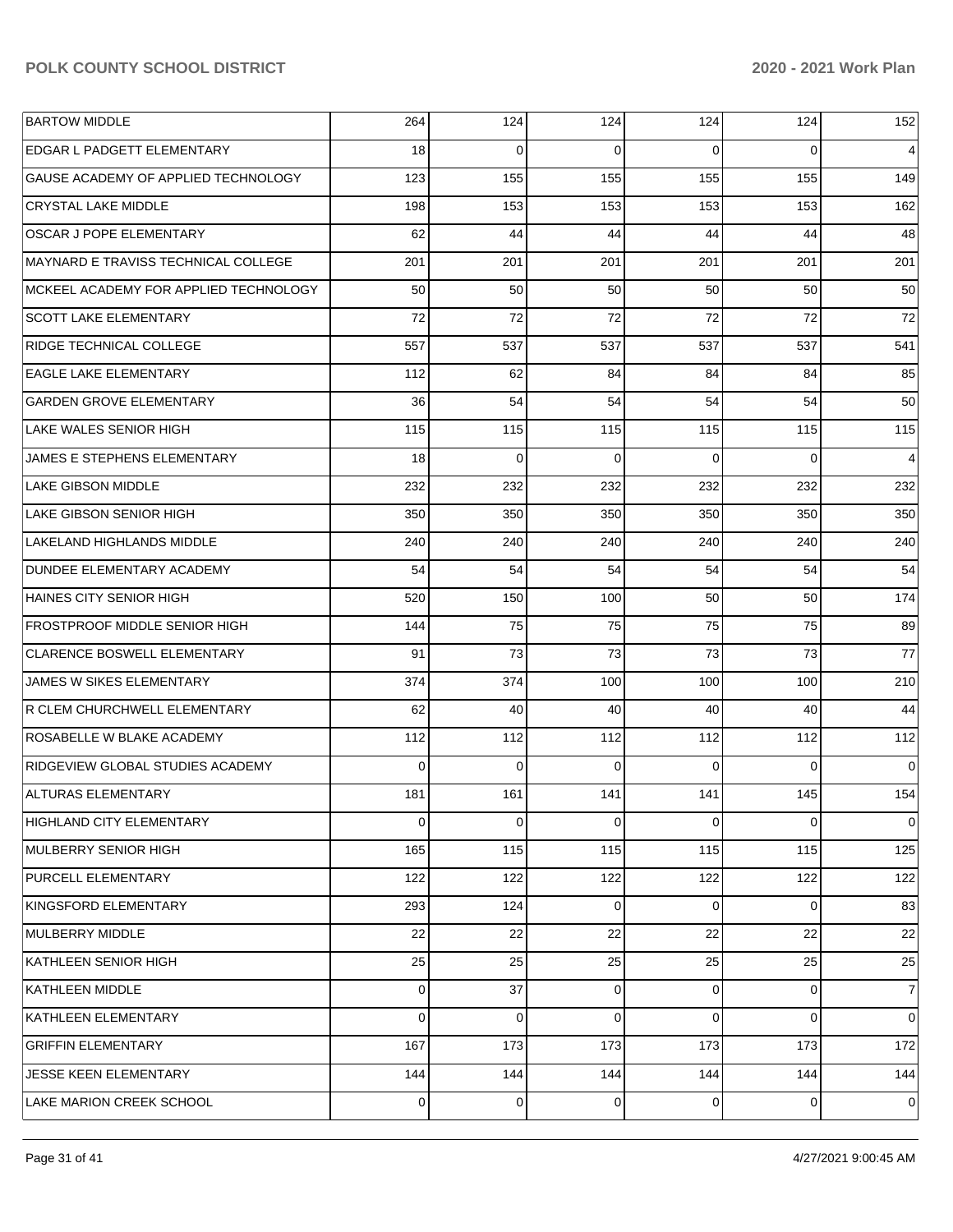| | | | | | |
|---|---|---|---|---|---|
| BARTOW MIDDLE | 264 | 124 | 124 | 124 | 124 | 152 |
| EDGAR L PADGETT ELEMENTARY | 18 | 0 | 0 | 0 | 0 | 4 |
| GAUSE ACADEMY OF APPLIED TECHNOLOGY | 123 | 155 | 155 | 155 | 155 | 149 |
| CRYSTAL LAKE MIDDLE | 198 | 153 | 153 | 153 | 153 | 162 |
| OSCAR J POPE ELEMENTARY | 62 | 44 | 44 | 44 | 44 | 48 |
| MAYNARD E TRAVISS TECHNICAL COLLEGE | 201 | 201 | 201 | 201 | 201 | 201 |
| MCKEEL ACADEMY FOR APPLIED TECHNOLOGY | 50 | 50 | 50 | 50 | 50 | 50 |
| SCOTT LAKE ELEMENTARY | 72 | 72 | 72 | 72 | 72 | 72 |
| RIDGE TECHNICAL COLLEGE | 557 | 537 | 537 | 537 | 537 | 541 |
| EAGLE LAKE ELEMENTARY | 112 | 62 | 84 | 84 | 84 | 85 |
| GARDEN GROVE ELEMENTARY | 36 | 54 | 54 | 54 | 54 | 50 |
| LAKE WALES SENIOR HIGH | 115 | 115 | 115 | 115 | 115 | 115 |
| JAMES E STEPHENS ELEMENTARY | 18 | 0 | 0 | 0 | 0 | 4 |
| LAKE GIBSON MIDDLE | 232 | 232 | 232 | 232 | 232 | 232 |
| LAKE GIBSON SENIOR HIGH | 350 | 350 | 350 | 350 | 350 | 350 |
| LAKELAND HIGHLANDS MIDDLE | 240 | 240 | 240 | 240 | 240 | 240 |
| DUNDEE ELEMENTARY ACADEMY | 54 | 54 | 54 | 54 | 54 | 54 |
| HAINES CITY SENIOR HIGH | 520 | 150 | 100 | 50 | 50 | 174 |
| FROSTPROOF MIDDLE SENIOR HIGH | 144 | 75 | 75 | 75 | 75 | 89 |
| CLARENCE BOSWELL ELEMENTARY | 91 | 73 | 73 | 73 | 73 | 77 |
| JAMES W SIKES ELEMENTARY | 374 | 374 | 100 | 100 | 100 | 210 |
| R CLEM CHURCHWELL ELEMENTARY | 62 | 40 | 40 | 40 | 40 | 44 |
| ROSABELLE W BLAKE ACADEMY | 112 | 112 | 112 | 112 | 112 | 112 |
| RIDGEVIEW GLOBAL STUDIES ACADEMY | 0 | 0 | 0 | 0 | 0 | 0 |
| ALTURAS ELEMENTARY | 181 | 161 | 141 | 141 | 145 | 154 |
| HIGHLAND CITY ELEMENTARY | 0 | 0 | 0 | 0 | 0 | 0 |
| MULBERRY SENIOR HIGH | 165 | 115 | 115 | 115 | 115 | 125 |
| PURCELL ELEMENTARY | 122 | 122 | 122 | 122 | 122 | 122 |
| KINGSFORD ELEMENTARY | 293 | 124 | 0 | 0 | 0 | 83 |
| MULBERRY MIDDLE | 22 | 22 | 22 | 22 | 22 | 22 |
| KATHLEEN SENIOR HIGH | 25 | 25 | 25 | 25 | 25 | 25 |
| KATHLEEN MIDDLE | 0 | 37 | 0 | 0 | 0 | 7 |
| KATHLEEN ELEMENTARY | 0 | 0 | 0 | 0 | 0 | 0 |
| GRIFFIN ELEMENTARY | 167 | 173 | 173 | 173 | 173 | 172 |
| JESSE KEEN ELEMENTARY | 144 | 144 | 144 | 144 | 144 | 144 |
| LAKE MARION CREEK SCHOOL | 0 | 0 | 0 | 0 | 0 | 0 |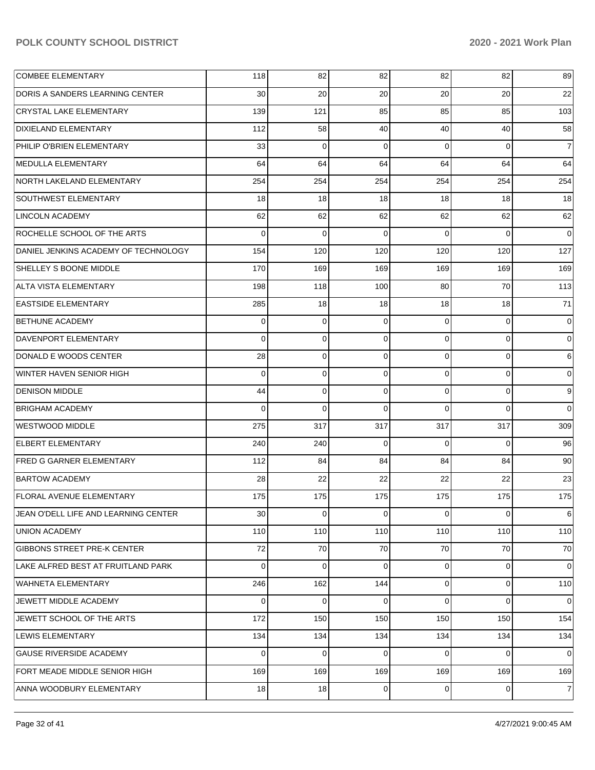| | | | | | | |
|---|---|---|---|---|---|---|
| COMBEE ELEMENTARY | 118 | 82 | 82 | 82 | 82 | 89 |
| DORIS A SANDERS LEARNING CENTER | 30 | 20 | 20 | 20 | 20 | 22 |
| CRYSTAL LAKE ELEMENTARY | 139 | 121 | 85 | 85 | 85 | 103 |
| DIXIELAND ELEMENTARY | 112 | 58 | 40 | 40 | 40 | 58 |
| PHILIP O'BRIEN ELEMENTARY | 33 | 0 | 0 | 0 | 0 | 7 |
| MEDULLA ELEMENTARY | 64 | 64 | 64 | 64 | 64 | 64 |
| NORTH LAKELAND ELEMENTARY | 254 | 254 | 254 | 254 | 254 | 254 |
| SOUTHWEST ELEMENTARY | 18 | 18 | 18 | 18 | 18 | 18 |
| LINCOLN ACADEMY | 62 | 62 | 62 | 62 | 62 | 62 |
| ROCHELLE SCHOOL OF THE ARTS | 0 | 0 | 0 | 0 | 0 | 0 |
| DANIEL JENKINS ACADEMY OF TECHNOLOGY | 154 | 120 | 120 | 120 | 120 | 127 |
| SHELLEY S BOONE MIDDLE | 170 | 169 | 169 | 169 | 169 | 169 |
| ALTA VISTA ELEMENTARY | 198 | 118 | 100 | 80 | 70 | 113 |
| EASTSIDE ELEMENTARY | 285 | 18 | 18 | 18 | 18 | 71 |
| BETHUNE ACADEMY | 0 | 0 | 0 | 0 | 0 | 0 |
| DAVENPORT ELEMENTARY | 0 | 0 | 0 | 0 | 0 | 0 |
| DONALD E WOODS CENTER | 28 | 0 | 0 | 0 | 0 | 6 |
| WINTER HAVEN SENIOR HIGH | 0 | 0 | 0 | 0 | 0 | 0 |
| DENISON MIDDLE | 44 | 0 | 0 | 0 | 0 | 9 |
| BRIGHAM ACADEMY | 0 | 0 | 0 | 0 | 0 | 0 |
| WESTWOOD MIDDLE | 275 | 317 | 317 | 317 | 317 | 309 |
| ELBERT ELEMENTARY | 240 | 240 | 0 | 0 | 0 | 96 |
| FRED G GARNER ELEMENTARY | 112 | 84 | 84 | 84 | 84 | 90 |
| BARTOW ACADEMY | 28 | 22 | 22 | 22 | 22 | 23 |
| FLORAL AVENUE ELEMENTARY | 175 | 175 | 175 | 175 | 175 | 175 |
| JEAN O'DELL LIFE AND LEARNING CENTER | 30 | 0 | 0 | 0 | 0 | 6 |
| UNION ACADEMY | 110 | 110 | 110 | 110 | 110 | 110 |
| GIBBONS STREET PRE-K CENTER | 72 | 70 | 70 | 70 | 70 | 70 |
| LAKE ALFRED BEST AT FRUITLAND PARK | 0 | 0 | 0 | 0 | 0 | 0 |
| WAHNETA ELEMENTARY | 246 | 162 | 144 | 0 | 0 | 110 |
| JEWETT MIDDLE ACADEMY | 0 | 0 | 0 | 0 | 0 | 0 |
| JEWETT SCHOOL OF THE ARTS | 172 | 150 | 150 | 150 | 150 | 154 |
| LEWIS ELEMENTARY | 134 | 134 | 134 | 134 | 134 | 134 |
| GAUSE RIVERSIDE ACADEMY | 0 | 0 | 0 | 0 | 0 | 0 |
| FORT MEADE MIDDLE SENIOR HIGH | 169 | 169 | 169 | 169 | 169 | 169 |
| ANNA WOODBURY ELEMENTARY | 18 | 18 | 0 | 0 | 0 | 7 |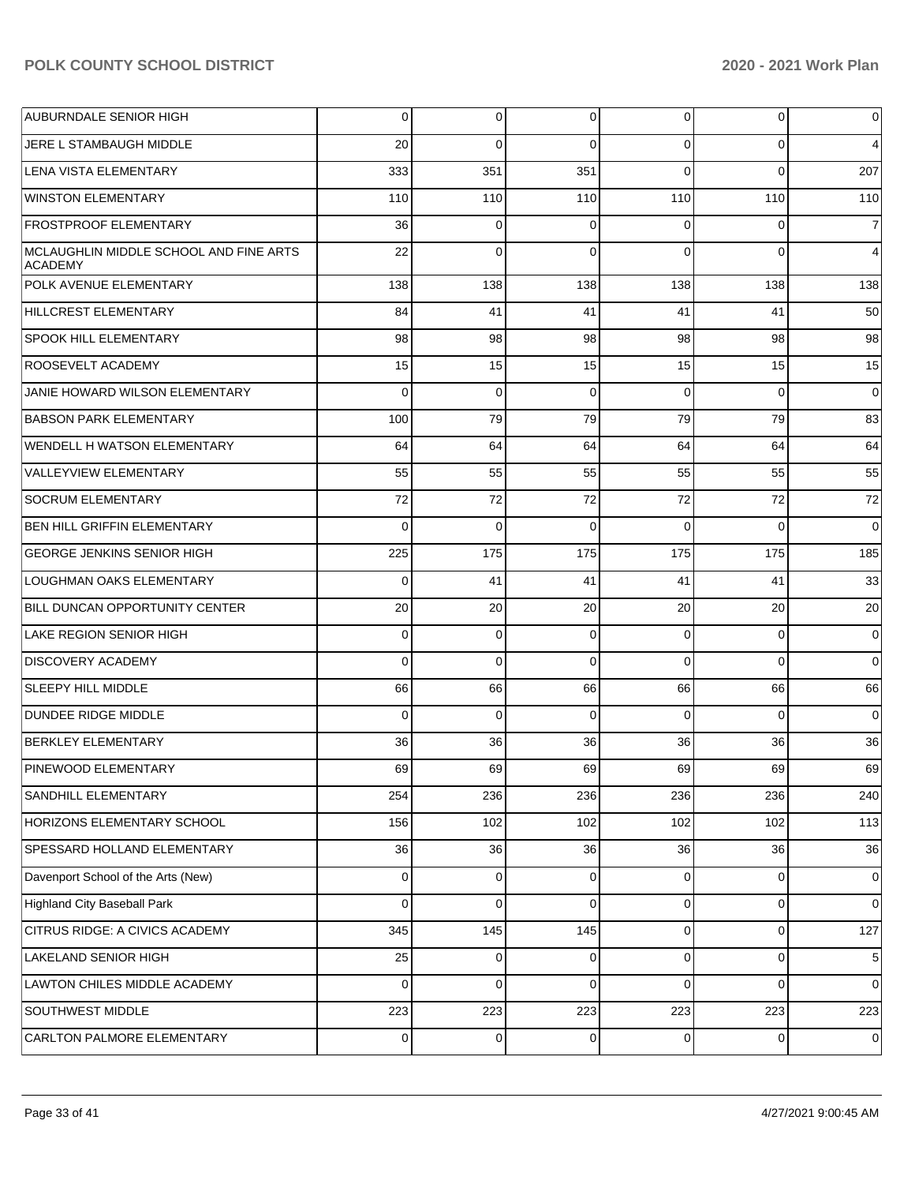| | | | | | | |
|---|---|---|---|---|---|---|
| AUBURNDALE SENIOR HIGH | 0 | 0 | 0 | 0 | 0 | 0 |
| JERE L STAMBAUGH MIDDLE | 20 | 0 | 0 | 0 | 0 | 4 |
| LENA VISTA ELEMENTARY | 333 | 351 | 351 | 0 | 0 | 207 |
| WINSTON ELEMENTARY | 110 | 110 | 110 | 110 | 110 | 110 |
| FROSTPROOF ELEMENTARY | 36 | 0 | 0 | 0 | 0 | 7 |
| MCLAUGHLIN MIDDLE SCHOOL AND FINE ARTS ACADEMY | 22 | 0 | 0 | 0 | 0 | 4 |
| POLK AVENUE ELEMENTARY | 138 | 138 | 138 | 138 | 138 | 138 |
| HILLCREST ELEMENTARY | 84 | 41 | 41 | 41 | 41 | 50 |
| SPOOK HILL ELEMENTARY | 98 | 98 | 98 | 98 | 98 | 98 |
| ROOSEVELT ACADEMY | 15 | 15 | 15 | 15 | 15 | 15 |
| JANIE HOWARD WILSON ELEMENTARY | 0 | 0 | 0 | 0 | 0 | 0 |
| BABSON PARK ELEMENTARY | 100 | 79 | 79 | 79 | 79 | 83 |
| WENDELL H WATSON ELEMENTARY | 64 | 64 | 64 | 64 | 64 | 64 |
| VALLEYVIEW ELEMENTARY | 55 | 55 | 55 | 55 | 55 | 55 |
| SOCRUM ELEMENTARY | 72 | 72 | 72 | 72 | 72 | 72 |
| BEN HILL GRIFFIN ELEMENTARY | 0 | 0 | 0 | 0 | 0 | 0 |
| GEORGE JENKINS SENIOR HIGH | 225 | 175 | 175 | 175 | 175 | 185 |
| LOUGHMAN OAKS ELEMENTARY | 0 | 41 | 41 | 41 | 41 | 33 |
| BILL DUNCAN OPPORTUNITY CENTER | 20 | 20 | 20 | 20 | 20 | 20 |
| LAKE REGION SENIOR HIGH | 0 | 0 | 0 | 0 | 0 | 0 |
| DISCOVERY ACADEMY | 0 | 0 | 0 | 0 | 0 | 0 |
| SLEEPY HILL MIDDLE | 66 | 66 | 66 | 66 | 66 | 66 |
| DUNDEE RIDGE MIDDLE | 0 | 0 | 0 | 0 | 0 | 0 |
| BERKLEY ELEMENTARY | 36 | 36 | 36 | 36 | 36 | 36 |
| PINEWOOD ELEMENTARY | 69 | 69 | 69 | 69 | 69 | 69 |
| SANDHILL ELEMENTARY | 254 | 236 | 236 | 236 | 236 | 240 |
| HORIZONS ELEMENTARY SCHOOL | 156 | 102 | 102 | 102 | 102 | 113 |
| SPESSARD HOLLAND ELEMENTARY | 36 | 36 | 36 | 36 | 36 | 36 |
| Davenport School of the Arts (New) | 0 | 0 | 0 | 0 | 0 | 0 |
| Highland City Baseball Park | 0 | 0 | 0 | 0 | 0 | 0 |
| CITRUS RIDGE: A CIVICS ACADEMY | 345 | 145 | 145 | 0 | 0 | 127 |
| LAKELAND SENIOR HIGH | 25 | 0 | 0 | 0 | 0 | 5 |
| LAWTON CHILES MIDDLE ACADEMY | 0 | 0 | 0 | 0 | 0 | 0 |
| SOUTHWEST MIDDLE | 223 | 223 | 223 | 223 | 223 | 223 |
| CARLTON PALMORE ELEMENTARY | 0 | 0 | 0 | 0 | 0 | 0 |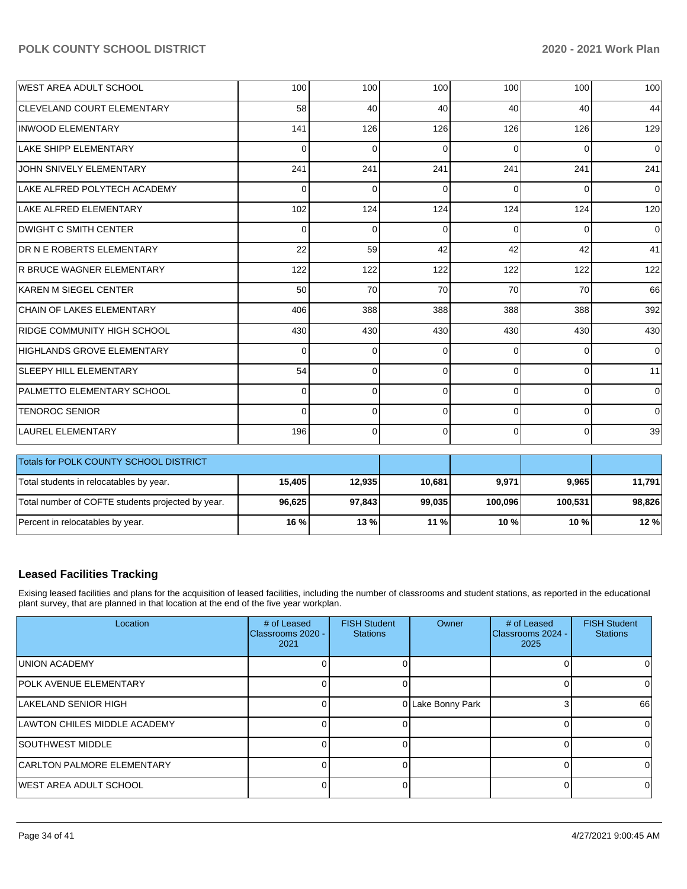| | | | | | | |
|---|---|---|---|---|---|---|
| WEST AREA ADULT SCHOOL | 100 | 100 | 100 | 100 | 100 | 100 |
| CLEVELAND COURT ELEMENTARY | 58 | 40 | 40 | 40 | 40 | 44 |
| INWOOD ELEMENTARY | 141 | 126 | 126 | 126 | 126 | 129 |
| LAKE SHIPP ELEMENTARY | 0 | 0 | 0 | 0 | 0 | 0 |
| JOHN SNIVELY ELEMENTARY | 241 | 241 | 241 | 241 | 241 | 241 |
| LAKE ALFRED POLYTECH ACADEMY | 0 | 0 | 0 | 0 | 0 | 0 |
| LAKE ALFRED ELEMENTARY | 102 | 124 | 124 | 124 | 124 | 120 |
| DWIGHT C SMITH CENTER | 0 | 0 | 0 | 0 | 0 | 0 |
| DR N E ROBERTS ELEMENTARY | 22 | 59 | 42 | 42 | 42 | 41 |
| R BRUCE WAGNER ELEMENTARY | 122 | 122 | 122 | 122 | 122 | 122 |
| KAREN M SIEGEL CENTER | 50 | 70 | 70 | 70 | 70 | 66 |
| CHAIN OF LAKES ELEMENTARY | 406 | 388 | 388 | 388 | 388 | 392 |
| RIDGE COMMUNITY HIGH SCHOOL | 430 | 430 | 430 | 430 | 430 | 430 |
| HIGHLANDS GROVE ELEMENTARY | 0 | 0 | 0 | 0 | 0 | 0 |
| SLEEPY HILL ELEMENTARY | 54 | 0 | 0 | 0 | 0 | 11 |
| PALMETTO ELEMENTARY SCHOOL | 0 | 0 | 0 | 0 | 0 | 0 |
| TENOROC SENIOR | 0 | 0 | 0 | 0 | 0 | 0 |
| LAUREL ELEMENTARY | 196 | 0 | 0 | 0 | 0 | 39 |

| Totals for POLK COUNTY SCHOOL DISTRICT | | | | | | |
|---|---|---|---|---|---|---|
| Total students in relocatables by year. | **15,405** | **12,935** | **10,681** | **9,971** | **9,965** | **11,791** |
| Total number of COFTE students projected by year. | **96,625** | **97,843** | **99,035** | **100,096** | **100,531** | **98,826** |
| Percent in relocatables by year. | **16 %** | **13 %** | **11 %** | **10 %** | **10 %** | **12 %** |

## Leased Facilities Tracking

Exising leased facilities and plans for the acquisition of leased facilities, including the number of classrooms and student stations, as reported in the educational plant survey, that are planned in that location at the end of the five year workplan.

| Location | # of Leased Classrooms 2020 - 2021 | FISH Student Stations | Owner | # of Leased Classrooms 2024 - 2025 | FISH Student Stations |
|---|---|---|---|---|---|
| UNION ACADEMY | 0 | 0 | | 0 | 0 |
| POLK AVENUE ELEMENTARY | 0 | 0 | | 0 | 0 |
| LAKELAND SENIOR HIGH | 0 | 0 | Lake Bonny Park | 3 | 66 |
| LAWTON CHILES MIDDLE ACADEMY | 0 | 0 | | 0 | 0 |
| SOUTHWEST MIDDLE | 0 | 0 | | 0 | 0 |
| CARLTON PALMORE ELEMENTARY | 0 | 0 | | 0 | 0 |
| WEST AREA ADULT SCHOOL | 0 | 0 | | 0 | 0 |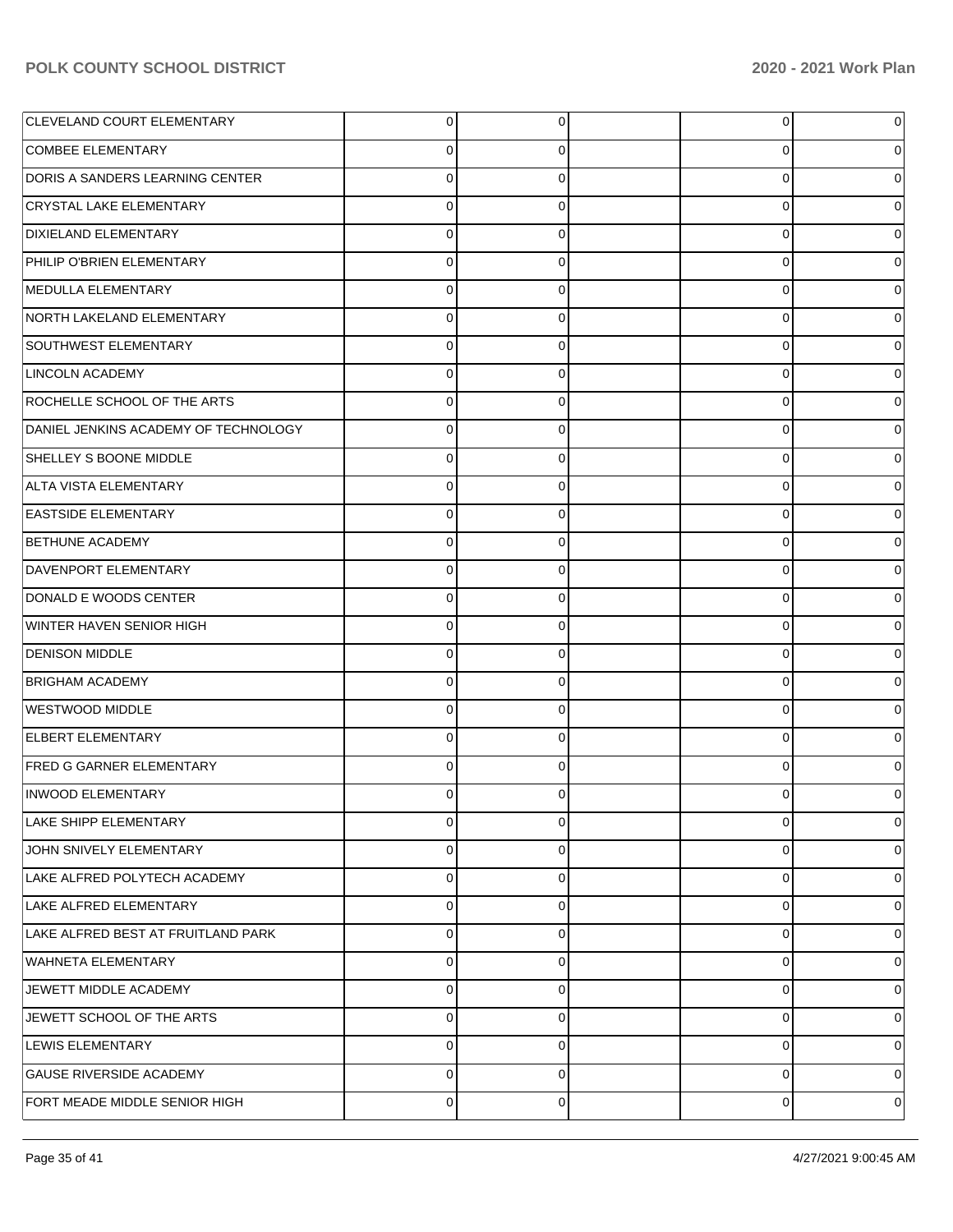| | | | | | |
|---|---|---|---|---|---|
| CLEVELAND COURT ELEMENTARY | 0 | 0 | | 0 | 0 |
| COMBEE ELEMENTARY | 0 | 0 | | 0 | 0 |
| DORIS A SANDERS LEARNING CENTER | 0 | 0 | | 0 | 0 |
| CRYSTAL LAKE ELEMENTARY | 0 | 0 | | 0 | 0 |
| DIXIELAND ELEMENTARY | 0 | 0 | | 0 | 0 |
| PHILIP O'BRIEN ELEMENTARY | 0 | 0 | | 0 | 0 |
| MEDULLA ELEMENTARY | 0 | 0 | | 0 | 0 |
| NORTH LAKELAND ELEMENTARY | 0 | 0 | | 0 | 0 |
| SOUTHWEST ELEMENTARY | 0 | 0 | | 0 | 0 |
| LINCOLN ACADEMY | 0 | 0 | | 0 | 0 |
| ROCHELLE SCHOOL OF THE ARTS | 0 | 0 | | 0 | 0 |
| DANIEL JENKINS ACADEMY OF TECHNOLOGY | 0 | 0 | | 0 | 0 |
| SHELLEY S BOONE MIDDLE | 0 | 0 | | 0 | 0 |
| ALTA VISTA ELEMENTARY | 0 | 0 | | 0 | 0 |
| EASTSIDE ELEMENTARY | 0 | 0 | | 0 | 0 |
| BETHUNE ACADEMY | 0 | 0 | | 0 | 0 |
| DAVENPORT ELEMENTARY | 0 | 0 | | 0 | 0 |
| DONALD E WOODS CENTER | 0 | 0 | | 0 | 0 |
| WINTER HAVEN SENIOR HIGH | 0 | 0 | | 0 | 0 |
| DENISON MIDDLE | 0 | 0 | | 0 | 0 |
| BRIGHAM ACADEMY | 0 | 0 | | 0 | 0 |
| WESTWOOD MIDDLE | 0 | 0 | | 0 | 0 |
| ELBERT ELEMENTARY | 0 | 0 | | 0 | 0 |
| FRED G GARNER ELEMENTARY | 0 | 0 | | 0 | 0 |
| INWOOD ELEMENTARY | 0 | 0 | | 0 | 0 |
| LAKE SHIPP ELEMENTARY | 0 | 0 | | 0 | 0 |
| JOHN SNIVELY ELEMENTARY | 0 | 0 | | 0 | 0 |
| LAKE ALFRED POLYTECH ACADEMY | 0 | 0 | | 0 | 0 |
| LAKE ALFRED ELEMENTARY | 0 | 0 | | 0 | 0 |
| LAKE ALFRED BEST AT FRUITLAND PARK | 0 | 0 | | 0 | 0 |
| WAHNETA ELEMENTARY | 0 | 0 | | 0 | 0 |
| JEWETT MIDDLE ACADEMY | 0 | 0 | | 0 | 0 |
| JEWETT SCHOOL OF THE ARTS | 0 | 0 | | 0 | 0 |
| LEWIS ELEMENTARY | 0 | 0 | | 0 | 0 |
| GAUSE RIVERSIDE ACADEMY | 0 | 0 | | 0 | 0 |
| FORT MEADE MIDDLE SENIOR HIGH | 0 | 0 | | 0 | 0 |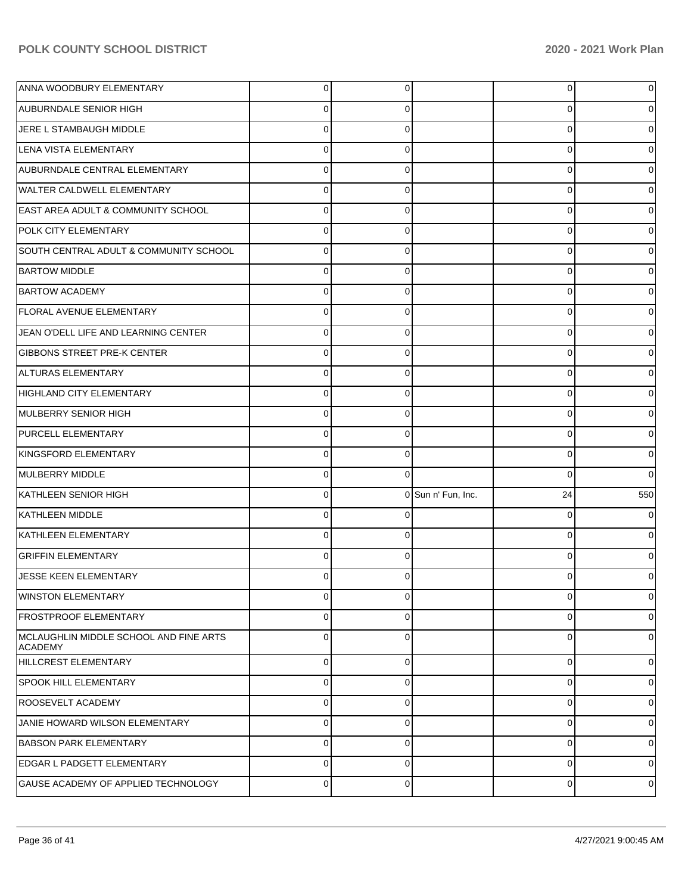| | | | | | |
|---|---|---|---|---|---|
| ANNA WOODBURY ELEMENTARY | 0 | 0 | | 0 | 0 |
| AUBURNDALE SENIOR HIGH | 0 | 0 | | 0 | 0 |
| JERE L STAMBAUGH MIDDLE | 0 | 0 | | 0 | 0 |
| LENA VISTA ELEMENTARY | 0 | 0 | | 0 | 0 |
| AUBURNDALE CENTRAL ELEMENTARY | 0 | 0 | | 0 | 0 |
| WALTER CALDWELL ELEMENTARY | 0 | 0 | | 0 | 0 |
| EAST AREA ADULT & COMMUNITY SCHOOL | 0 | 0 | | 0 | 0 |
| POLK CITY ELEMENTARY | 0 | 0 | | 0 | 0 |
| SOUTH CENTRAL ADULT & COMMUNITY SCHOOL | 0 | 0 | | 0 | 0 |
| BARTOW MIDDLE | 0 | 0 | | 0 | 0 |
| BARTOW ACADEMY | 0 | 0 | | 0 | 0 |
| FLORAL AVENUE ELEMENTARY | 0 | 0 | | 0 | 0 |
| JEAN O'DELL LIFE AND LEARNING CENTER | 0 | 0 | | 0 | 0 |
| GIBBONS STREET PRE-K CENTER | 0 | 0 | | 0 | 0 |
| ALTURAS ELEMENTARY | 0 | 0 | | 0 | 0 |
| HIGHLAND CITY ELEMENTARY | 0 | 0 | | 0 | 0 |
| MULBERRY SENIOR HIGH | 0 | 0 | | 0 | 0 |
| PURCELL ELEMENTARY | 0 | 0 | | 0 | 0 |
| KINGSFORD ELEMENTARY | 0 | 0 | | 0 | 0 |
| MULBERRY MIDDLE | 0 | 0 | | 0 | 0 |
| KATHLEEN SENIOR HIGH | 0 | 0 | Sun n' Fun, Inc. | 24 | 550 |
| KATHLEEN MIDDLE | 0 | 0 | | 0 | 0 |
| KATHLEEN ELEMENTARY | 0 | 0 | | 0 | 0 |
| GRIFFIN ELEMENTARY | 0 | 0 | | 0 | 0 |
| JESSE KEEN ELEMENTARY | 0 | 0 | | 0 | 0 |
| WINSTON ELEMENTARY | 0 | 0 | | 0 | 0 |
| FROSTPROOF ELEMENTARY | 0 | 0 | | 0 | 0 |
| MCLAUGHLIN MIDDLE SCHOOL AND FINE ARTS ACADEMY | 0 | 0 | | 0 | 0 |
| HILLCREST ELEMENTARY | 0 | 0 | | 0 | 0 |
| SPOOK HILL ELEMENTARY | 0 | 0 | | 0 | 0 |
| ROOSEVELT ACADEMY | 0 | 0 | | 0 | 0 |
| JANIE HOWARD WILSON ELEMENTARY | 0 | 0 | | 0 | 0 |
| BABSON PARK ELEMENTARY | 0 | 0 | | 0 | 0 |
| EDGAR L PADGETT ELEMENTARY | 0 | 0 | | 0 | 0 |
| GAUSE ACADEMY OF APPLIED TECHNOLOGY | 0 | 0 | | 0 | 0 |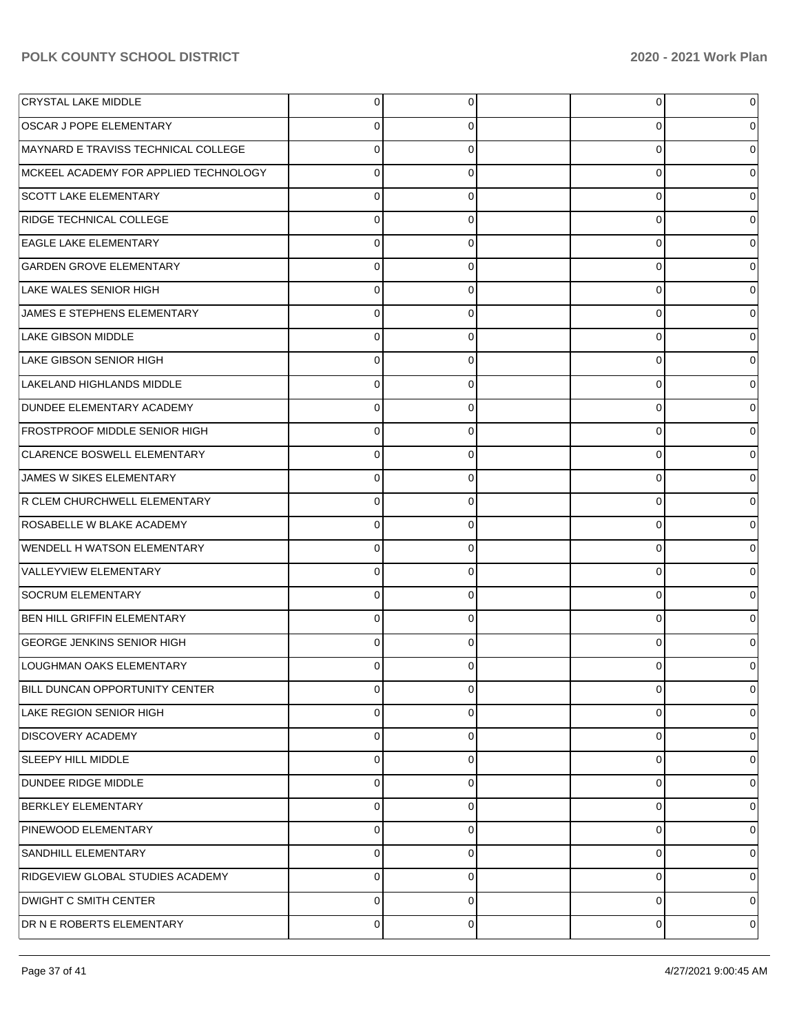| | | | | | |
|---|---|---|---|---|---|
| CRYSTAL LAKE MIDDLE | 0 | 0 | | 0 | 0 |
| OSCAR J POPE ELEMENTARY | 0 | 0 | | 0 | 0 |
| MAYNARD E TRAVISS TECHNICAL COLLEGE | 0 | 0 | | 0 | 0 |
| MCKEEL ACADEMY FOR APPLIED TECHNOLOGY | 0 | 0 | | 0 | 0 |
| SCOTT LAKE ELEMENTARY | 0 | 0 | | 0 | 0 |
| RIDGE TECHNICAL COLLEGE | 0 | 0 | | 0 | 0 |
| EAGLE LAKE ELEMENTARY | 0 | 0 | | 0 | 0 |
| GARDEN GROVE ELEMENTARY | 0 | 0 | | 0 | 0 |
| LAKE WALES SENIOR HIGH | 0 | 0 | | 0 | 0 |
| JAMES E STEPHENS ELEMENTARY | 0 | 0 | | 0 | 0 |
| LAKE GIBSON MIDDLE | 0 | 0 | | 0 | 0 |
| LAKE GIBSON SENIOR HIGH | 0 | 0 | | 0 | 0 |
| LAKELAND HIGHLANDS MIDDLE | 0 | 0 | | 0 | 0 |
| DUNDEE ELEMENTARY ACADEMY | 0 | 0 | | 0 | 0 |
| FROSTPROOF MIDDLE SENIOR HIGH | 0 | 0 | | 0 | 0 |
| CLARENCE BOSWELL ELEMENTARY | 0 | 0 | | 0 | 0 |
| JAMES W SIKES ELEMENTARY | 0 | 0 | | 0 | 0 |
| R CLEM CHURCHWELL ELEMENTARY | 0 | 0 | | 0 | 0 |
| ROSABELLE W BLAKE ACADEMY | 0 | 0 | | 0 | 0 |
| WENDELL H WATSON ELEMENTARY | 0 | 0 | | 0 | 0 |
| VALLEYVIEW ELEMENTARY | 0 | 0 | | 0 | 0 |
| SOCRUM ELEMENTARY | 0 | 0 | | 0 | 0 |
| BEN HILL GRIFFIN ELEMENTARY | 0 | 0 | | 0 | 0 |
| GEORGE JENKINS SENIOR HIGH | 0 | 0 | | 0 | 0 |
| LOUGHMAN OAKS ELEMENTARY | 0 | 0 | | 0 | 0 |
| BILL DUNCAN OPPORTUNITY CENTER | 0 | 0 | | 0 | 0 |
| LAKE REGION SENIOR HIGH | 0 | 0 | | 0 | 0 |
| DISCOVERY ACADEMY | 0 | 0 | | 0 | 0 |
| SLEEPY HILL MIDDLE | 0 | 0 | | 0 | 0 |
| DUNDEE RIDGE MIDDLE | 0 | 0 | | 0 | 0 |
| BERKLEY ELEMENTARY | 0 | 0 | | 0 | 0 |
| PINEWOOD ELEMENTARY | 0 | 0 | | 0 | 0 |
| SANDHILL ELEMENTARY | 0 | 0 | | 0 | 0 |
| RIDGEVIEW GLOBAL STUDIES ACADEMY | 0 | 0 | | 0 | 0 |
| DWIGHT C SMITH CENTER | 0 | 0 | | 0 | 0 |
| DR N E ROBERTS ELEMENTARY | 0 | 0 | | 0 | 0 |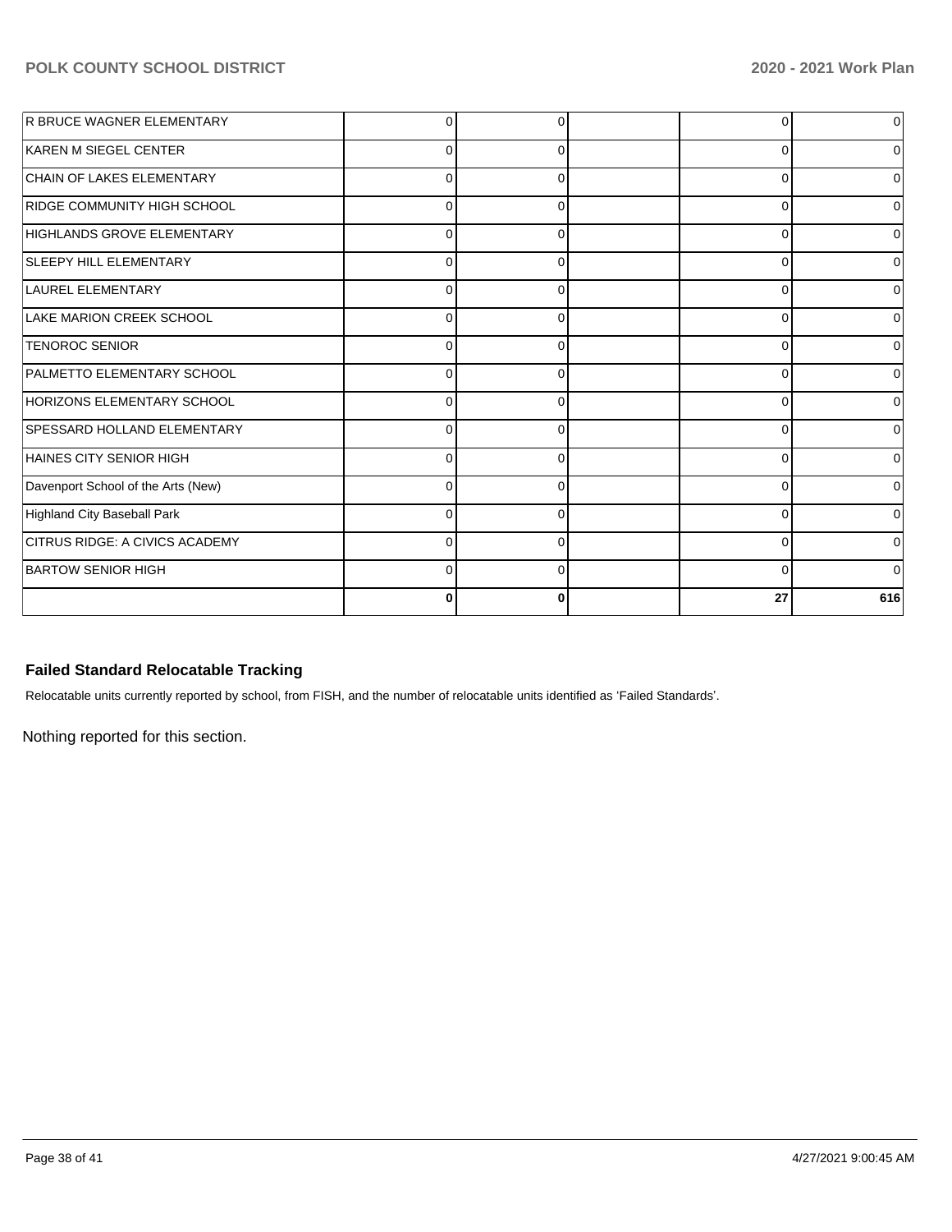| | | | | | |
|---|---|---|---|---|---|
| R BRUCE WAGNER ELEMENTARY | 0 | 0 | | 0 | 0 |
| KAREN M SIEGEL CENTER | 0 | 0 | | 0 | 0 |
| CHAIN OF LAKES ELEMENTARY | 0 | 0 | | 0 | 0 |
| RIDGE COMMUNITY HIGH SCHOOL | 0 | 0 | | 0 | 0 |
| HIGHLANDS GROVE ELEMENTARY | 0 | 0 | | 0 | 0 |
| SLEEPY HILL ELEMENTARY | 0 | 0 | | 0 | 0 |
| LAUREL ELEMENTARY | 0 | 0 | | 0 | 0 |
| LAKE MARION CREEK SCHOOL | 0 | 0 | | 0 | 0 |
| TENOROC SENIOR | 0 | 0 | | 0 | 0 |
| PALMETTO ELEMENTARY SCHOOL | 0 | 0 | | 0 | 0 |
| HORIZONS ELEMENTARY SCHOOL | 0 | 0 | | 0 | 0 |
| SPESSARD HOLLAND ELEMENTARY | 0 | 0 | | 0 | 0 |
| HAINES CITY SENIOR HIGH | 0 | 0 | | 0 | 0 |
| Davenport School of the Arts (New) | 0 | 0 | | 0 | 0 |
| Highland City Baseball Park | 0 | 0 | | 0 | 0 |
| CITRUS RIDGE: A CIVICS ACADEMY | 0 | 0 | | 0 | 0 |
| BARTOW SENIOR HIGH | 0 | 0 | | 0 | 0 |
| | **0** | **0** | | **27** | **616** |

### Failed Standard Relocatable Tracking

Relocatable units currently reported by school, from FISH, and the number of relocatable units identified as 'Failed Standards'.

Nothing reported for this section.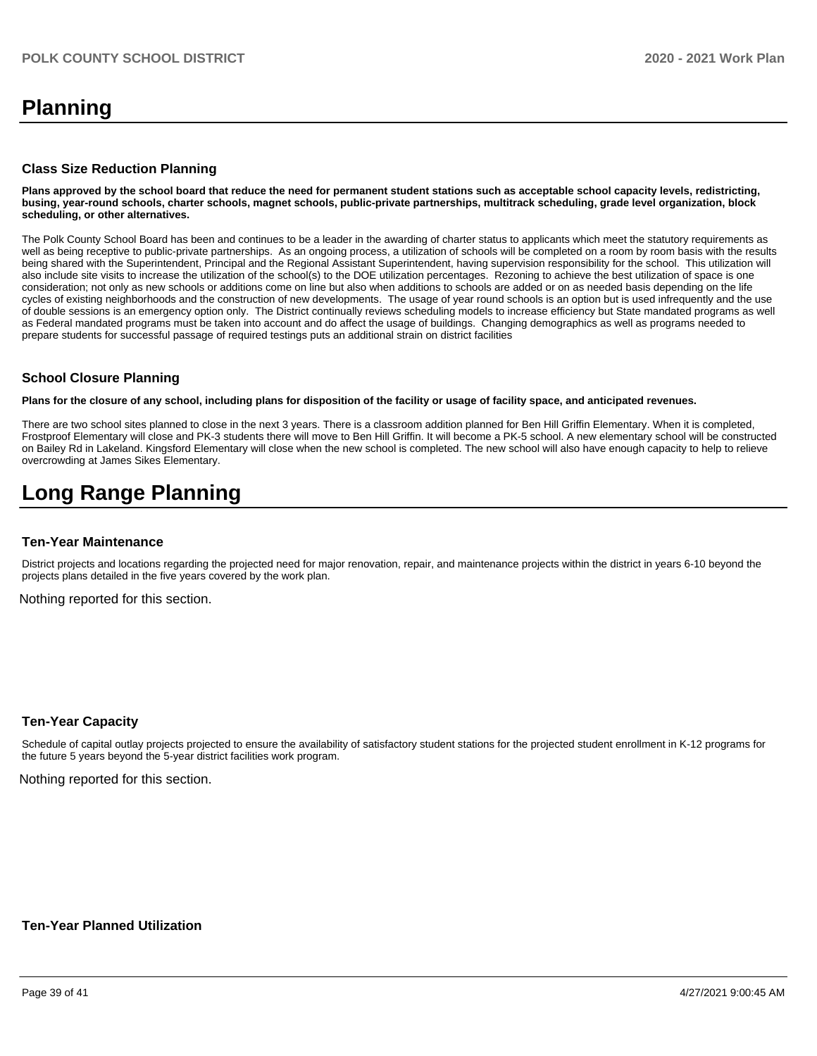# Planning

### Class Size Reduction Planning

**Plans approved by the school board that reduce the need for permanent student stations such as acceptable school capacity levels, redistricting, busing, year-round schools, charter schools, magnet schools, public-private partnerships, multitrack scheduling, grade level organization, block scheduling, or other alternatives.**

The Polk County School Board has been and continues to be a leader in the awarding of charter status to applicants which meet the statutory requirements as well as being receptive to public-private partnerships. As an ongoing process, a utilization of schools will be completed on a room by room basis with the results being shared with the Superintendent, Principal and the Regional Assistant Superintendent, having supervision responsibility for the school. This utilization will also include site visits to increase the utilization of the school(s) to the DOE utilization percentages. Rezoning to achieve the best utilization of space is one consideration; not only as new schools or additions come on line but also when additions to schools are added or on as needed basis depending on the life cycles of existing neighborhoods and the construction of new developments. The usage of year round schools is an option but is used infrequently and the use of double sessions is an emergency option only. The District continually reviews scheduling models to increase efficiency but State mandated programs as well as Federal mandated programs must be taken into account and do affect the usage of buildings. Changing demographics as well as programs needed to prepare students for successful passage of required testings puts an additional strain on district facilities

### School Closure Planning

**Plans for the closure of any school, including plans for disposition of the facility or usage of facility space, and anticipated revenues.**

There are two school sites planned to close in the next 3 years. There is a classroom addition planned for Ben Hill Griffin Elementary. When it is completed, Frostproof Elementary will close and PK-3 students there will move to Ben Hill Griffin. It will become a PK-5 school. A new elementary school will be constructed on Bailey Rd in Lakeland. Kingsford Elementary will close when the new school is completed. The new school will also have enough capacity to help to relieve overcrowding at James Sikes Elementary.

# Long Range Planning

### Ten-Year Maintenance

District projects and locations regarding the projected need for major renovation, repair, and maintenance projects within the district in years 6-10 beyond the projects plans detailed in the five years covered by the work plan.

Nothing reported for this section.

### Ten-Year Capacity

Schedule of capital outlay projects projected to ensure the availability of satisfactory student stations for the projected student enrollment in K-12 programs for the future 5 years beyond the 5-year district facilities work program.

Nothing reported for this section.

### Ten-Year Planned Utilization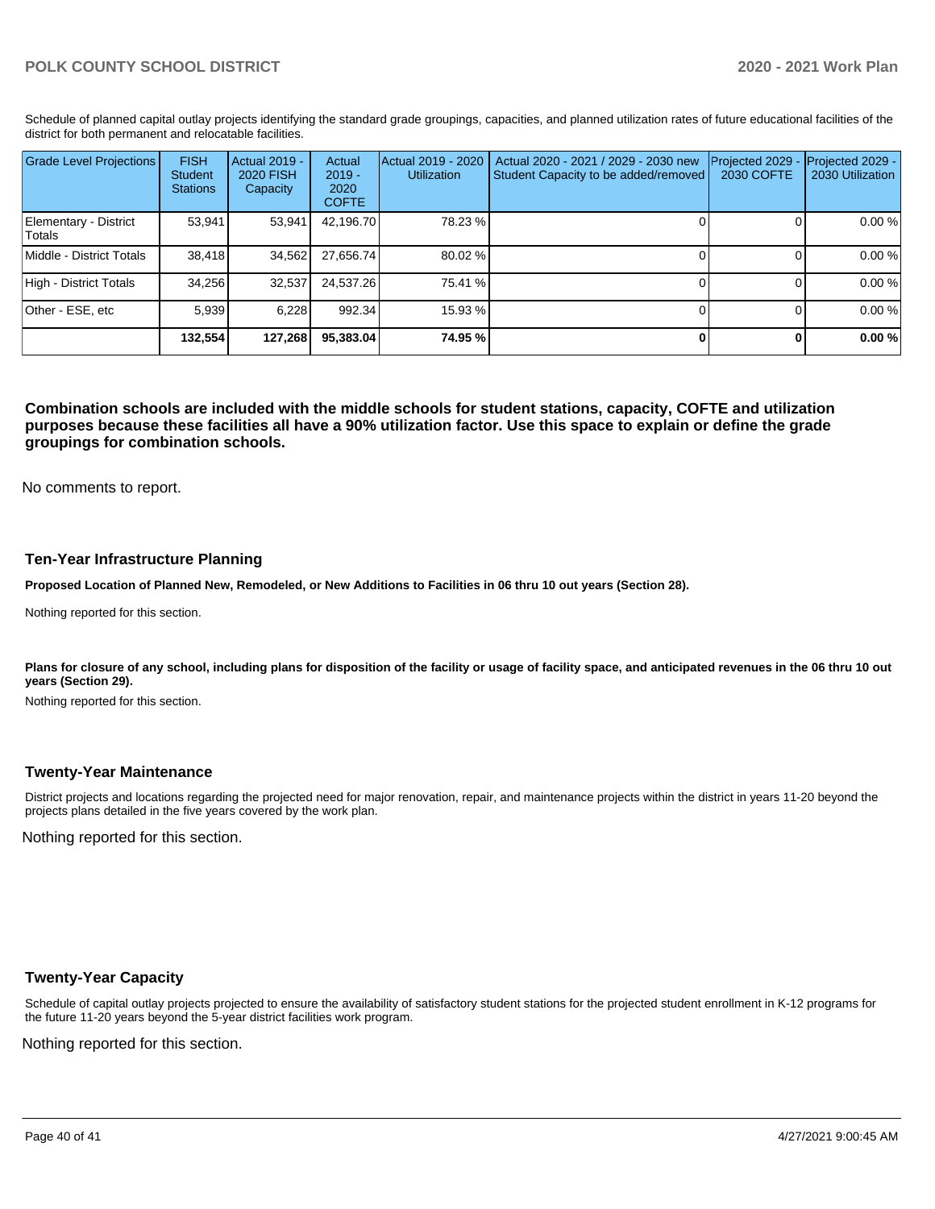Schedule of planned capital outlay projects identifying the standard grade groupings, capacities, and planned utilization rates of future educational facilities of the district for both permanent and relocatable facilities.

| Grade Level Projections | FISH Student Stations | Actual 2019 - 2020 FISH Capacity | Actual 2019 - 2020 COFTE | Actual 2019 - 2020 Utilization | Actual 2020 - 2021 / 2029 - 2030 new Student Capacity to be added/removed | Projected 2029 - 2030 COFTE | Projected 2029 - 2030 Utilization |
|---|---|---|---|---|---|---|---|
| Elementary - District Totals | 53,941 | 53,941 | 42,196.70 | 78.23 % | 0 | 0 | 0.00 % |
| Middle - District Totals | 38,418 | 34,562 | 27,656.74 | 80.02 % | 0 | 0 | 0.00 % |
| High - District Totals | 34,256 | 32,537 | 24,537.26 | 75.41 % | 0 | 0 | 0.00 % |
| Other - ESE, etc | 5,939 | 6,228 | 992.34 | 15.93 % | 0 | 0 | 0.00 % |
| | **132,554** | **127,268** | **95,383.04** | **74.95 %** | **0** | **0** | **0.00 %** |

**Combination schools are included with the middle schools for student stations, capacity, COFTE and utilization purposes because these facilities all have a 90% utilization factor. Use this space to explain or define the grade groupings for combination schools.**

No comments to report.

## Ten-Year Infrastructure Planning

**Proposed Location of Planned New, Remodeled, or New Additions to Facilities in 06 thru 10 out years (Section 28).**

Nothing reported for this section.

**Plans for closure of any school, including plans for disposition of the facility or usage of facility space, and anticipated revenues in the 06 thru 10 out years (Section 29).**

Nothing reported for this section.

## Twenty-Year Maintenance

District projects and locations regarding the projected need for major renovation, repair, and maintenance projects within the district in years 11-20 beyond the projects plans detailed in the five years covered by the work plan.

Nothing reported for this section.

## Twenty-Year Capacity

Schedule of capital outlay projects projected to ensure the availability of satisfactory student stations for the projected student enrollment in K-12 programs for the future 11-20 years beyond the 5-year district facilities work program.

Nothing reported for this section.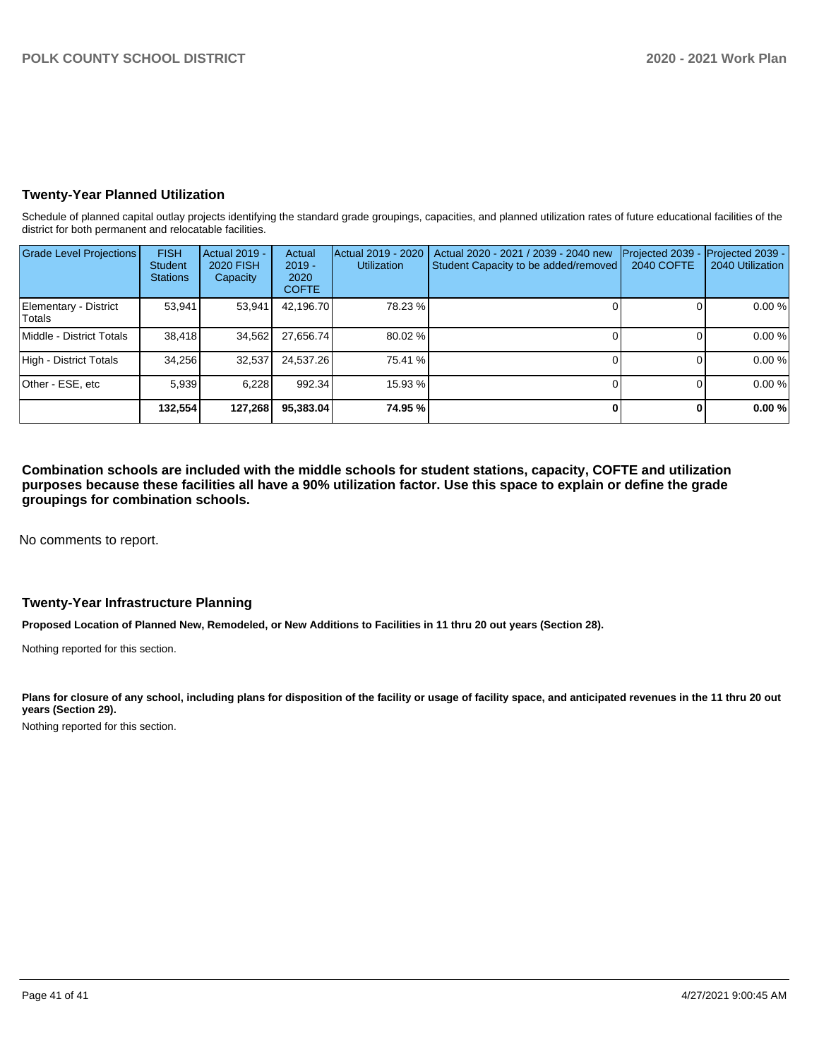## Twenty-Year Planned Utilization

Schedule of planned capital outlay projects identifying the standard grade groupings, capacities, and planned utilization rates of future educational facilities of the district for both permanent and relocatable facilities.

| Grade Level Projections | FISH Student Stations | Actual 2019 - 2020 FISH Capacity | Actual 2019 - 2020 COFTE | Actual 2019 - 2020 Utilization | Actual 2020 - 2021 / 2039 - 2040 new Student Capacity to be added/removed | Projected 2039 - 2040 COFTE | Projected 2039 - 2040 Utilization |
|---|---|---|---|---|---|---|---|
| Elementary - District Totals | 53,941 | 53,941 | 42,196.70 | 78.23 % | 0 | 0 | 0.00 % |
| Middle - District Totals | 38,418 | 34,562 | 27,656.74 | 80.02 % | 0 | 0 | 0.00 % |
| High - District Totals | 34,256 | 32,537 | 24,537.26 | 75.41 % | 0 | 0 | 0.00 % |
| Other - ESE, etc | 5,939 | 6,228 | 992.34 | 15.93 % | 0 | 0 | 0.00 % |
| | **132,554** | **127,268** | **95,383.04** | **74.95 %** | **0** | **0** | **0.00 %** |

**Combination schools are included with the middle schools for student stations, capacity, COFTE and utilization purposes because these facilities all have a 90% utilization factor. Use this space to explain or define the grade groupings for combination schools.**

No comments to report.

## Twenty-Year Infrastructure Planning

**Proposed Location of Planned New, Remodeled, or New Additions to Facilities in 11 thru 20 out years (Section 28).**

Nothing reported for this section.

**Plans for closure of any school, including plans for disposition of the facility or usage of facility space, and anticipated revenues in the 11 thru 20 out years (Section 29).**

Nothing reported for this section.